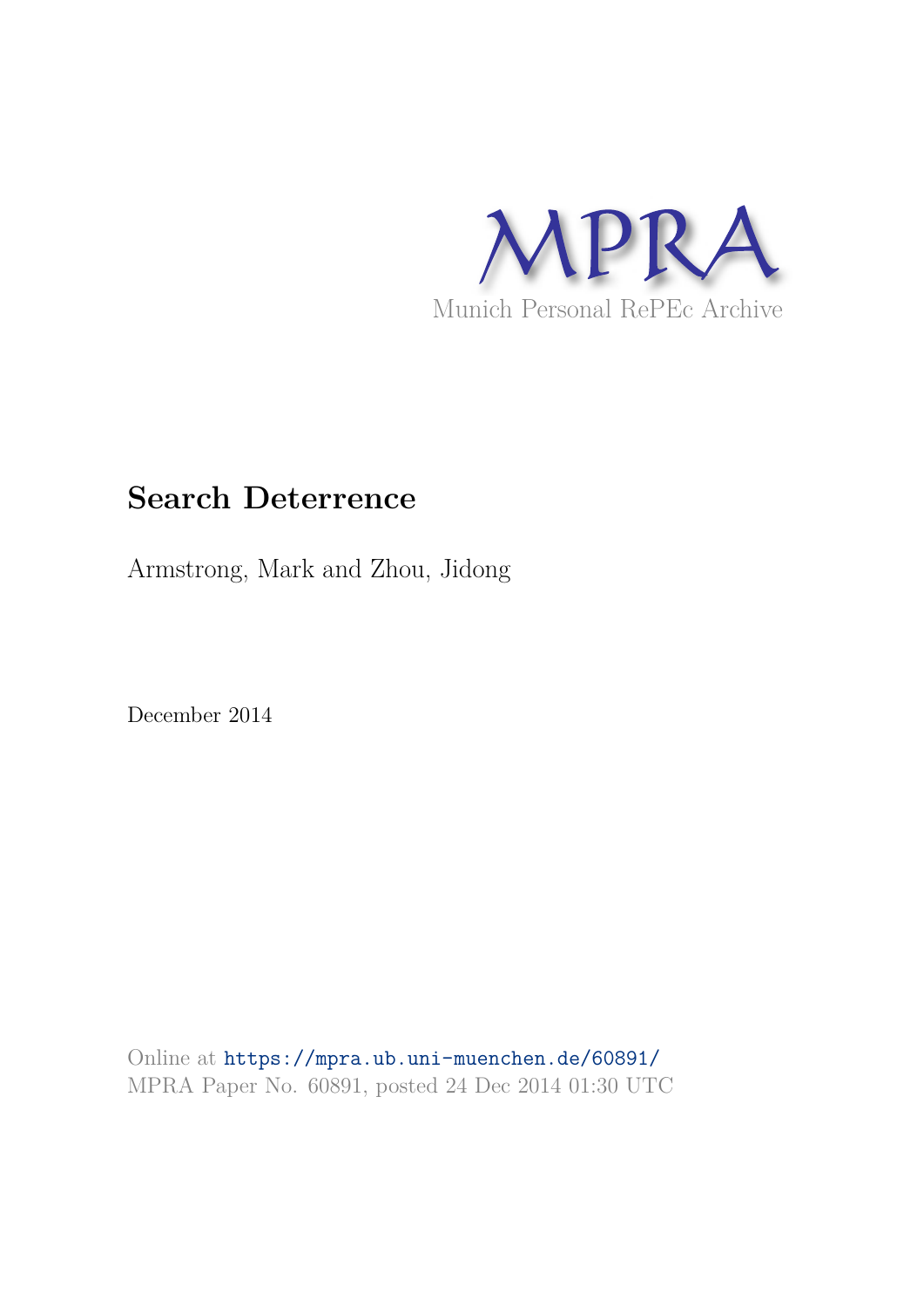MPRA

Munich Personal RePEc Archive

# Search Deterrence

Armstrong, Mark and Zhou, Jidong

December 2014

Online at https://mpra.ub.uni-muenchen.de/60891/
MPRA Paper No. 60891, posted 24 Dec 2014 01:30 UTC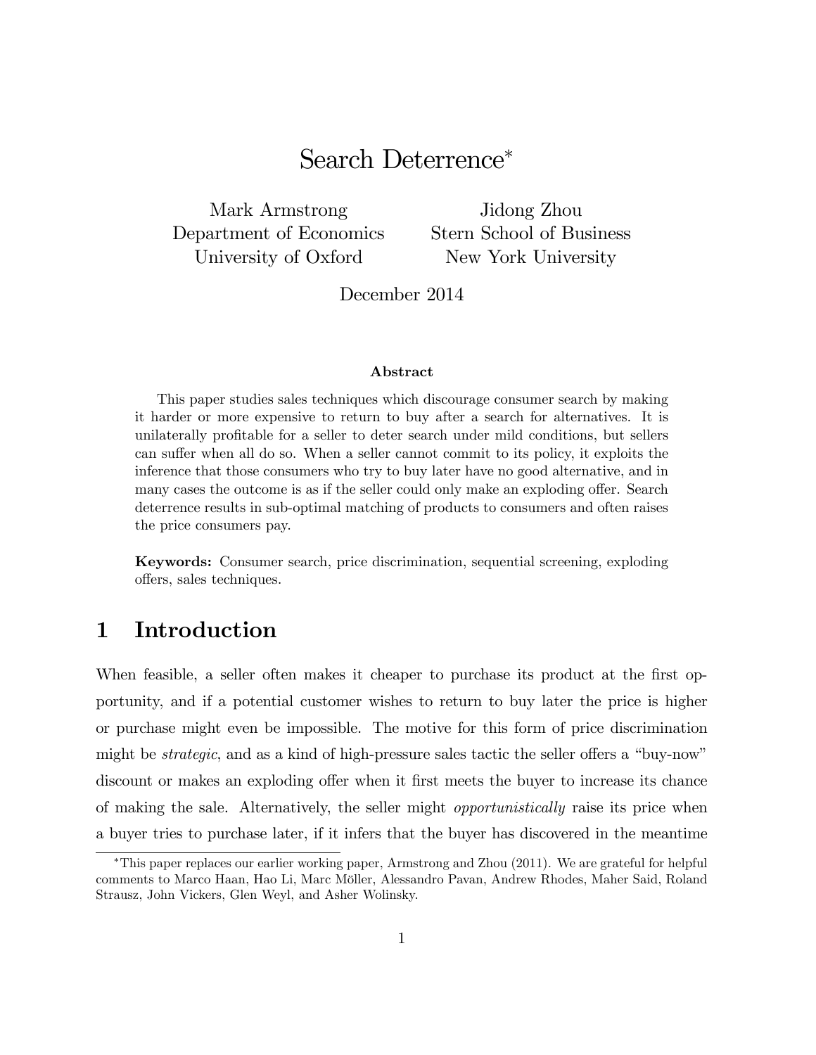# Search Deterrence*

Mark Armstrong
Department of Economics
University of Oxford

Jidong Zhou
Stern School of Business
New York University

December 2014

### Abstract

This paper studies sales techniques which discourage consumer search by making it harder or more expensive to return to buy after a search for alternatives. It is unilaterally profitable for a seller to deter search under mild conditions, but sellers can suffer when all do so. When a seller cannot commit to its policy, it exploits the inference that those consumers who try to buy later have no good alternative, and in many cases the outcome is as if the seller could only make an exploding offer. Search deterrence results in sub-optimal matching of products to consumers and often raises the price consumers pay.

**Keywords:** Consumer search, price discrimination, sequential screening, exploding offers, sales techniques.

## 1 Introduction

When feasible, a seller often makes it cheaper to purchase its product at the first opportunity, and if a potential customer wishes to return to buy later the price is higher or purchase might even be impossible. The motive for this form of price discrimination might be *strategic*, and as a kind of high-pressure sales tactic the seller offers a "buy-now" discount or makes an exploding offer when it first meets the buyer to increase its chance of making the sale. Alternatively, the seller might *opportunistically* raise its price when a buyer tries to purchase later, if it infers that the buyer has discovered in the meantime

*This paper replaces our earlier working paper, Armstrong and Zhou (2011). We are grateful for helpful comments to Marco Haan, Hao Li, Marc Möller, Alessandro Pavan, Andrew Rhodes, Maher Said, Roland Strausz, John Vickers, Glen Weyl, and Asher Wolinsky.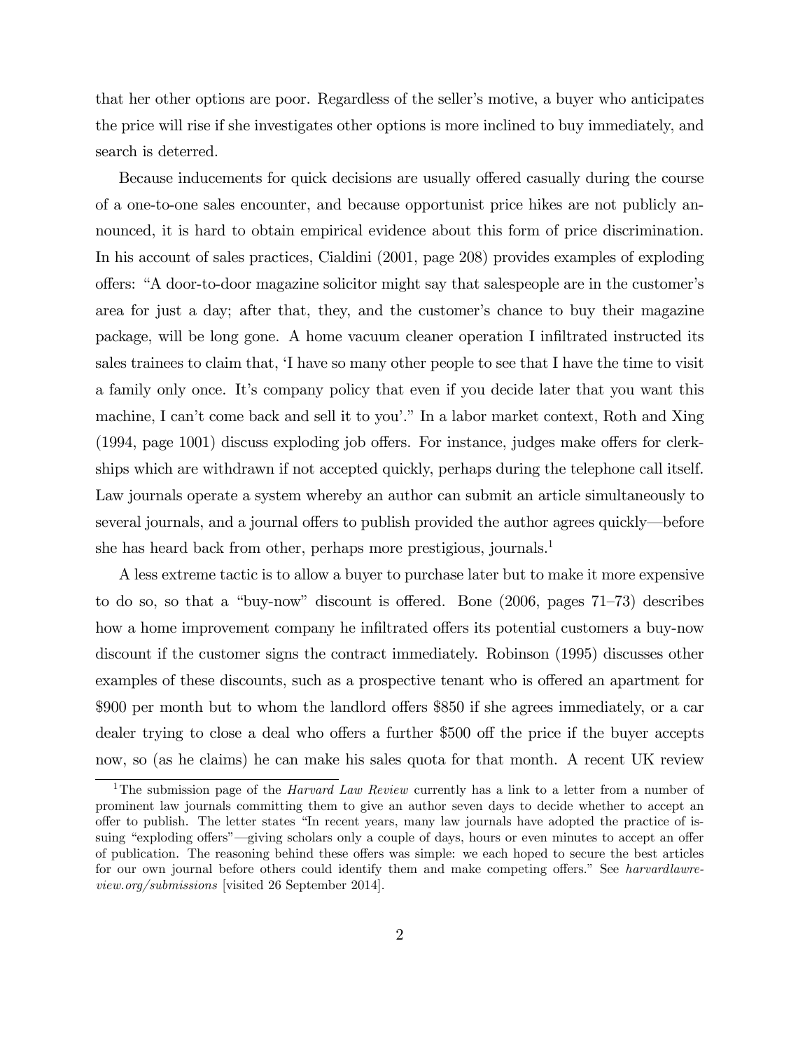that her other options are poor. Regardless of the seller's motive, a buyer who anticipates the price will rise if she investigates other options is more inclined to buy immediately, and search is deterred.

Because inducements for quick decisions are usually offered casually during the course of a one-to-one sales encounter, and because opportunist price hikes are not publicly announced, it is hard to obtain empirical evidence about this form of price discrimination. In his account of sales practices, Cialdini (2001, page 208) provides examples of exploding offers: "A door-to-door magazine solicitor might say that salespeople are in the customer's area for just a day; after that, they, and the customer's chance to buy their magazine package, will be long gone. A home vacuum cleaner operation I infiltrated instructed its sales trainees to claim that, 'I have so many other people to see that I have the time to visit a family only once. It's company policy that even if you decide later that you want this machine, I can't come back and sell it to you'." In a labor market context, Roth and Xing (1994, page 1001) discuss exploding job offers. For instance, judges make offers for clerkships which are withdrawn if not accepted quickly, perhaps during the telephone call itself. Law journals operate a system whereby an author can submit an article simultaneously to several journals, and a journal offers to publish provided the author agrees quickly—before she has heard back from other, perhaps more prestigious, journals.[1]

A less extreme tactic is to allow a buyer to purchase later but to make it more expensive to do so, so that a "buy-now" discount is offered. Bone (2006, pages 71–73) describes how a home improvement company he infiltrated offers its potential customers a buy-now discount if the customer signs the contract immediately. Robinson (1995) discusses other examples of these discounts, such as a prospective tenant who is offered an apartment for \$900 per month but to whom the landlord offers \$850 if she agrees immediately, or a car dealer trying to close a deal who offers a further \$500 off the price if the buyer accepts now, so (as he claims) he can make his sales quota for that month. A recent UK review

[1] The submission page of the *Harvard Law Review* currently has a link to a letter from a number of prominent law journals committing them to give an author seven days to decide whether to accept an offer to publish. The letter states "In recent years, many law journals have adopted the practice of issuing "exploding offers"—giving scholars only a couple of days, hours or even minutes to accept an offer of publication. The reasoning behind these offers was simple: we each hoped to secure the best articles for our own journal before others could identify them and make competing offers." See *harvardlawreview.org/submissions* [visited 26 September 2014].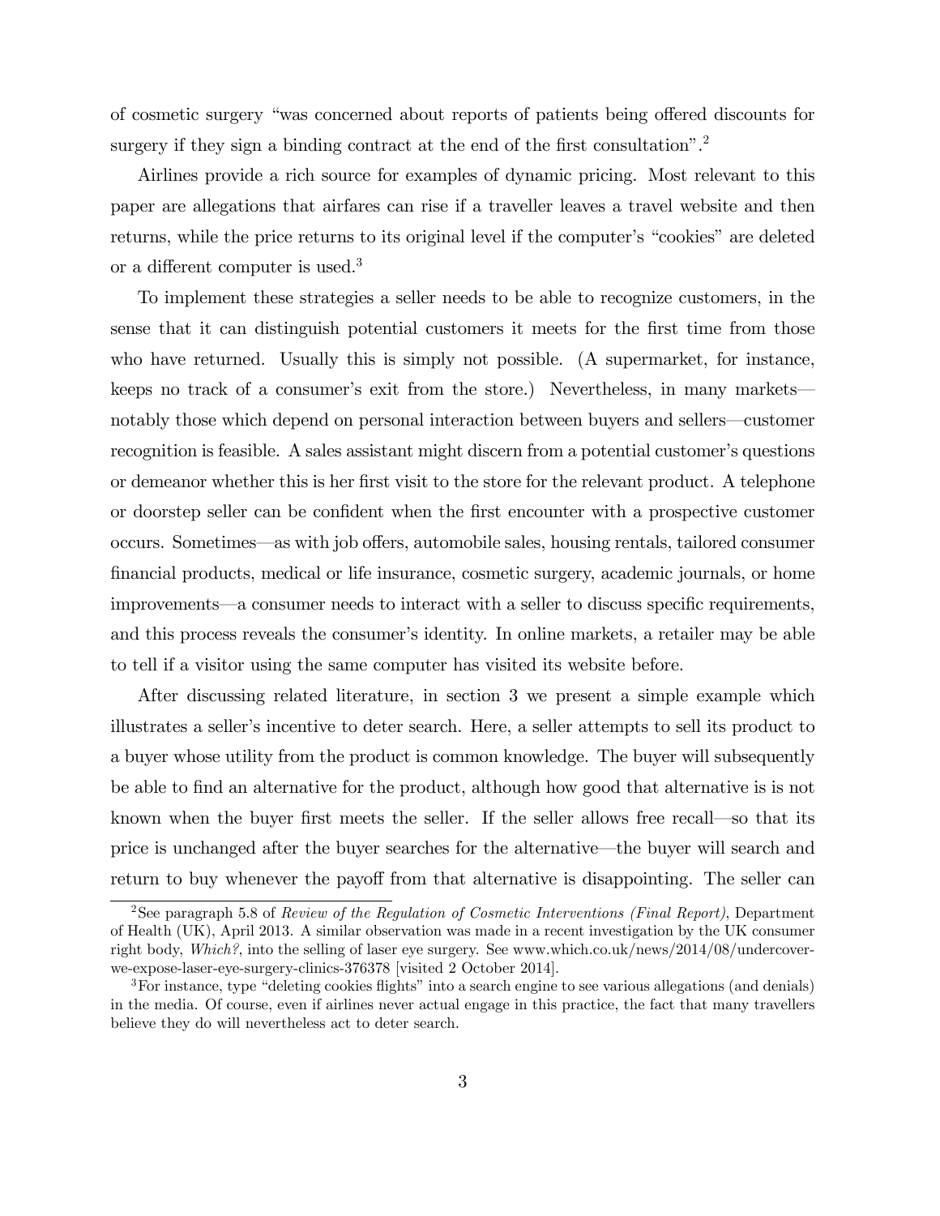of cosmetic surgery "was concerned about reports of patients being offered discounts for surgery if they sign a binding contract at the end of the first consultation".[2]

Airlines provide a rich source for examples of dynamic pricing. Most relevant to this paper are allegations that airfares can rise if a traveller leaves a travel website and then returns, while the price returns to its original level if the computer's "cookies" are deleted or a different computer is used.[3]

To implement these strategies a seller needs to be able to recognize customers, in the sense that it can distinguish potential customers it meets for the first time from those who have returned. Usually this is simply not possible. (A supermarket, for instance, keeps no track of a consumer's exit from the store.) Nevertheless, in many markets—notably those which depend on personal interaction between buyers and sellers—customer recognition is feasible. A sales assistant might discern from a potential customer's questions or demeanor whether this is her first visit to the store for the relevant product. A telephone or doorstep seller can be confident when the first encounter with a prospective customer occurs. Sometimes—as with job offers, automobile sales, housing rentals, tailored consumer financial products, medical or life insurance, cosmetic surgery, academic journals, or home improvements—a consumer needs to interact with a seller to discuss specific requirements, and this process reveals the consumer's identity. In online markets, a retailer may be able to tell if a visitor using the same computer has visited its website before.

After discussing related literature, in section 3 we present a simple example which illustrates a seller's incentive to deter search. Here, a seller attempts to sell its product to a buyer whose utility from the product is common knowledge. The buyer will subsequently be able to find an alternative for the product, although how good that alternative is is not known when the buyer first meets the seller. If the seller allows free recall—so that its price is unchanged after the buyer searches for the alternative—the buyer will search and return to buy whenever the payoff from that alternative is disappointing. The seller can

[2]See paragraph 5.8 of *Review of the Regulation of Cosmetic Interventions (Final Report)*, Department of Health (UK), April 2013. A similar observation was made in a recent investigation by the UK consumer right body, *Which?*, into the selling of laser eye surgery. See www.which.co.uk/news/2014/08/undercover-we-expose-laser-eye-surgery-clinics-376378 [visited 2 October 2014].

[3]For instance, type "deleting cookies flights" into a search engine to see various allegations (and denials) in the media. Of course, even if airlines never actual engage in this practice, the fact that many travellers believe they do will nevertheless act to deter search.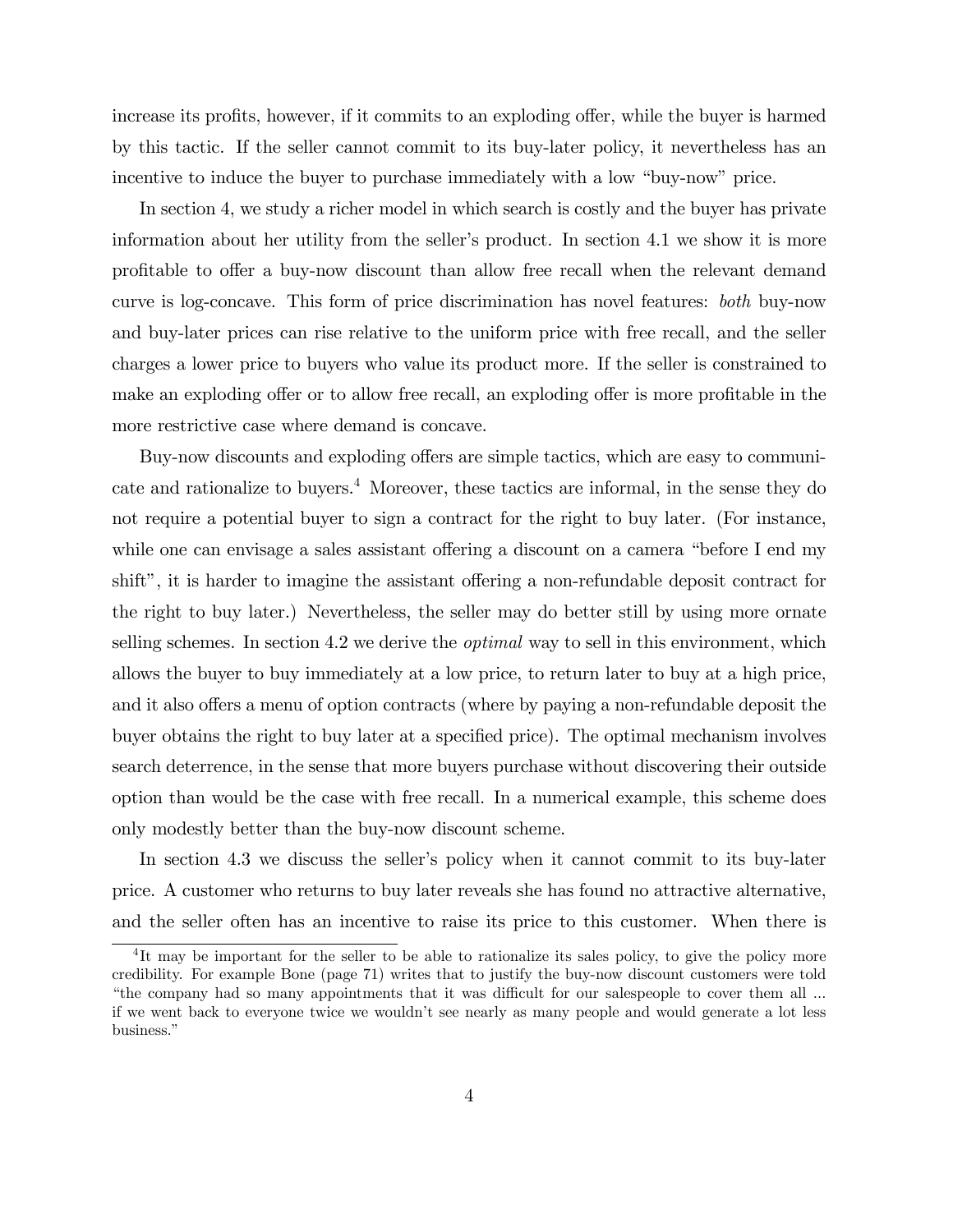increase its profits, however, if it commits to an exploding offer, while the buyer is harmed by this tactic. If the seller cannot commit to its buy-later policy, it nevertheless has an incentive to induce the buyer to purchase immediately with a low "buy-now" price.

In section 4, we study a richer model in which search is costly and the buyer has private information about her utility from the seller's product. In section 4.1 we show it is more profitable to offer a buy-now discount than allow free recall when the relevant demand curve is log-concave. This form of price discrimination has novel features: *both* buy-now and buy-later prices can rise relative to the uniform price with free recall, and the seller charges a lower price to buyers who value its product more. If the seller is constrained to make an exploding offer or to allow free recall, an exploding offer is more profitable in the more restrictive case where demand is concave.

Buy-now discounts and exploding offers are simple tactics, which are easy to communicate and rationalize to buyers.[4] Moreover, these tactics are informal, in the sense they do not require a potential buyer to sign a contract for the right to buy later. (For instance, while one can envisage a sales assistant offering a discount on a camera "before I end my shift", it is harder to imagine the assistant offering a non-refundable deposit contract for the right to buy later.) Nevertheless, the seller may do better still by using more ornate selling schemes. In section 4.2 we derive the *optimal* way to sell in this environment, which allows the buyer to buy immediately at a low price, to return later to buy at a high price, and it also offers a menu of option contracts (where by paying a non-refundable deposit the buyer obtains the right to buy later at a specified price). The optimal mechanism involves search deterrence, in the sense that more buyers purchase without discovering their outside option than would be the case with free recall. In a numerical example, this scheme does only modestly better than the buy-now discount scheme.

In section 4.3 we discuss the seller's policy when it cannot commit to its buy-later price. A customer who returns to buy later reveals she has found no attractive alternative, and the seller often has an incentive to raise its price to this customer. When there is

[4] It may be important for the seller to be able to rationalize its sales policy, to give the policy more credibility. For example Bone (page 71) writes that to justify the buy-now discount customers were told "the company had so many appointments that it was difficult for our salespeople to cover them all ... if we went back to everyone twice we wouldn't see nearly as many people and would generate a lot less business."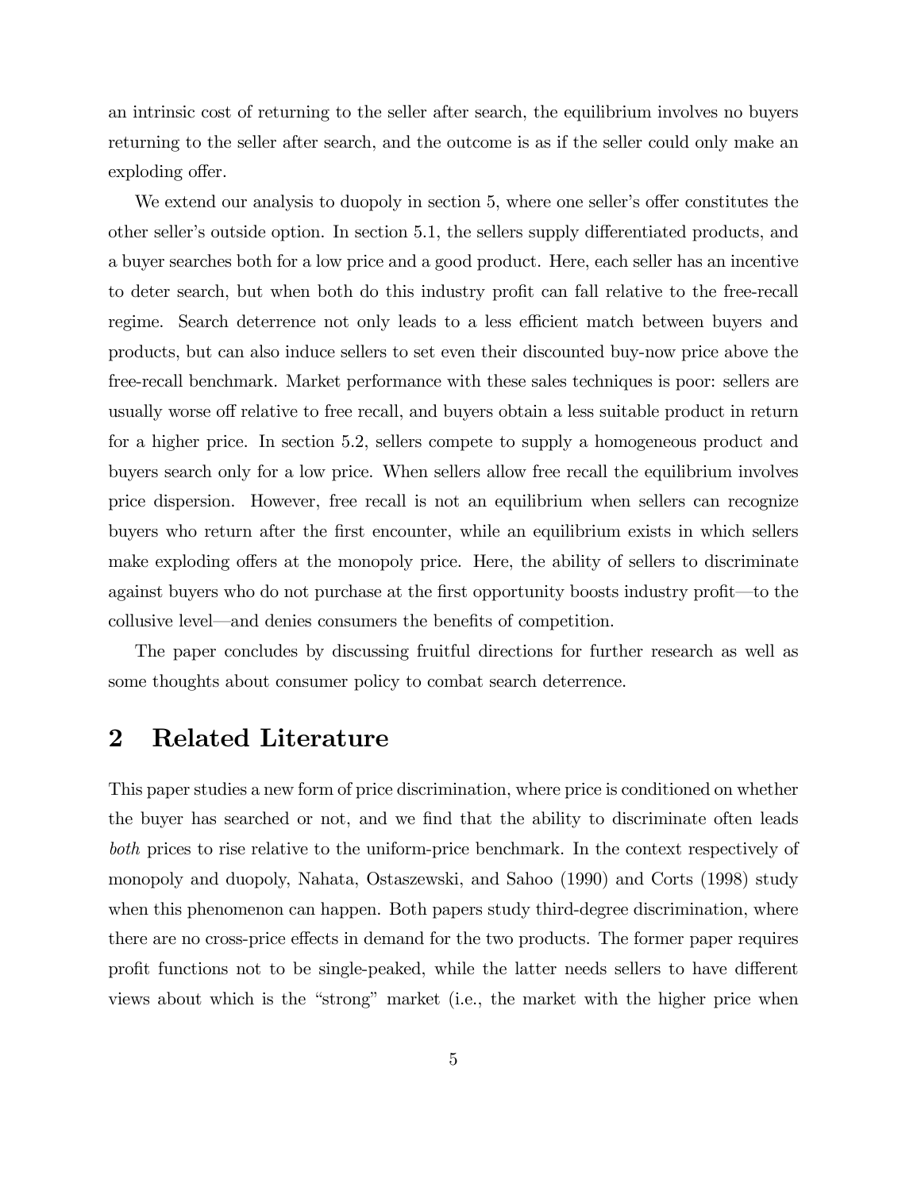an intrinsic cost of returning to the seller after search, the equilibrium involves no buyers returning to the seller after search, and the outcome is as if the seller could only make an exploding offer.

We extend our analysis to duopoly in section 5, where one seller's offer constitutes the other seller's outside option. In section 5.1, the sellers supply differentiated products, and a buyer searches both for a low price and a good product. Here, each seller has an incentive to deter search, but when both do this industry profit can fall relative to the free-recall regime. Search deterrence not only leads to a less efficient match between buyers and products, but can also induce sellers to set even their discounted buy-now price above the free-recall benchmark. Market performance with these sales techniques is poor: sellers are usually worse off relative to free recall, and buyers obtain a less suitable product in return for a higher price. In section 5.2, sellers compete to supply a homogeneous product and buyers search only for a low price. When sellers allow free recall the equilibrium involves price dispersion. However, free recall is not an equilibrium when sellers can recognize buyers who return after the first encounter, while an equilibrium exists in which sellers make exploding offers at the monopoly price. Here, the ability of sellers to discriminate against buyers who do not purchase at the first opportunity boosts industry profit—to the collusive level—and denies consumers the benefits of competition.

The paper concludes by discussing fruitful directions for further research as well as some thoughts about consumer policy to combat search deterrence.

## 2 Related Literature

This paper studies a new form of price discrimination, where price is conditioned on whether the buyer has searched or not, and we find that the ability to discriminate often leads *both* prices to rise relative to the uniform-price benchmark. In the context respectively of monopoly and duopoly, Nahata, Ostaszewski, and Sahoo (1990) and Corts (1998) study when this phenomenon can happen. Both papers study third-degree discrimination, where there are no cross-price effects in demand for the two products. The former paper requires profit functions not to be single-peaked, while the latter needs sellers to have different views about which is the "strong" market (i.e., the market with the higher price when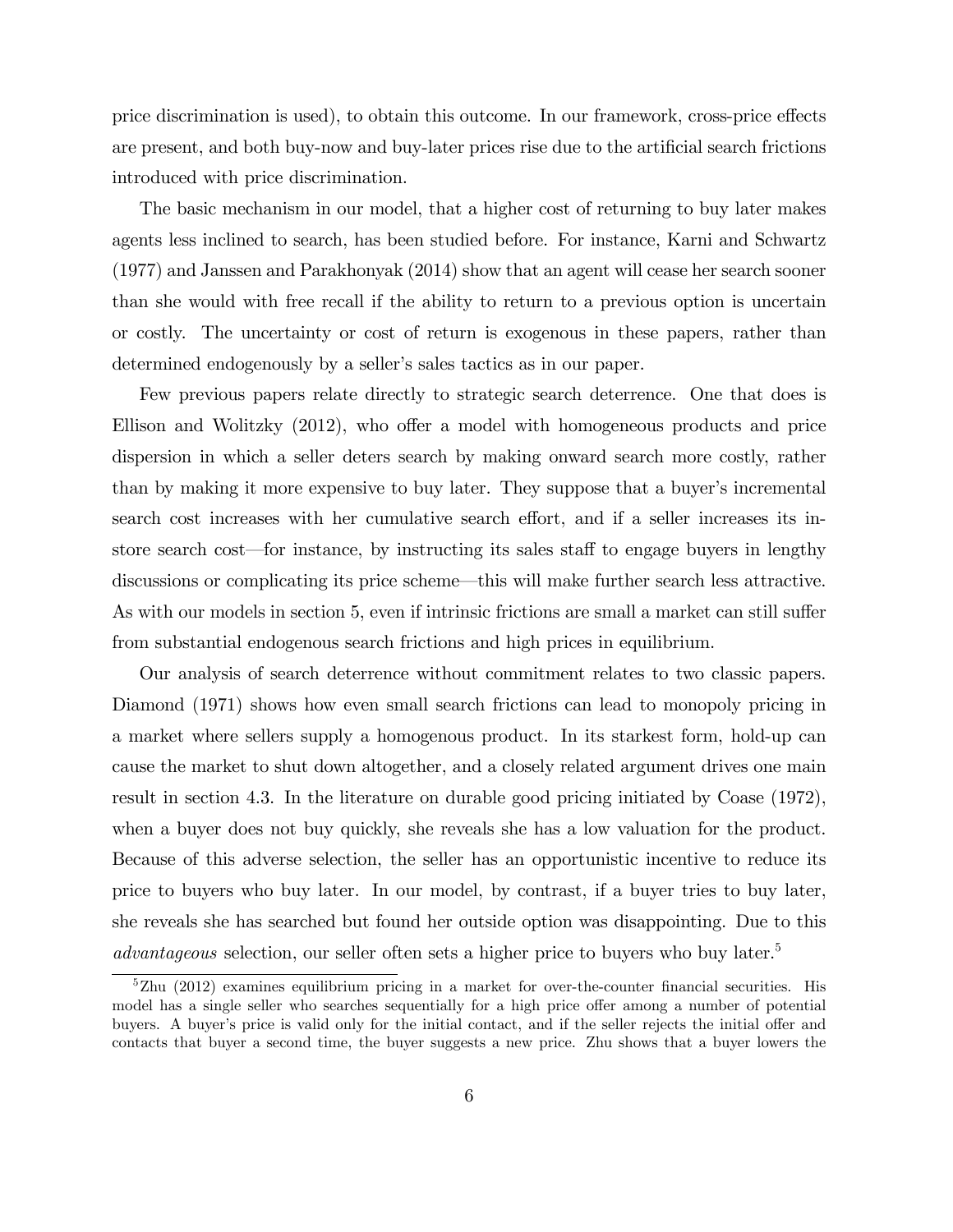price discrimination is used), to obtain this outcome. In our framework, cross-price effects are present, and both buy-now and buy-later prices rise due to the artificial search frictions introduced with price discrimination.

The basic mechanism in our model, that a higher cost of returning to buy later makes agents less inclined to search, has been studied before. For instance, Karni and Schwartz (1977) and Janssen and Parakhonyak (2014) show that an agent will cease her search sooner than she would with free recall if the ability to return to a previous option is uncertain or costly. The uncertainty or cost of return is exogenous in these papers, rather than determined endogenously by a seller's sales tactics as in our paper.

Few previous papers relate directly to strategic search deterrence. One that does is Ellison and Wolitzky (2012), who offer a model with homogeneous products and price dispersion in which a seller deters search by making onward search more costly, rather than by making it more expensive to buy later. They suppose that a buyer's incremental search cost increases with her cumulative search effort, and if a seller increases its in-store search cost—for instance, by instructing its sales staff to engage buyers in lengthy discussions or complicating its price scheme—this will make further search less attractive. As with our models in section 5, even if intrinsic frictions are small a market can still suffer from substantial endogenous search frictions and high prices in equilibrium.

Our analysis of search deterrence without commitment relates to two classic papers. Diamond (1971) shows how even small search frictions can lead to monopoly pricing in a market where sellers supply a homogenous product. In its starkest form, hold-up can cause the market to shut down altogether, and a closely related argument drives one main result in section 4.3. In the literature on durable good pricing initiated by Coase (1972), when a buyer does not buy quickly, she reveals she has a low valuation for the product. Because of this adverse selection, the seller has an opportunistic incentive to reduce its price to buyers who buy later. In our model, by contrast, if a buyer tries to buy later, she reveals she has searched but found her outside option was disappointing. Due to this *advantageous* selection, our seller often sets a higher price to buyers who buy later.[5]

[5] Zhu (2012) examines equilibrium pricing in a market for over-the-counter financial securities. His model has a single seller who searches sequentially for a high price offer among a number of potential buyers. A buyer's price is valid only for the initial contact, and if the seller rejects the initial offer and contacts that buyer a second time, the buyer suggests a new price. Zhu shows that a buyer lowers the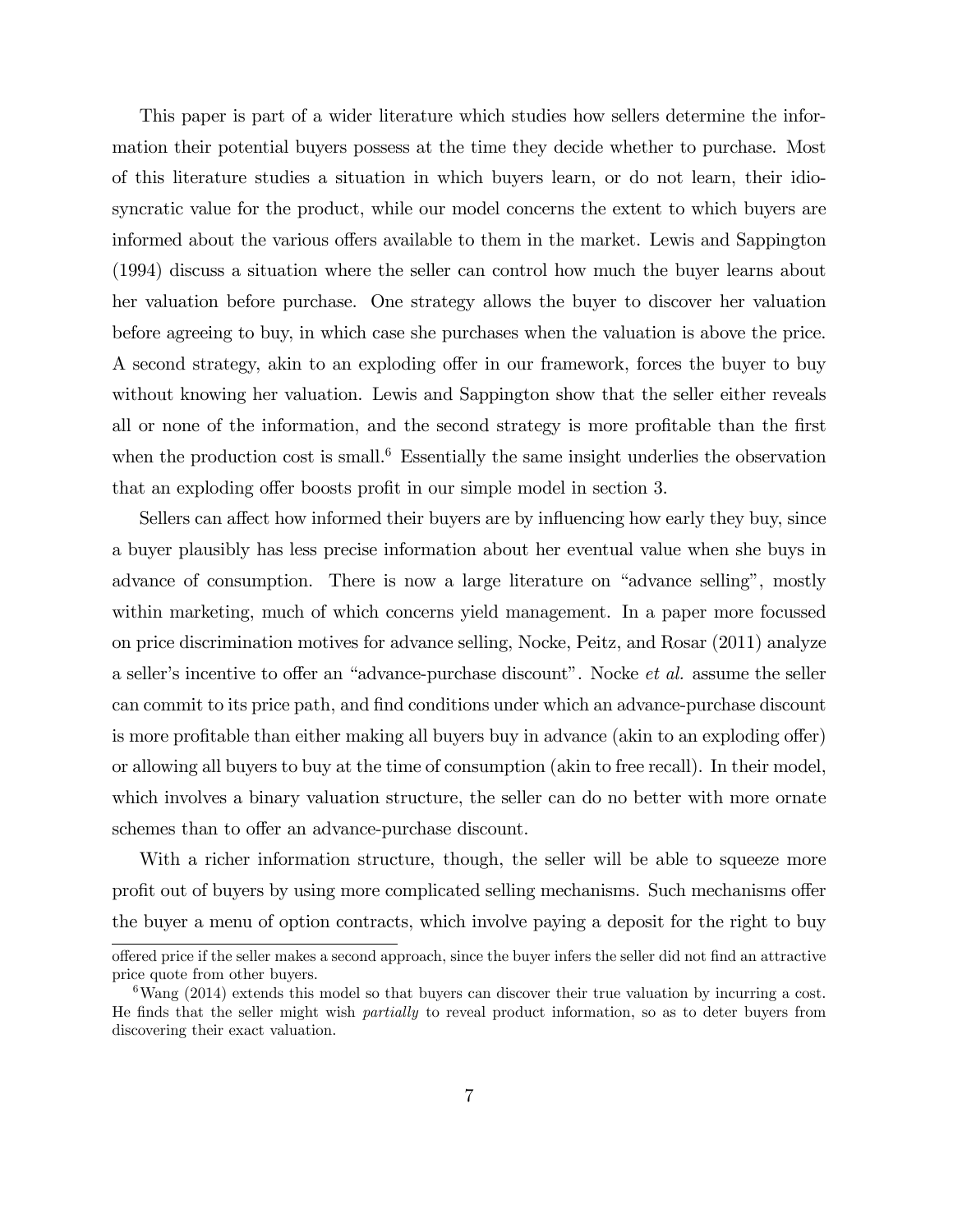This paper is part of a wider literature which studies how sellers determine the information their potential buyers possess at the time they decide whether to purchase. Most of this literature studies a situation in which buyers learn, or do not learn, their idiosyncratic value for the product, while our model concerns the extent to which buyers are informed about the various offers available to them in the market. Lewis and Sappington (1994) discuss a situation where the seller can control how much the buyer learns about her valuation before purchase. One strategy allows the buyer to discover her valuation before agreeing to buy, in which case she purchases when the valuation is above the price. A second strategy, akin to an exploding offer in our framework, forces the buyer to buy without knowing her valuation. Lewis and Sappington show that the seller either reveals all or none of the information, and the second strategy is more profitable than the first when the production cost is small.[6] Essentially the same insight underlies the observation that an exploding offer boosts profit in our simple model in section 3.

Sellers can affect how informed their buyers are by influencing how early they buy, since a buyer plausibly has less precise information about her eventual value when she buys in advance of consumption. There is now a large literature on "advance selling", mostly within marketing, much of which concerns yield management. In a paper more focussed on price discrimination motives for advance selling, Nocke, Peitz, and Rosar (2011) analyze a seller's incentive to offer an "advance-purchase discount". Nocke *et al.* assume the seller can commit to its price path, and find conditions under which an advance-purchase discount is more profitable than either making all buyers buy in advance (akin to an exploding offer) or allowing all buyers to buy at the time of consumption (akin to free recall). In their model, which involves a binary valuation structure, the seller can do no better with more ornate schemes than to offer an advance-purchase discount.

With a richer information structure, though, the seller will be able to squeeze more profit out of buyers by using more complicated selling mechanisms. Such mechanisms offer the buyer a menu of option contracts, which involve paying a deposit for the right to buy

offered price if the seller makes a second approach, since the buyer infers the seller did not find an attractive price quote from other buyers.

[6] Wang (2014) extends this model so that buyers can discover their true valuation by incurring a cost. He finds that the seller might wish *partially* to reveal product information, so as to deter buyers from discovering their exact valuation.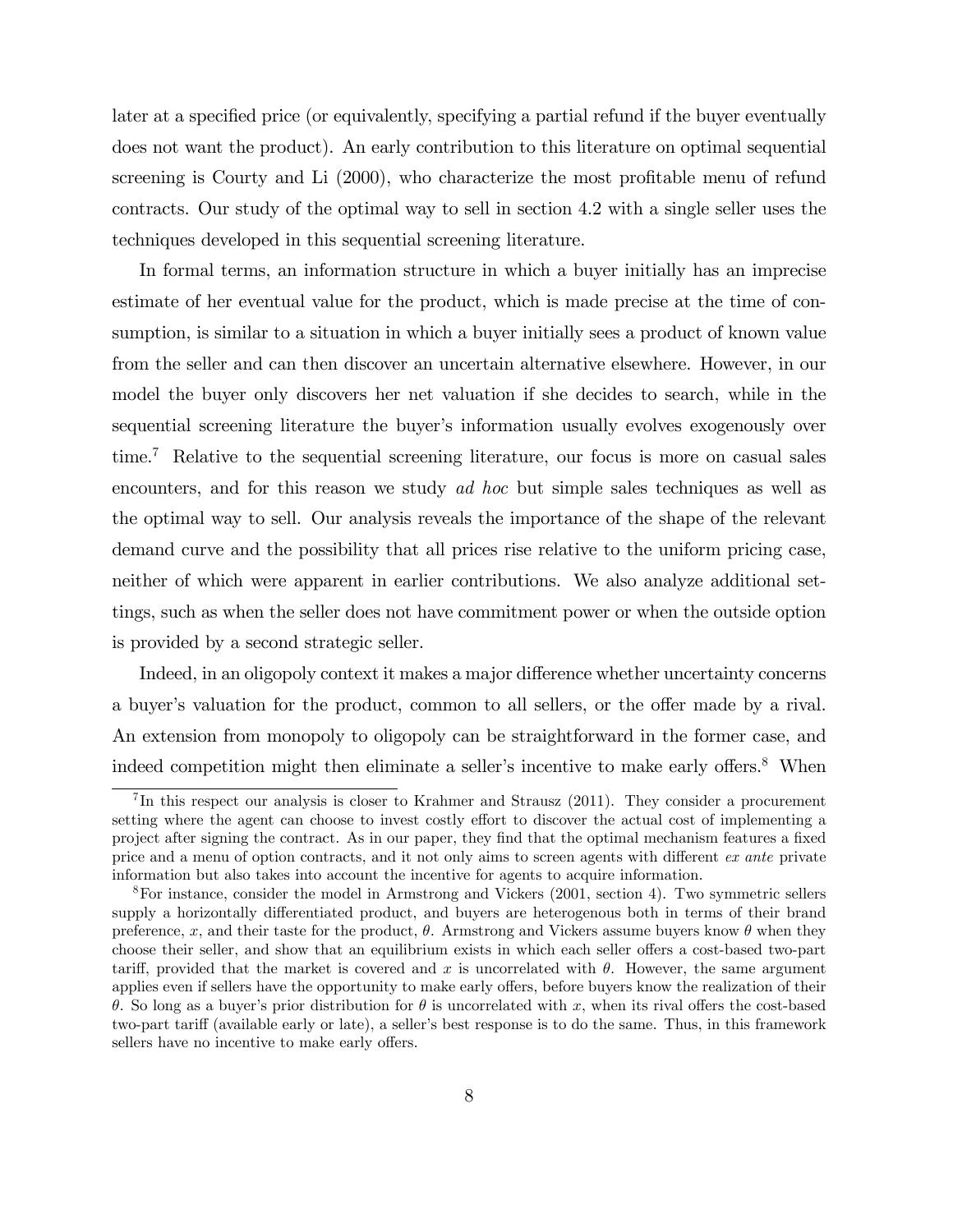later at a specified price (or equivalently, specifying a partial refund if the buyer eventually does not want the product). An early contribution to this literature on optimal sequential screening is Courty and Li (2000), who characterize the most profitable menu of refund contracts. Our study of the optimal way to sell in section 4.2 with a single seller uses the techniques developed in this sequential screening literature.

In formal terms, an information structure in which a buyer initially has an imprecise estimate of her eventual value for the product, which is made precise at the time of consumption, is similar to a situation in which a buyer initially sees a product of known value from the seller and can then discover an uncertain alternative elsewhere. However, in our model the buyer only discovers her net valuation if she decides to search, while in the sequential screening literature the buyer's information usually evolves exogenously over time.[7] Relative to the sequential screening literature, our focus is more on casual sales encounters, and for this reason we study *ad hoc* but simple sales techniques as well as the optimal way to sell. Our analysis reveals the importance of the shape of the relevant demand curve and the possibility that all prices rise relative to the uniform pricing case, neither of which were apparent in earlier contributions. We also analyze additional settings, such as when the seller does not have commitment power or when the outside option is provided by a second strategic seller.

Indeed, in an oligopoly context it makes a major difference whether uncertainty concerns a buyer's valuation for the product, common to all sellers, or the offer made by a rival. An extension from monopoly to oligopoly can be straightforward in the former case, and indeed competition might then eliminate a seller's incentive to make early offers.[8] When

[7] In this respect our analysis is closer to Krahmer and Strausz (2011). They consider a procurement setting where the agent can choose to invest costly effort to discover the actual cost of implementing a project after signing the contract. As in our paper, they find that the optimal mechanism features a fixed price and a menu of option contracts, and it not only aims to screen agents with different *ex ante* private information but also takes into account the incentive for agents to acquire information.

[8] For instance, consider the model in Armstrong and Vickers (2001, section 4). Two symmetric sellers supply a horizontally differentiated product, and buyers are heterogenous both in terms of their brand preference, $x$, and their taste for the product, $\theta$. Armstrong and Vickers assume buyers know $\theta$ when they choose their seller, and show that an equilibrium exists in which each seller offers a cost-based two-part tariff, provided that the market is covered and $x$ is uncorrelated with $\theta$. However, the same argument applies even if sellers have the opportunity to make early offers, before buyers know the realization of their $\theta$. So long as a buyer's prior distribution for $\theta$ is uncorrelated with $x$, when its rival offers the cost-based two-part tariff (available early or late), a seller's best response is to do the same. Thus, in this framework sellers have no incentive to make early offers.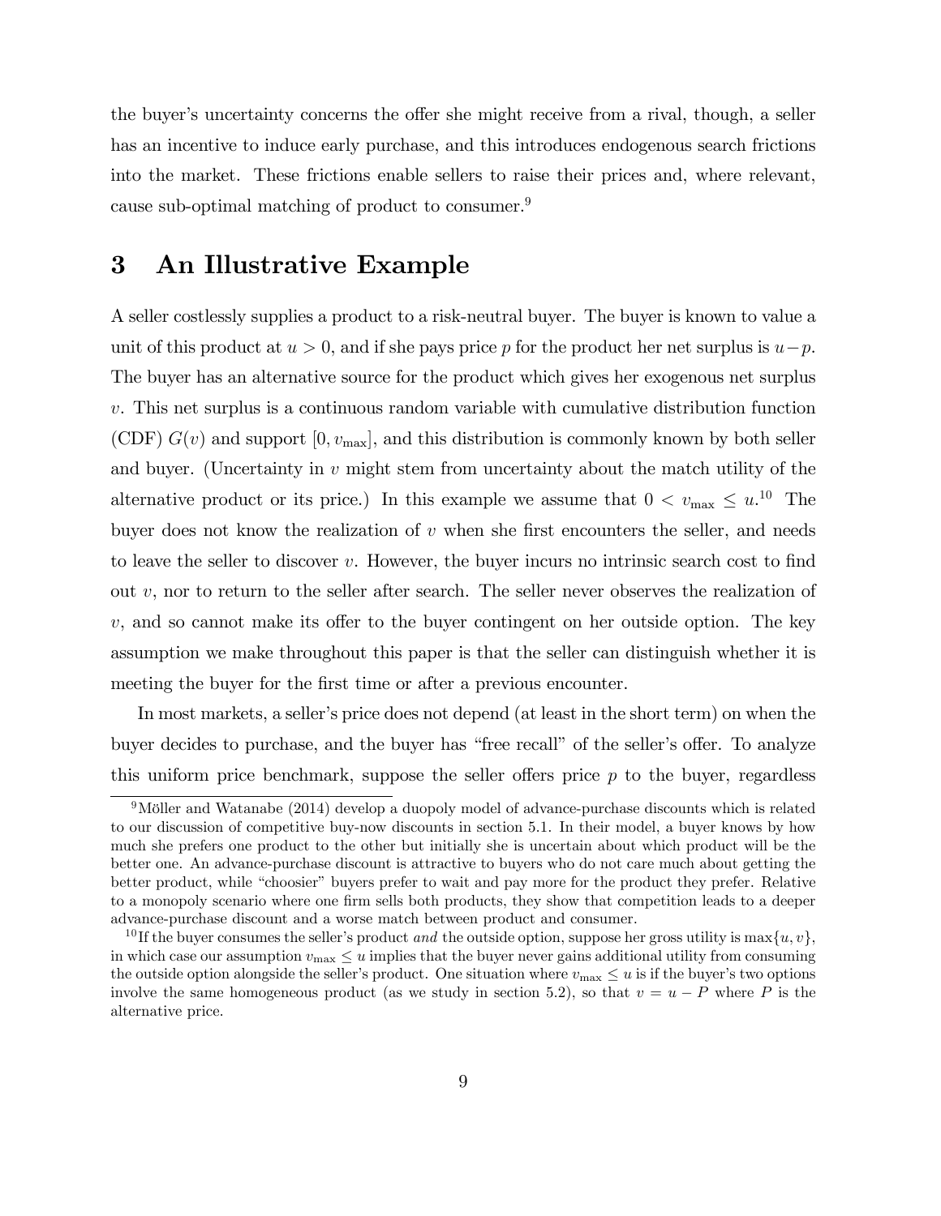the buyer's uncertainty concerns the offer she might receive from a rival, though, a seller has an incentive to induce early purchase, and this introduces endogenous search frictions into the market. These frictions enable sellers to raise their prices and, where relevant, cause sub-optimal matching of product to consumer.[9]

# 3 An Illustrative Example

A seller costlessly supplies a product to a risk-neutral buyer. The buyer is known to value a unit of this product at $u > 0$, and if she pays price $p$ for the product her net surplus is $u - p$. The buyer has an alternative source for the product which gives her exogenous net surplus $v$. This net surplus is a continuous random variable with cumulative distribution function (CDF) $G(v)$ and support $[0, v_{\max}]$, and this distribution is commonly known by both seller and buyer. (Uncertainty in $v$ might stem from uncertainty about the match utility of the alternative product or its price.) In this example we assume that $0 < v_{\max} \leq u$.[10] The buyer does not know the realization of $v$ when she first encounters the seller, and needs to leave the seller to discover $v$. However, the buyer incurs no intrinsic search cost to find out $v$, nor to return to the seller after search. The seller never observes the realization of $v$, and so cannot make its offer to the buyer contingent on her outside option. The key assumption we make throughout this paper is that the seller can distinguish whether it is meeting the buyer for the first time or after a previous encounter.

In most markets, a seller's price does not depend (at least in the short term) on when the buyer decides to purchase, and the buyer has "free recall" of the seller's offer. To analyze this uniform price benchmark, suppose the seller offers price $p$ to the buyer, regardless

---

[9] Möller and Watanabe (2014) develop a duopoly model of advance-purchase discounts which is related to our discussion of competitive buy-now discounts in section 5.1. In their model, a buyer knows by how much she prefers one product to the other but initially she is uncertain about which product will be the better one. An advance-purchase discount is attractive to buyers who do not care much about getting the better product, while "choosier" buyers prefer to wait and pay more for the product they prefer. Relative to a monopoly scenario where one firm sells both products, they show that competition leads to a deeper advance-purchase discount and a worse match between product and consumer.

[10] If the buyer consumes the seller's product *and* the outside option, suppose her gross utility is $\max\{u, v\}$, in which case our assumption $v_{\max} \leq u$ implies that the buyer never gains additional utility from consuming the outside option alongside the seller's product. One situation where $v_{\max} \leq u$ is if the buyer's two options involve the same homogeneous product (as we study in section 5.2), so that $v = u - P$ where $P$ is the alternative price.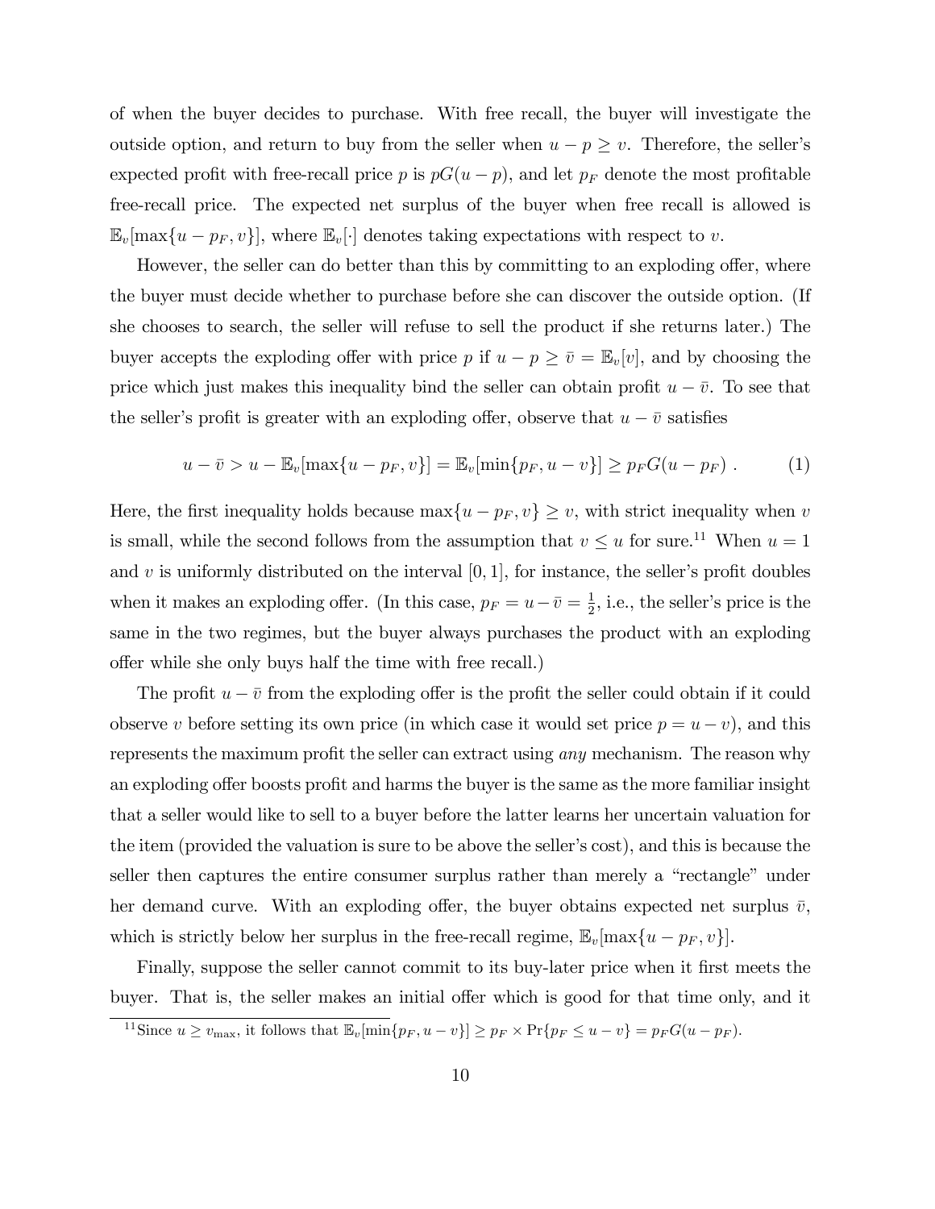of when the buyer decides to purchase. With free recall, the buyer will investigate the outside option, and return to buy from the seller when $u - p \geq v$. Therefore, the seller's expected profit with free-recall price $p$ is $pG(u - p)$, and let $p_F$ denote the most profitable free-recall price. The expected net surplus of the buyer when free recall is allowed is $\mathbb{E}_v[\max\{u - p_F, v\}]$, where $\mathbb{E}_v[\cdot]$ denotes taking expectations with respect to $v$.

However, the seller can do better than this by committing to an exploding offer, where the buyer must decide whether to purchase before she can discover the outside option. (If she chooses to search, the seller will refuse to sell the product if she returns later.) The buyer accepts the exploding offer with price $p$ if $u - p \geq \bar{v} = \mathbb{E}_v[v]$, and by choosing the price which just makes this inequality bind the seller can obtain profit $u - \bar{v}$. To see that the seller's profit is greater with an exploding offer, observe that $u - \bar{v}$ satisfies

$$u - \bar{v} > u - \mathbb{E}_v[\max\{u - p_F, v\}] = \mathbb{E}_v[\min\{p_F, u - v\}] \geq p_F G(u - p_F) \ . \tag{1}$$

Here, the first inequality holds because $\max\{u - p_F, v\} \geq v$, with strict inequality when $v$ is small, while the second follows from the assumption that $v \leq u$ for sure.[11] When $u = 1$ and $v$ is uniformly distributed on the interval $[0, 1]$, for instance, the seller's profit doubles when it makes an exploding offer. (In this case, $p_F = u - \bar{v} = \frac{1}{2}$, i.e., the seller's price is the same in the two regimes, but the buyer always purchases the product with an exploding offer while she only buys half the time with free recall.)

The profit $u - \bar{v}$ from the exploding offer is the profit the seller could obtain if it could observe $v$ before setting its own price (in which case it would set price $p = u - v$), and this represents the maximum profit the seller can extract using *any* mechanism. The reason why an exploding offer boosts profit and harms the buyer is the same as the more familiar insight that a seller would like to sell to a buyer before the latter learns her uncertain valuation for the item (provided the valuation is sure to be above the seller's cost), and this is because the seller then captures the entire consumer surplus rather than merely a "rectangle" under her demand curve. With an exploding offer, the buyer obtains expected net surplus $\bar{v}$, which is strictly below her surplus in the free-recall regime, $\mathbb{E}_v[\max\{u - p_F, v\}]$.

Finally, suppose the seller cannot commit to its buy-later price when it first meets the buyer. That is, the seller makes an initial offer which is good for that time only, and it

[11] Since $u \geq v_{\max}$, it follows that $\mathbb{E}_v[\min\{p_F, u - v\}] \geq p_F \times \Pr\{p_F \leq u - v\} = p_F G(u - p_F)$.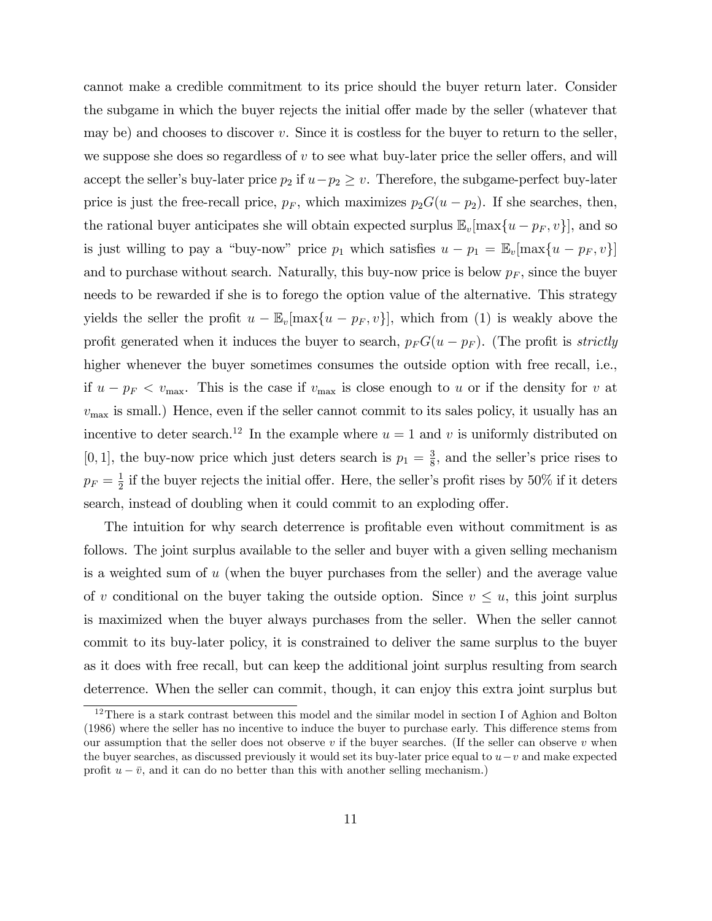cannot make a credible commitment to its price should the buyer return later. Consider the subgame in which the buyer rejects the initial offer made by the seller (whatever that may be) and chooses to discover $v$. Since it is costless for the buyer to return to the seller, we suppose she does so regardless of $v$ to see what buy-later price the seller offers, and will accept the seller's buy-later price $p_2$ if $u - p_2 \geq v$. Therefore, the subgame-perfect buy-later price is just the free-recall price, $p_F$, which maximizes $p_2 G(u - p_2)$. If she searches, then, the rational buyer anticipates she will obtain expected surplus $\mathbb{E}_v[\max\{u - p_F, v\}]$, and so is just willing to pay a "buy-now" price $p_1$ which satisfies $u - p_1 = \mathbb{E}_v[\max\{u - p_F, v\}]$ and to purchase without search. Naturally, this buy-now price is below $p_F$, since the buyer needs to be rewarded if she is to forego the option value of the alternative. This strategy yields the seller the profit $u - \mathbb{E}_v[\max\{u - p_F, v\}]$, which from (1) is weakly above the profit generated when it induces the buyer to search, $p_F G(u - p_F)$. (The profit is *strictly* higher whenever the buyer sometimes consumes the outside option with free recall, i.e., if $u - p_F < v_{\max}$. This is the case if $v_{\max}$ is close enough to $u$ or if the density for $v$ at $v_{\max}$ is small.) Hence, even if the seller cannot commit to its sales policy, it usually has an incentive to deter search.[12] In the example where $u = 1$ and $v$ is uniformly distributed on $[0, 1]$, the buy-now price which just deters search is $p_1 = \frac{3}{8}$, and the seller's price rises to $p_F = \frac{1}{2}$ if the buyer rejects the initial offer. Here, the seller's profit rises by 50% if it deters search, instead of doubling when it could commit to an exploding offer.

The intuition for why search deterrence is profitable even without commitment is as follows. The joint surplus available to the seller and buyer with a given selling mechanism is a weighted sum of $u$ (when the buyer purchases from the seller) and the average value of $v$ conditional on the buyer taking the outside option. Since $v \leq u$, this joint surplus is maximized when the buyer always purchases from the seller. When the seller cannot commit to its buy-later policy, it is constrained to deliver the same surplus to the buyer as it does with free recall, but can keep the additional joint surplus resulting from search deterrence. When the seller can commit, though, it can enjoy this extra joint surplus but

[12] There is a stark contrast between this model and the similar model in section I of Aghion and Bolton (1986) where the seller has no incentive to induce the buyer to purchase early. This difference stems from our assumption that the seller does not observe $v$ if the buyer searches. (If the seller can observe $v$ when the buyer searches, as discussed previously it would set its buy-later price equal to $u - v$ and make expected profit $u - \bar{v}$, and it can do no better than this with another selling mechanism.)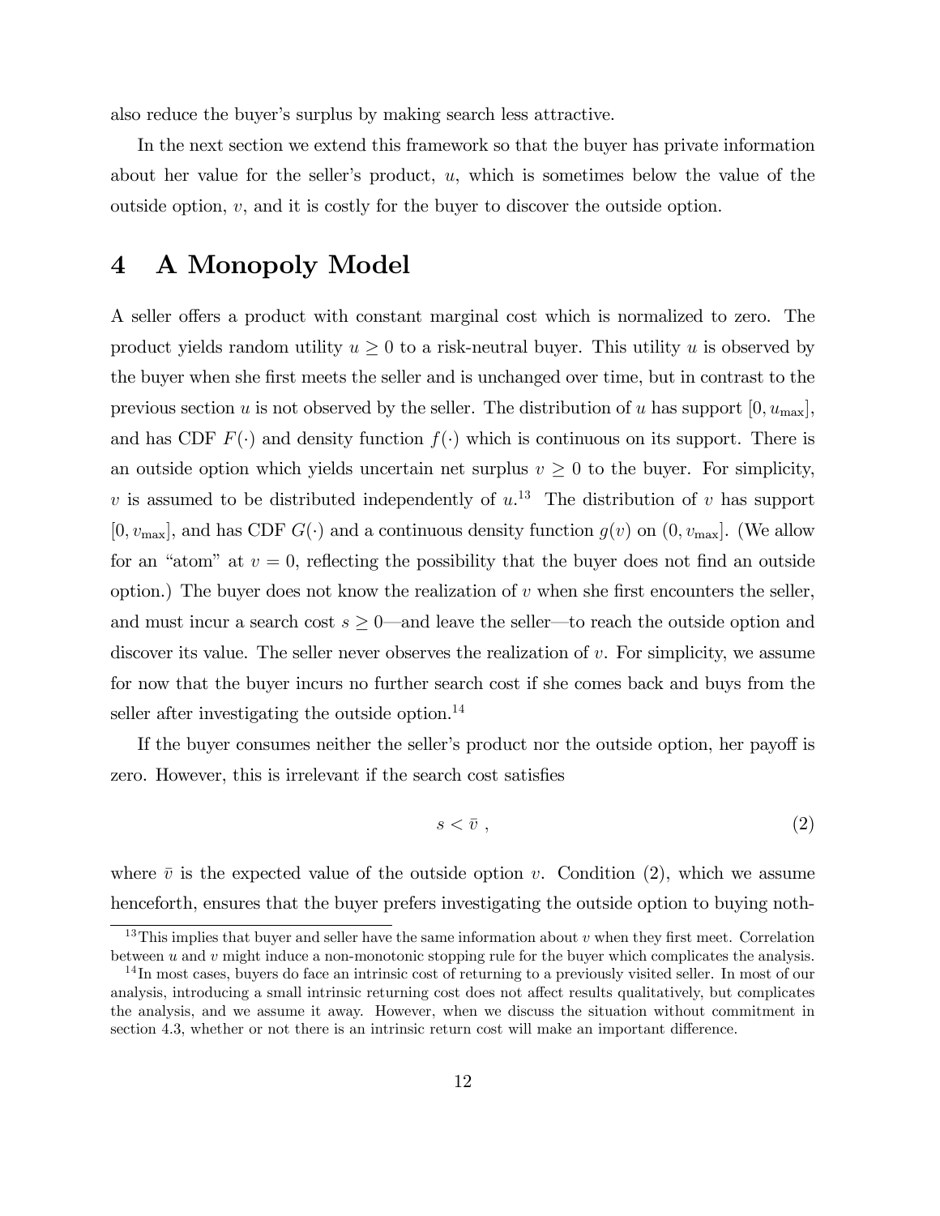also reduce the buyer's surplus by making search less attractive.

In the next section we extend this framework so that the buyer has private information about her value for the seller's product, $u$, which is sometimes below the value of the outside option, $v$, and it is costly for the buyer to discover the outside option.

# 4 A Monopoly Model

A seller offers a product with constant marginal cost which is normalized to zero. The product yields random utility $u \geq 0$ to a risk-neutral buyer. This utility $u$ is observed by the buyer when she first meets the seller and is unchanged over time, but in contrast to the previous section $u$ is not observed by the seller. The distribution of $u$ has support $[0, u_{\max}]$, and has CDF $F(\cdot)$ and density function $f(\cdot)$ which is continuous on its support. There is an outside option which yields uncertain net surplus $v \geq 0$ to the buyer. For simplicity, $v$ is assumed to be distributed independently of $u$.[13] The distribution of $v$ has support $[0, v_{\max}]$, and has CDF $G(\cdot)$ and a continuous density function $g(v)$ on $(0, v_{\max}]$. (We allow for an "atom" at $v = 0$, reflecting the possibility that the buyer does not find an outside option.) The buyer does not know the realization of $v$ when she first encounters the seller, and must incur a search cost $s \geq 0$—and leave the seller—to reach the outside option and discover its value. The seller never observes the realization of $v$. For simplicity, we assume for now that the buyer incurs no further search cost if she comes back and buys from the seller after investigating the outside option.[14]

If the buyer consumes neither the seller's product nor the outside option, her payoff is zero. However, this is irrelevant if the search cost satisfies

$$s < \bar{v} \ , \tag{2}$$

where $\bar{v}$ is the expected value of the outside option $v$. Condition (2), which we assume henceforth, ensures that the buyer prefers investigating the outside option to buying noth-

[13] This implies that buyer and seller have the same information about $v$ when they first meet. Correlation between $u$ and $v$ might induce a non-monotonic stopping rule for the buyer which complicates the analysis.

[14] In most cases, buyers do face an intrinsic cost of returning to a previously visited seller. In most of our analysis, introducing a small intrinsic returning cost does not affect results qualitatively, but complicates the analysis, and we assume it away. However, when we discuss the situation without commitment in section 4.3, whether or not there is an intrinsic return cost will make an important difference.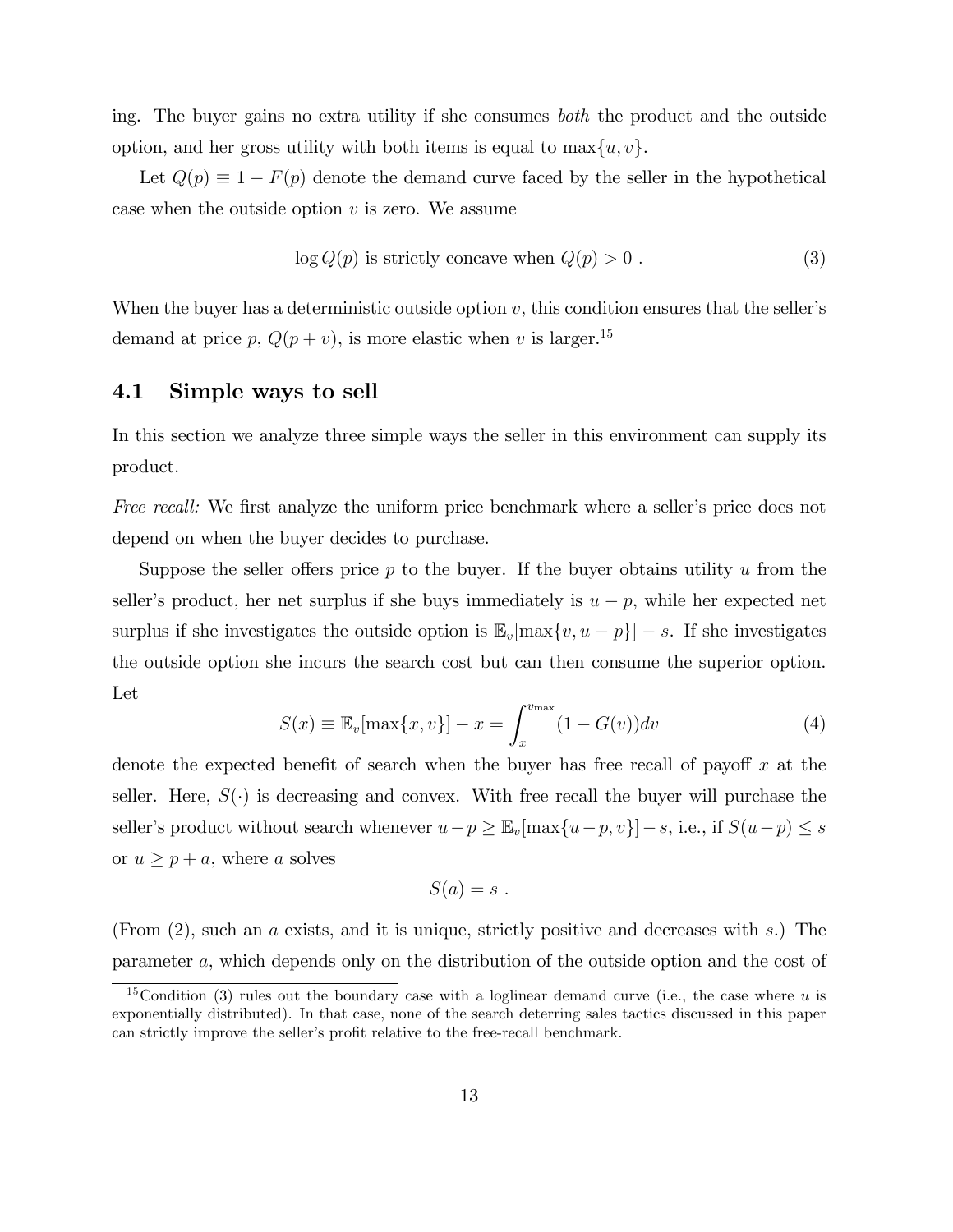ing. The buyer gains no extra utility if she consumes *both* the product and the outside option, and her gross utility with both items is equal to $\max\{u, v\}$.

Let $Q(p) \equiv 1 - F(p)$ denote the demand curve faced by the seller in the hypothetical case when the outside option $v$ is zero. We assume

$$\log Q(p) \text{ is strictly concave when } Q(p) > 0 . \tag{3}$$

When the buyer has a deterministic outside option $v$, this condition ensures that the seller's demand at price $p$, $Q(p+v)$, is more elastic when $v$ is larger.[15]

## 4.1 Simple ways to sell

In this section we analyze three simple ways the seller in this environment can supply its product.

*Free recall:* We first analyze the uniform price benchmark where a seller's price does not depend on when the buyer decides to purchase.

Suppose the seller offers price $p$ to the buyer. If the buyer obtains utility $u$ from the seller's product, her net surplus if she buys immediately is $u - p$, while her expected net surplus if she investigates the outside option is $\mathbb{E}_v[\max\{v, u-p\}] - s$. If she investigates the outside option she incurs the search cost but can then consume the superior option. Let

$$S(x) \equiv \mathbb{E}_v[\max\{x, v\}] - x = \int_x^{v_{\max}} (1 - G(v))dv \tag{4}$$

denote the expected benefit of search when the buyer has free recall of payoff $x$ at the seller. Here, $S(\cdot)$ is decreasing and convex. With free recall the buyer will purchase the seller's product without search whenever $u - p \geq \mathbb{E}_v[\max\{u-p, v\}] - s$, i.e., if $S(u-p) \leq s$ or $u \geq p + a$, where $a$ solves

$$S(a) = s .$$

(From (2), such an $a$ exists, and it is unique, strictly positive and decreases with $s$.) The parameter $a$, which depends only on the distribution of the outside option and the cost of

[15] Condition (3) rules out the boundary case with a loglinear demand curve (i.e., the case where $u$ is exponentially distributed). In that case, none of the search deterring sales tactics discussed in this paper can strictly improve the seller's profit relative to the free-recall benchmark.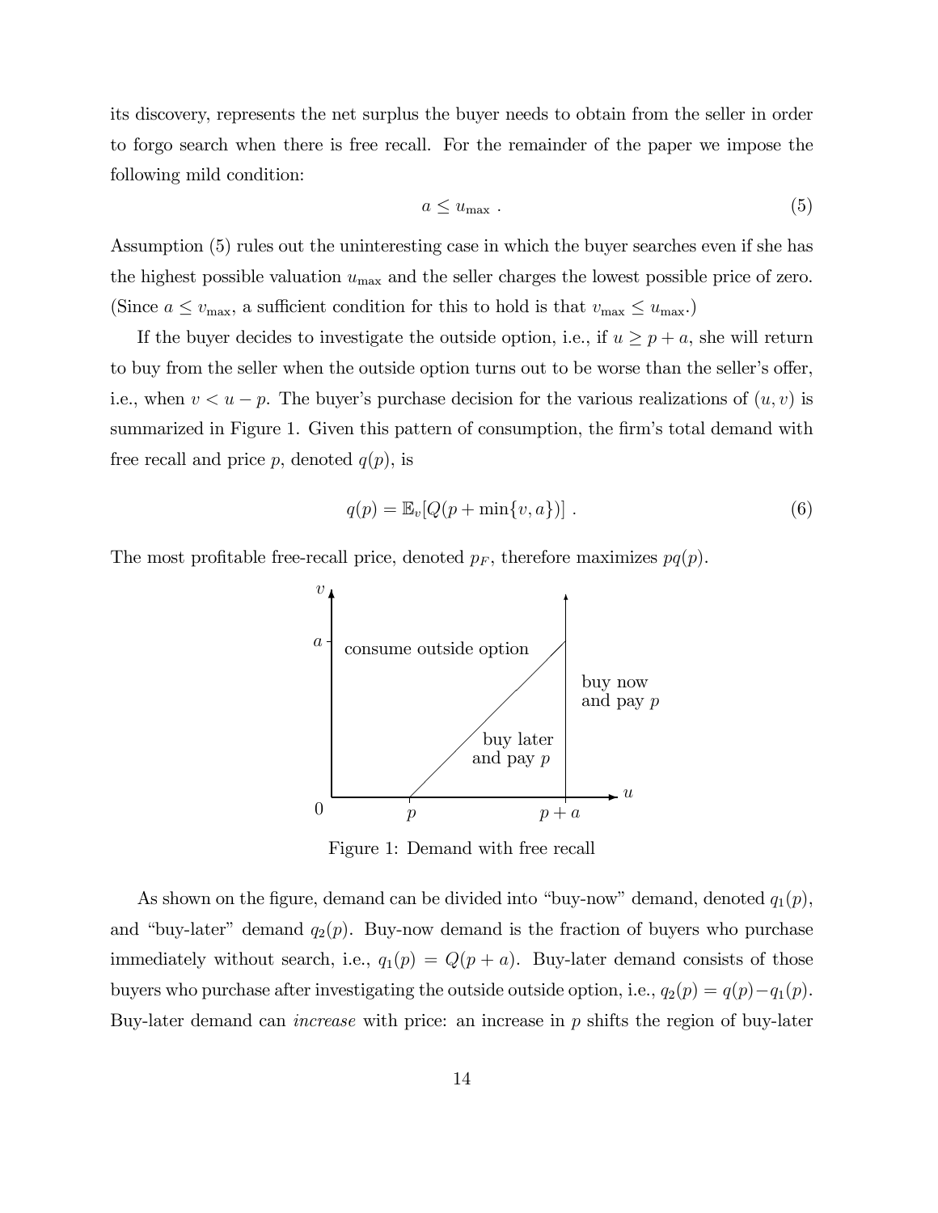its discovery, represents the net surplus the buyer needs to obtain from the seller in order to forgo search when there is free recall. For the remainder of the paper we impose the following mild condition:

$$a \leq u_{\max} \ . \tag{5}$$

Assumption (5) rules out the uninteresting case in which the buyer searches even if she has the highest possible valuation $u_{\max}$ and the seller charges the lowest possible price of zero. (Since $a \leq v_{\max}$, a sufficient condition for this to hold is that $v_{\max} \leq u_{\max}$.)

If the buyer decides to investigate the outside option, i.e., if $u \geq p + a$, she will return to buy from the seller when the outside option turns out to be worse than the seller's offer, i.e., when $v < u - p$. The buyer's purchase decision for the various realizations of $(u, v)$ is summarized in Figure 1. Given this pattern of consumption, the firm's total demand with free recall and price $p$, denoted $q(p)$, is

$$q(p) = \mathbb{E}_v[Q(p + \min\{v, a\})] \ . \tag{6}$$

The most profitable free-recall price, denoted $p_F$, therefore maximizes $pq(p)$.

Figure 1: Demand with free recall

As shown on the figure, demand can be divided into "buy-now" demand, denoted $q_1(p)$, and "buy-later" demand $q_2(p)$. Buy-now demand is the fraction of buyers who purchase immediately without search, i.e., $q_1(p) = Q(p + a)$. Buy-later demand consists of those buyers who purchase after investigating the outside outside option, i.e., $q_2(p) = q(p) - q_1(p)$. Buy-later demand can *increase* with price: an increase in $p$ shifts the region of buy-later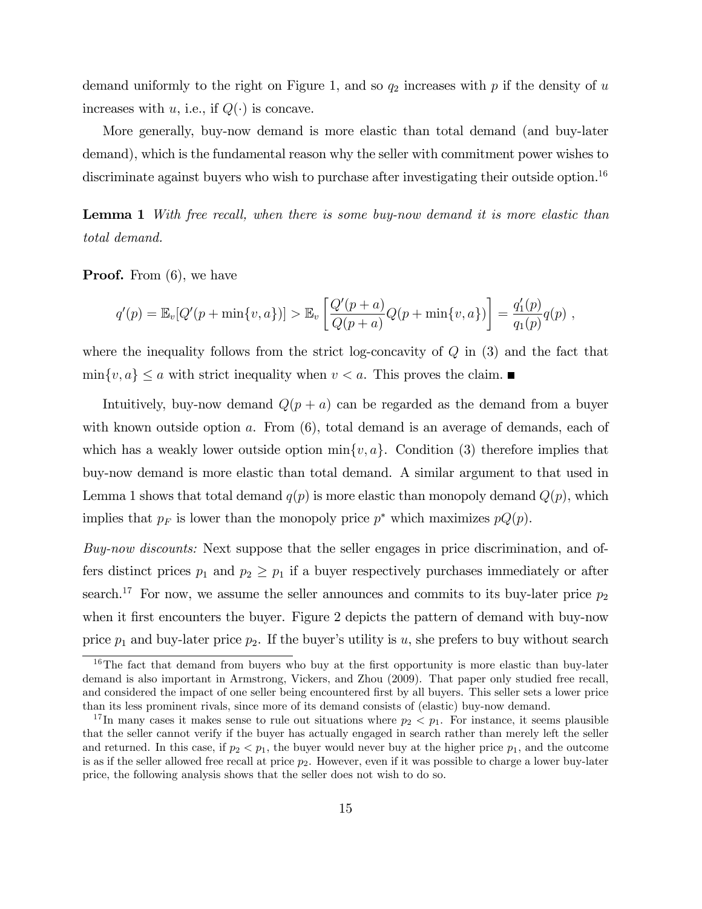demand uniformly to the right on Figure 1, and so $q_2$ increases with $p$ if the density of $u$ increases with $u$, i.e., if $Q(\cdot)$ is concave.

More generally, buy-now demand is more elastic than total demand (and buy-later demand), which is the fundamental reason why the seller with commitment power wishes to discriminate against buyers who wish to purchase after investigating their outside option.[16]

**Lemma 1** *With free recall, when there is some buy-now demand it is more elastic than total demand.*

**Proof.** From (6), we have

$$q'(p) = \mathbb{E}_v[Q'(p + \min\{v, a\})] > \mathbb{E}_v\left[\frac{Q'(p+a)}{Q(p+a)}Q(p + \min\{v, a\})\right] = \frac{q_1'(p)}{q_1(p)}q(p) \ ,$$

where the inequality follows from the strict log-concavity of $Q$ in (3) and the fact that $\min\{v, a\} \leq a$ with strict inequality when $v < a$. This proves the claim. ■

Intuitively, buy-now demand $Q(p + a)$ can be regarded as the demand from a buyer with known outside option $a$. From (6), total demand is an average of demands, each of which has a weakly lower outside option $\min\{v, a\}$. Condition (3) therefore implies that buy-now demand is more elastic than total demand. A similar argument to that used in Lemma 1 shows that total demand $q(p)$ is more elastic than monopoly demand $Q(p)$, which implies that $p_F$ is lower than the monopoly price $p^*$ which maximizes $pQ(p)$.

*Buy-now discounts:* Next suppose that the seller engages in price discrimination, and offers distinct prices $p_1$ and $p_2 \geq p_1$ if a buyer respectively purchases immediately or after search.[17] For now, we assume the seller announces and commits to its buy-later price $p_2$ when it first encounters the buyer. Figure 2 depicts the pattern of demand with buy-now price $p_1$ and buy-later price $p_2$. If the buyer's utility is $u$, she prefers to buy without search

[16] The fact that demand from buyers who buy at the first opportunity is more elastic than buy-later demand is also important in Armstrong, Vickers, and Zhou (2009). That paper only studied free recall, and considered the impact of one seller being encountered first by all buyers. This seller sets a lower price than its less prominent rivals, since more of its demand consists of (elastic) buy-now demand.

[17] In many cases it makes sense to rule out situations where $p_2 < p_1$. For instance, it seems plausible that the seller cannot verify if the buyer has actually engaged in search rather than merely left the seller and returned. In this case, if $p_2 < p_1$, the buyer would never buy at the higher price $p_1$, and the outcome is as if the seller allowed free recall at price $p_2$. However, even if it was possible to charge a lower buy-later price, the following analysis shows that the seller does not wish to do so.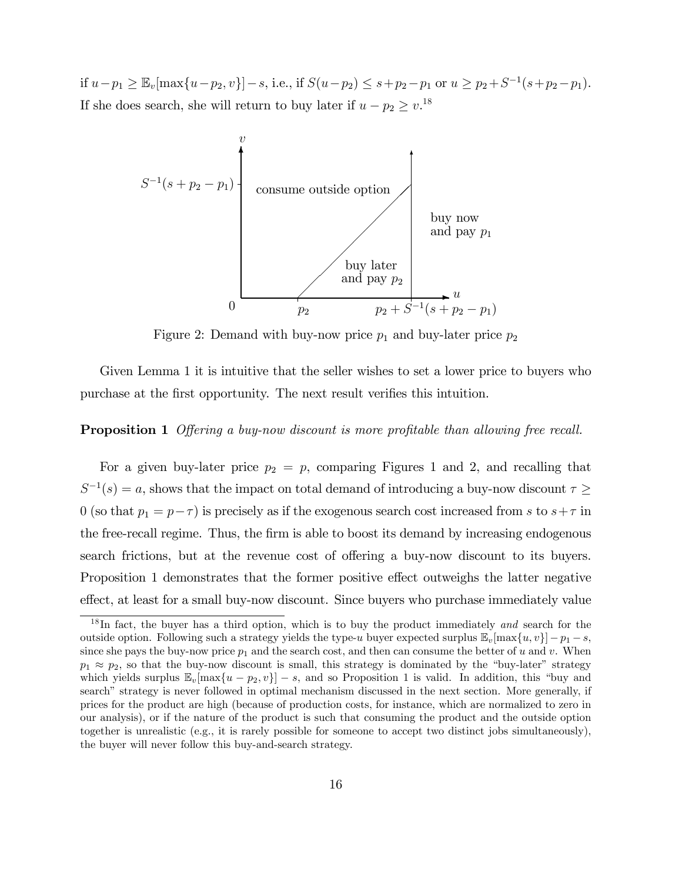if $u - p_1 \geq \mathbb{E}_v[\max\{u - p_2, v\}] - s$, i.e., if $S(u - p_2) \leq s + p_2 - p_1$ or $u \geq p_2 + S^{-1}(s + p_2 - p_1)$. If she does search, she will return to buy later if $u - p_2 \geq v$.[18]

Figure 2: Demand with buy-now price $p_1$ and buy-later price $p_2$

Given Lemma 1 it is intuitive that the seller wishes to set a lower price to buyers who purchase at the first opportunity. The next result verifies this intuition.

**Proposition 1** *Offering a buy-now discount is more profitable than allowing free recall.*

For a given buy-later price $p_2 = p$, comparing Figures 1 and 2, and recalling that $S^{-1}(s) = a$, shows that the impact on total demand of introducing a buy-now discount $\tau \geq 0$ (so that $p_1 = p - \tau$) is precisely as if the exogenous search cost increased from $s$ to $s + \tau$ in the free-recall regime. Thus, the firm is able to boost its demand by increasing endogenous search frictions, but at the revenue cost of offering a buy-now discount to its buyers. Proposition 1 demonstrates that the former positive effect outweighs the latter negative effect, at least for a small buy-now discount. Since buyers who purchase immediately value

[18] In fact, the buyer has a third option, which is to buy the product immediately *and* search for the outside option. Following such a strategy yields the type-$u$ buyer expected surplus $\mathbb{E}_v[\max\{u, v\}] - p_1 - s$, since she pays the buy-now price $p_1$ and the search cost, and then can consume the better of $u$ and $v$. When $p_1 \approx p_2$, so that the buy-now discount is small, this strategy is dominated by the "buy-later" strategy which yields surplus $\mathbb{E}_v[\max\{u - p_2, v\}] - s$, and so Proposition 1 is valid. In addition, this "buy and search" strategy is never followed in optimal mechanism discussed in the next section. More generally, if prices for the product are high (because of production costs, for instance, which are normalized to zero in our analysis), or if the nature of the product is such that consuming the product and the outside option together is unrealistic (e.g., it is rarely possible for someone to accept two distinct jobs simultaneously), the buyer will never follow this buy-and-search strategy.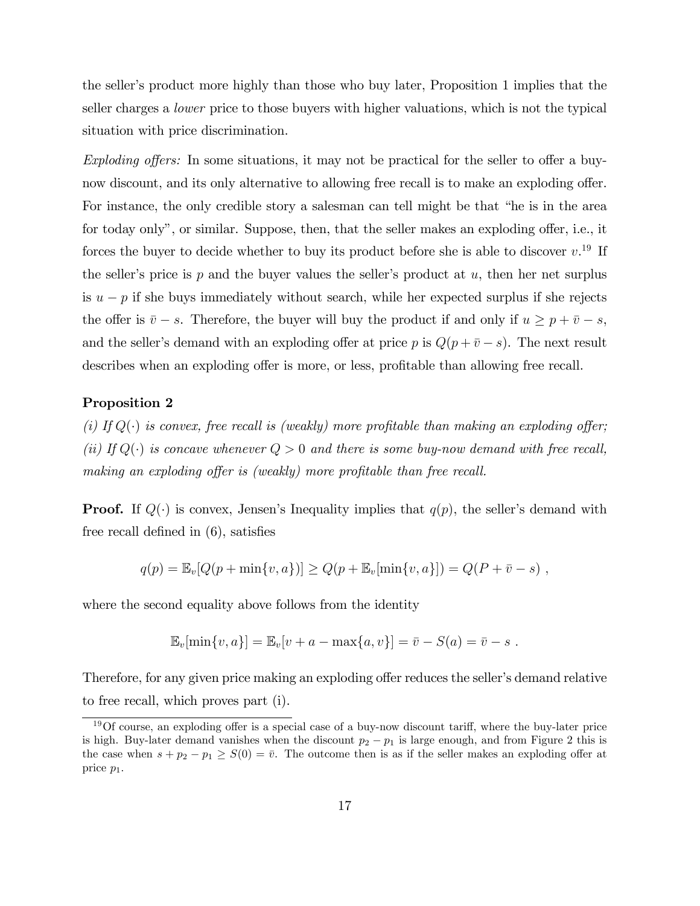the seller's product more highly than those who buy later, Proposition 1 implies that the seller charges a *lower* price to those buyers with higher valuations, which is not the typical situation with price discrimination.

*Exploding offers:* In some situations, it may not be practical for the seller to offer a buy-now discount, and its only alternative to allowing free recall is to make an exploding offer. For instance, the only credible story a salesman can tell might be that "he is in the area for today only", or similar. Suppose, then, that the seller makes an exploding offer, i.e., it forces the buyer to decide whether to buy its product before she is able to discover $v$.[19] If the seller's price is $p$ and the buyer values the seller's product at $u$, then her net surplus is $u - p$ if she buys immediately without search, while her expected surplus if she rejects the offer is $\bar{v} - s$. Therefore, the buyer will buy the product if and only if $u \geq p + \bar{v} - s$, and the seller's demand with an exploding offer at price $p$ is $Q(p + \bar{v} - s)$. The next result describes when an exploding offer is more, or less, profitable than allowing free recall.

**Proposition 2**

*(i) If $Q(\cdot)$ is convex, free recall is (weakly) more profitable than making an exploding offer;*
*(ii) If $Q(\cdot)$ is concave whenever $Q > 0$ and there is some buy-now demand with free recall, making an exploding offer is (weakly) more profitable than free recall.*

**Proof.** If $Q(\cdot)$ is convex, Jensen's Inequality implies that $q(p)$, the seller's demand with free recall defined in (6), satisfies

$$q(p) = \mathbb{E}_v[Q(p + \min\{v, a\})] \geq Q(p + \mathbb{E}_v[\min\{v, a\}]) = Q(P + \bar{v} - s) \ ,$$

where the second equality above follows from the identity

$$\mathbb{E}_v[\min\{v, a\}] = \mathbb{E}_v[v + a - \max\{a, v\}] = \bar{v} - S(a) = \bar{v} - s \ .$$

Therefore, for any given price making an exploding offer reduces the seller's demand relative to free recall, which proves part (i).

[19] Of course, an exploding offer is a special case of a buy-now discount tariff, where the buy-later price is high. Buy-later demand vanishes when the discount $p_2 - p_1$ is large enough, and from Figure 2 this is the case when $s + p_2 - p_1 \geq S(0) = \bar{v}$. The outcome then is as if the seller makes an exploding offer at price $p_1$.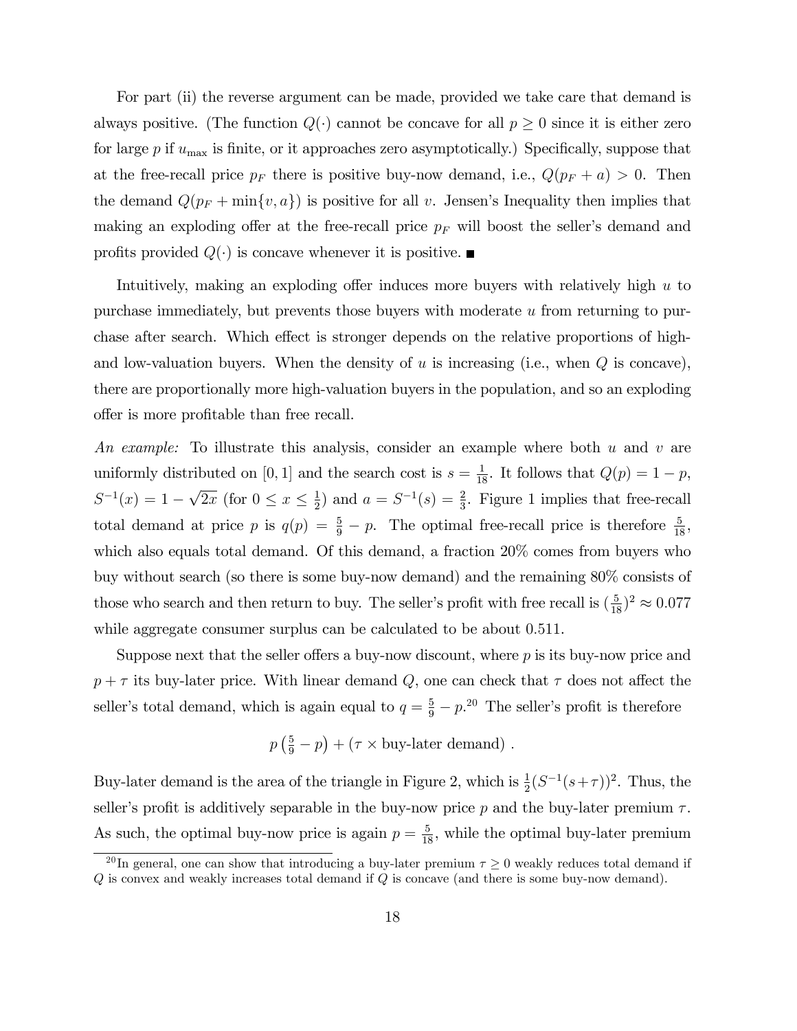For part (ii) the reverse argument can be made, provided we take care that demand is always positive. (The function $Q(\cdot)$ cannot be concave for all $p \geq 0$ since it is either zero for large $p$ if $u_{\max}$ is finite, or it approaches zero asymptotically.) Specifically, suppose that at the free-recall price $p_F$ there is positive buy-now demand, i.e., $Q(p_F + a) > 0$. Then the demand $Q(p_F + \min\{v, a\})$ is positive for all $v$. Jensen's Inequality then implies that making an exploding offer at the free-recall price $p_F$ will boost the seller's demand and profits provided $Q(\cdot)$ is concave whenever it is positive. ■

Intuitively, making an exploding offer induces more buyers with relatively high $u$ to purchase immediately, but prevents those buyers with moderate $u$ from returning to purchase after search. Which effect is stronger depends on the relative proportions of high- and low-valuation buyers. When the density of $u$ is increasing (i.e., when $Q$ is concave), there are proportionally more high-valuation buyers in the population, and so an exploding offer is more profitable than free recall.

*An example:* To illustrate this analysis, consider an example where both $u$ and $v$ are uniformly distributed on $[0, 1]$ and the search cost is $s = \frac{1}{18}$. It follows that $Q(p) = 1 - p$, $S^{-1}(x) = 1 - \sqrt{2x}$ (for $0 \leq x \leq \frac{1}{2}$) and $a = S^{-1}(s) = \frac{2}{3}$. Figure 1 implies that free-recall total demand at price $p$ is $q(p) = \frac{5}{9} - p$. The optimal free-recall price is therefore $\frac{5}{18}$, which also equals total demand. Of this demand, a fraction 20% comes from buyers who buy without search (so there is some buy-now demand) and the remaining 80% consists of those who search and then return to buy. The seller's profit with free recall is $(\frac{5}{18})^2 \approx 0.077$ while aggregate consumer surplus can be calculated to be about 0.511.

Suppose next that the seller offers a buy-now discount, where $p$ is its buy-now price and $p + \tau$ its buy-later price. With linear demand $Q$, one can check that $\tau$ does not affect the seller's total demand, which is again equal to $q = \frac{5}{9} - p$.[20] The seller's profit is therefore

$$p\left(\tfrac{5}{9} - p\right) + (\tau \times \text{buy-later demand}) \, .$$

Buy-later demand is the area of the triangle in Figure 2, which is $\frac{1}{2}(S^{-1}(s+\tau))^2$. Thus, the seller's profit is additively separable in the buy-now price $p$ and the buy-later premium $\tau$. As such, the optimal buy-now price is again $p = \frac{5}{18}$, while the optimal buy-later premium

[20] In general, one can show that introducing a buy-later premium $\tau \geq 0$ weakly reduces total demand if $Q$ is convex and weakly increases total demand if $Q$ is concave (and there is some buy-now demand).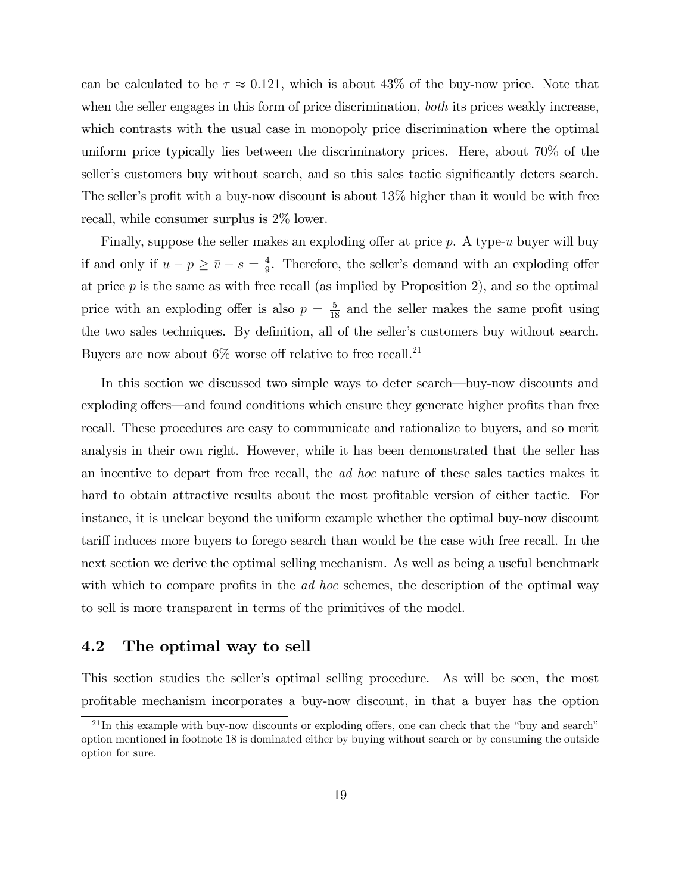can be calculated to be $\tau \approx 0.121$, which is about 43% of the buy-now price. Note that when the seller engages in this form of price discrimination, *both* its prices weakly increase, which contrasts with the usual case in monopoly price discrimination where the optimal uniform price typically lies between the discriminatory prices. Here, about 70% of the seller's customers buy without search, and so this sales tactic significantly deters search. The seller's profit with a buy-now discount is about 13% higher than it would be with free recall, while consumer surplus is 2% lower.

Finally, suppose the seller makes an exploding offer at price $p$. A type-$u$ buyer will buy if and only if $u - p \geq \bar{v} - s = \frac{4}{9}$. Therefore, the seller's demand with an exploding offer at price $p$ is the same as with free recall (as implied by Proposition 2), and so the optimal price with an exploding offer is also $p = \frac{5}{18}$ and the seller makes the same profit using the two sales techniques. By definition, all of the seller's customers buy without search. Buyers are now about 6% worse off relative to free recall.[21]

In this section we discussed two simple ways to deter search—buy-now discounts and exploding offers—and found conditions which ensure they generate higher profits than free recall. These procedures are easy to communicate and rationalize to buyers, and so merit analysis in their own right. However, while it has been demonstrated that the seller has an incentive to depart from free recall, the *ad hoc* nature of these sales tactics makes it hard to obtain attractive results about the most profitable version of either tactic. For instance, it is unclear beyond the uniform example whether the optimal buy-now discount tariff induces more buyers to forego search than would be the case with free recall. In the next section we derive the optimal selling mechanism. As well as being a useful benchmark with which to compare profits in the *ad hoc* schemes, the description of the optimal way to sell is more transparent in terms of the primitives of the model.

## 4.2 The optimal way to sell

This section studies the seller's optimal selling procedure. As will be seen, the most profitable mechanism incorporates a buy-now discount, in that a buyer has the option

[21] In this example with buy-now discounts or exploding offers, one can check that the "buy and search" option mentioned in footnote 18 is dominated either by buying without search or by consuming the outside option for sure.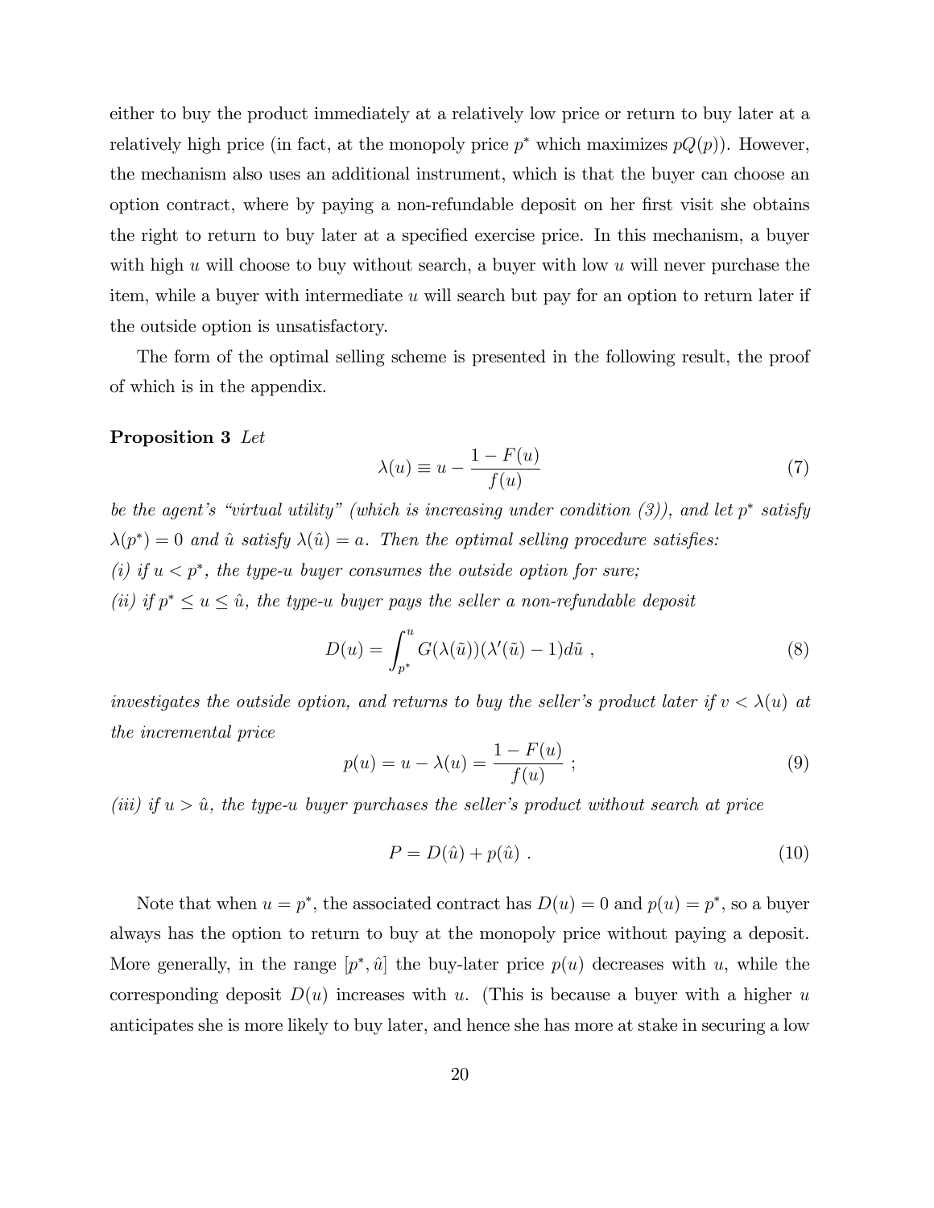either to buy the product immediately at a relatively low price or return to buy later at a relatively high price (in fact, at the monopoly price $p^*$ which maximizes $pQ(p)$). However, the mechanism also uses an additional instrument, which is that the buyer can choose an option contract, where by paying a non-refundable deposit on her first visit she obtains the right to return to buy later at a specified exercise price. In this mechanism, a buyer with high $u$ will choose to buy without search, a buyer with low $u$ will never purchase the item, while a buyer with intermediate $u$ will search but pay for an option to return later if the outside option is unsatisfactory.

The form of the optimal selling scheme is presented in the following result, the proof of which is in the appendix.

**Proposition 3** *Let*

$$\lambda(u) \equiv u - \frac{1 - F(u)}{f(u)} \tag{7}$$

*be the agent's "virtual utility" (which is increasing under condition (3)), and let $p^*$ satisfy $\lambda(p^*) = 0$ and $\hat{u}$ satisfy $\lambda(\hat{u}) = a$. Then the optimal selling procedure satisfies:*

*(i) if $u < p^*$, the type-$u$ buyer consumes the outside option for sure;*

*(ii) if $p^* \leq u \leq \hat{u}$, the type-$u$ buyer pays the seller a non-refundable deposit*

$$D(u) = \int_{p^*}^{u} G(\lambda(\tilde{u}))(\lambda'(\tilde{u}) - 1)d\tilde{u} \ , \tag{8}$$

*investigates the outside option, and returns to buy the seller's product later if $v < \lambda(u)$ at the incremental price*

$$p(u) = u - \lambda(u) = \frac{1 - F(u)}{f(u)} \ ; \tag{9}$$

*(iii) if $u > \hat{u}$, the type-$u$ buyer purchases the seller's product without search at price*

$$P = D(\hat{u}) + p(\hat{u}) \ . \tag{10}$$

Note that when $u = p^*$, the associated contract has $D(u) = 0$ and $p(u) = p^*$, so a buyer always has the option to return to buy at the monopoly price without paying a deposit. More generally, in the range $[p^*, \hat{u}]$ the buy-later price $p(u)$ decreases with $u$, while the corresponding deposit $D(u)$ increases with $u$. (This is because a buyer with a higher $u$ anticipates she is more likely to buy later, and hence she has more at stake in securing a low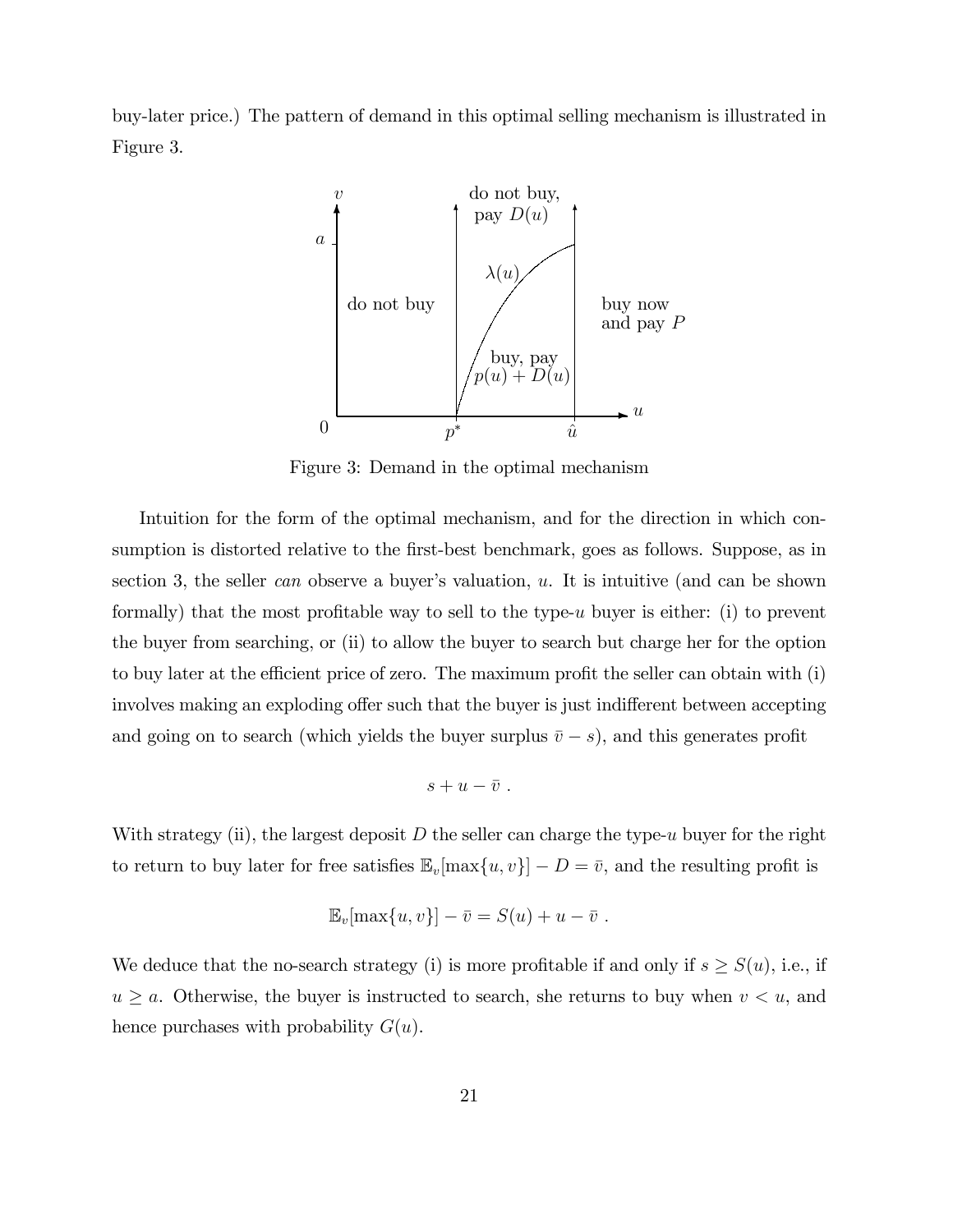buy-later price.) The pattern of demand in this optimal selling mechanism is illustrated in Figure 3.

Figure 3: Demand in the optimal mechanism

Intuition for the form of the optimal mechanism, and for the direction in which consumption is distorted relative to the first-best benchmark, goes as follows. Suppose, as in section 3, the seller *can* observe a buyer's valuation, $u$. It is intuitive (and can be shown formally) that the most profitable way to sell to the type-$u$ buyer is either: (i) to prevent the buyer from searching, or (ii) to allow the buyer to search but charge her for the option to buy later at the efficient price of zero. The maximum profit the seller can obtain with (i) involves making an exploding offer such that the buyer is just indifferent between accepting and going on to search (which yields the buyer surplus $\bar{v} - s$), and this generates profit

$$s + u - \bar{v} \ .$$

With strategy (ii), the largest deposit $D$ the seller can charge the type-$u$ buyer for the right to return to buy later for free satisfies $\mathbb{E}_v[\max\{u, v\}] - D = \bar{v}$, and the resulting profit is

$$\mathbb{E}_v[\max\{u, v\}] - \bar{v} = S(u) + u - \bar{v} \ .$$

We deduce that the no-search strategy (i) is more profitable if and only if $s \geq S(u)$, i.e., if $u \geq a$. Otherwise, the buyer is instructed to search, she returns to buy when $v < u$, and hence purchases with probability $G(u)$.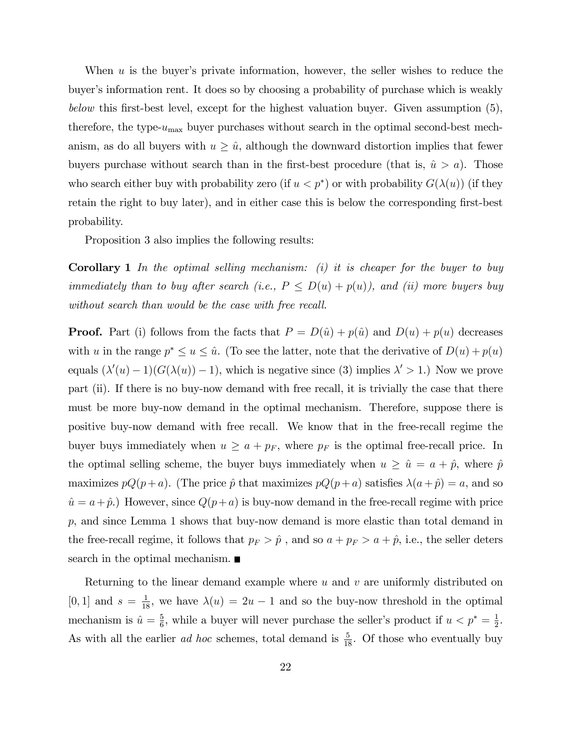When $u$ is the buyer's private information, however, the seller wishes to reduce the buyer's information rent. It does so by choosing a probability of purchase which is weakly *below* this first-best level, except for the highest valuation buyer. Given assumption (5), therefore, the type-$u_{\max}$ buyer purchases without search in the optimal second-best mechanism, as do all buyers with $u \geq \hat{u}$, although the downward distortion implies that fewer buyers purchase without search than in the first-best procedure (that is, $\hat{u} > a$). Those who search either buy with probability zero (if $u < p^*$) or with probability $G(\lambda(u))$ (if they retain the right to buy later), and in either case this is below the corresponding first-best probability.

Proposition 3 also implies the following results:

**Corollary 1** *In the optimal selling mechanism: (i) it is cheaper for the buyer to buy immediately than to buy after search (i.e., $P \leq D(u) + p(u)$), and (ii) more buyers buy without search than would be the case with free recall.*

**Proof.** Part (i) follows from the facts that $P = D(\hat{u}) + p(\hat{u})$ and $D(u) + p(u)$ decreases with $u$ in the range $p^* \leq u \leq \hat{u}$. (To see the latter, note that the derivative of $D(u) + p(u)$ equals $(\lambda'(u) - 1)(G(\lambda(u)) - 1)$, which is negative since (3) implies $\lambda' > 1$.) Now we prove part (ii). If there is no buy-now demand with free recall, it is trivially the case that there must be more buy-now demand in the optimal mechanism. Therefore, suppose there is positive buy-now demand with free recall. We know that in the free-recall regime the buyer buys immediately when $u \geq a + p_F$, where $p_F$ is the optimal free-recall price. In the optimal selling scheme, the buyer buys immediately when $u \geq \hat{u} = a + \hat{p}$, where $\hat{p}$ maximizes $pQ(p+a)$. (The price $\hat{p}$ that maximizes $pQ(p+a)$ satisfies $\lambda(a+\hat{p}) = a$, and so $\hat{u} = a+\hat{p}$.) However, since $Q(p+a)$ is buy-now demand in the free-recall regime with price $p$, and since Lemma 1 shows that buy-now demand is more elastic than total demand in the free-recall regime, it follows that $p_F > \hat{p}$ , and so $a + p_F > a + \hat{p}$, i.e., the seller deters search in the optimal mechanism. ■

Returning to the linear demand example where $u$ and $v$ are uniformly distributed on $[0, 1]$ and $s = \frac{1}{18}$, we have $\lambda(u) = 2u - 1$ and so the buy-now threshold in the optimal mechanism is $\hat{u} = \frac{5}{6}$, while a buyer will never purchase the seller's product if $u < p^* = \frac{1}{2}$. As with all the earlier *ad hoc* schemes, total demand is $\frac{5}{18}$. Of those who eventually buy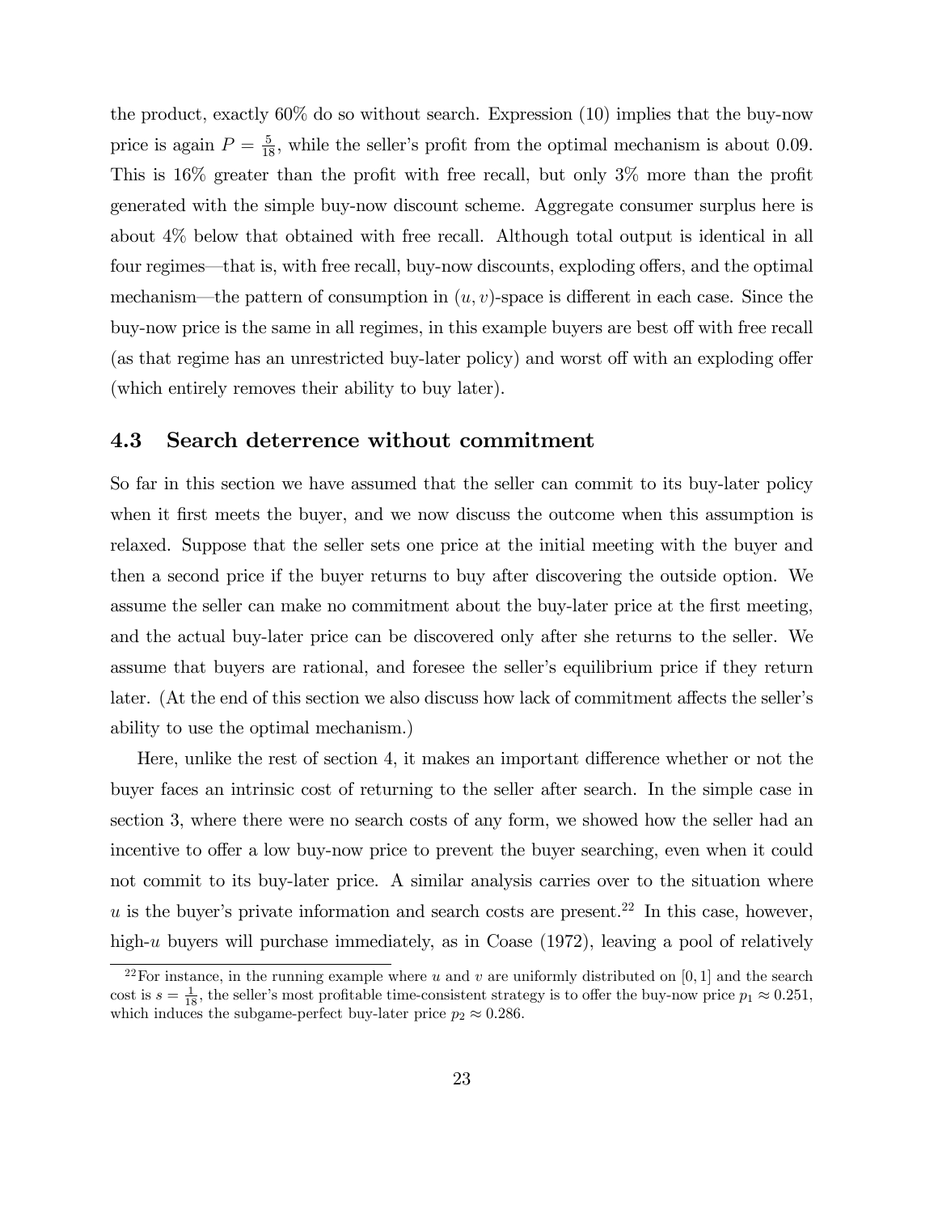the product, exactly 60% do so without search. Expression (10) implies that the buy-now price is again $P = \frac{5}{18}$, while the seller's profit from the optimal mechanism is about 0.09. This is 16% greater than the profit with free recall, but only 3% more than the profit generated with the simple buy-now discount scheme. Aggregate consumer surplus here is about 4% below that obtained with free recall. Although total output is identical in all four regimes—that is, with free recall, buy-now discounts, exploding offers, and the optimal mechanism—the pattern of consumption in $(u, v)$-space is different in each case. Since the buy-now price is the same in all regimes, in this example buyers are best off with free recall (as that regime has an unrestricted buy-later policy) and worst off with an exploding offer (which entirely removes their ability to buy later).

### 4.3 Search deterrence without commitment

So far in this section we have assumed that the seller can commit to its buy-later policy when it first meets the buyer, and we now discuss the outcome when this assumption is relaxed. Suppose that the seller sets one price at the initial meeting with the buyer and then a second price if the buyer returns to buy after discovering the outside option. We assume the seller can make no commitment about the buy-later price at the first meeting, and the actual buy-later price can be discovered only after she returns to the seller. We assume that buyers are rational, and foresee the seller's equilibrium price if they return later. (At the end of this section we also discuss how lack of commitment affects the seller's ability to use the optimal mechanism.)

Here, unlike the rest of section 4, it makes an important difference whether or not the buyer faces an intrinsic cost of returning to the seller after search. In the simple case in section 3, where there were no search costs of any form, we showed how the seller had an incentive to offer a low buy-now price to prevent the buyer searching, even when it could not commit to its buy-later price. A similar analysis carries over to the situation where $u$ is the buyer's private information and search costs are present.[22] In this case, however, high-$u$ buyers will purchase immediately, as in Coase (1972), leaving a pool of relatively

[22] For instance, in the running example where $u$ and $v$ are uniformly distributed on $[0, 1]$ and the search cost is $s = \frac{1}{18}$, the seller's most profitable time-consistent strategy is to offer the buy-now price $p_1 \approx 0.251$, which induces the subgame-perfect buy-later price $p_2 \approx 0.286$.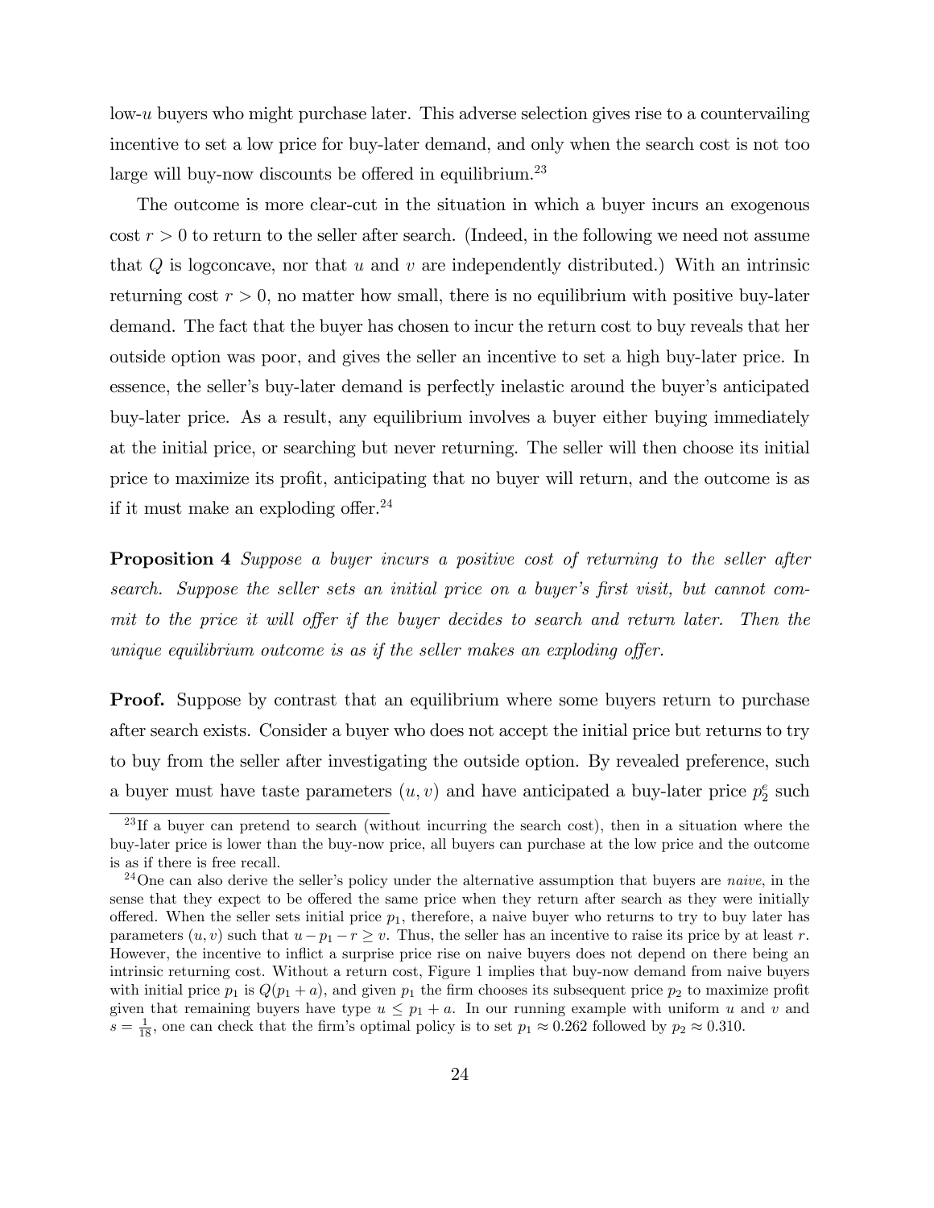low-$u$ buyers who might purchase later. This adverse selection gives rise to a countervailing incentive to set a low price for buy-later demand, and only when the search cost is not too large will buy-now discounts be offered in equilibrium.[23]

The outcome is more clear-cut in the situation in which a buyer incurs an exogenous cost $r > 0$ to return to the seller after search. (Indeed, in the following we need not assume that $Q$ is logconcave, nor that $u$ and $v$ are independently distributed.) With an intrinsic returning cost $r > 0$, no matter how small, there is no equilibrium with positive buy-later demand. The fact that the buyer has chosen to incur the return cost to buy reveals that her outside option was poor, and gives the seller an incentive to set a high buy-later price. In essence, the seller's buy-later demand is perfectly inelastic around the buyer's anticipated buy-later price. As a result, any equilibrium involves a buyer either buying immediately at the initial price, or searching but never returning. The seller will then choose its initial price to maximize its profit, anticipating that no buyer will return, and the outcome is as if it must make an exploding offer.[24]

**Proposition 4** *Suppose a buyer incurs a positive cost of returning to the seller after search. Suppose the seller sets an initial price on a buyer's first visit, but cannot commit to the price it will offer if the buyer decides to search and return later. Then the unique equilibrium outcome is as if the seller makes an exploding offer.*

**Proof.** Suppose by contrast that an equilibrium where some buyers return to purchase after search exists. Consider a buyer who does not accept the initial price but returns to try to buy from the seller after investigating the outside option. By revealed preference, such a buyer must have taste parameters $(u, v)$ and have anticipated a buy-later price $p_2^e$ such

---

[23] If a buyer can pretend to search (without incurring the search cost), then in a situation where the buy-later price is lower than the buy-now price, all buyers can purchase at the low price and the outcome is as if there is free recall.

[24] One can also derive the seller's policy under the alternative assumption that buyers are *naive*, in the sense that they expect to be offered the same price when they return after search as they were initially offered. When the seller sets initial price $p_1$, therefore, a naive buyer who returns to try to buy later has parameters $(u, v)$ such that $u - p_1 - r \geq v$. Thus, the seller has an incentive to raise its price by at least $r$. However, the incentive to inflict a surprise price rise on naive buyers does not depend on there being an intrinsic returning cost. Without a return cost, Figure 1 implies that buy-now demand from naive buyers with initial price $p_1$ is $Q(p_1 + a)$, and given $p_1$ the firm chooses its subsequent price $p_2$ to maximize profit given that remaining buyers have type $u \leq p_1 + a$. In our running example with uniform $u$ and $v$ and $s = \frac{1}{18}$, one can check that the firm's optimal policy is to set $p_1 \approx 0.262$ followed by $p_2 \approx 0.310$.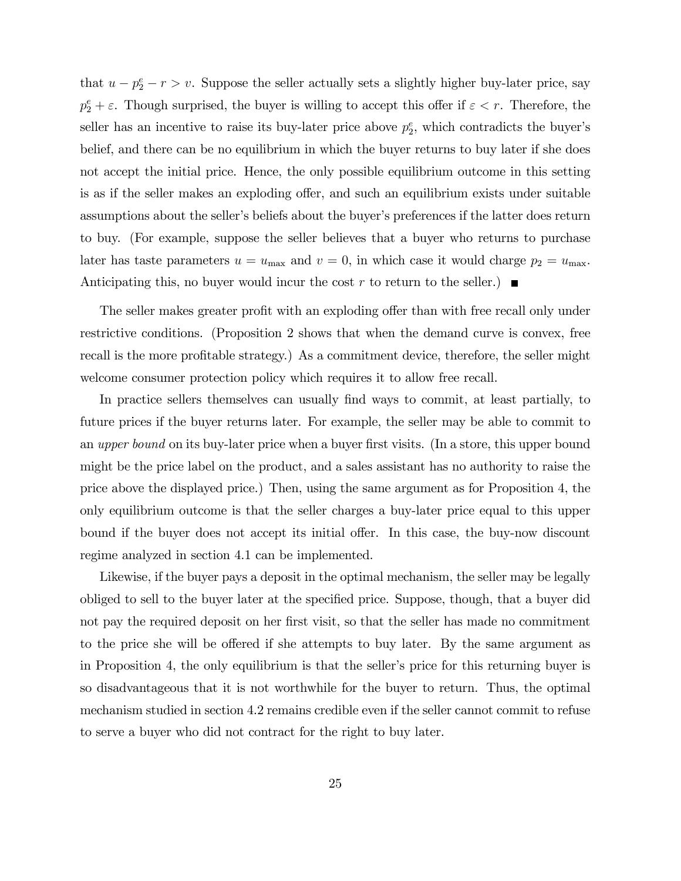that $u - p_2^e - r > v$. Suppose the seller actually sets a slightly higher buy-later price, say $p_2^e + \varepsilon$. Though surprised, the buyer is willing to accept this offer if $\varepsilon < r$. Therefore, the seller has an incentive to raise its buy-later price above $p_2^e$, which contradicts the buyer's belief, and there can be no equilibrium in which the buyer returns to buy later if she does not accept the initial price. Hence, the only possible equilibrium outcome in this setting is as if the seller makes an exploding offer, and such an equilibrium exists under suitable assumptions about the seller's beliefs about the buyer's preferences if the latter does return to buy. (For example, suppose the seller believes that a buyer who returns to purchase later has taste parameters $u = u_{\max}$ and $v = 0$, in which case it would charge $p_2 = u_{\max}$. Anticipating this, no buyer would incur the cost $r$ to return to the seller.) ∎

The seller makes greater profit with an exploding offer than with free recall only under restrictive conditions. (Proposition 2 shows that when the demand curve is convex, free recall is the more profitable strategy.) As a commitment device, therefore, the seller might welcome consumer protection policy which requires it to allow free recall.

In practice sellers themselves can usually find ways to commit, at least partially, to future prices if the buyer returns later. For example, the seller may be able to commit to an *upper bound* on its buy-later price when a buyer first visits. (In a store, this upper bound might be the price label on the product, and a sales assistant has no authority to raise the price above the displayed price.) Then, using the same argument as for Proposition 4, the only equilibrium outcome is that the seller charges a buy-later price equal to this upper bound if the buyer does not accept its initial offer. In this case, the buy-now discount regime analyzed in section 4.1 can be implemented.

Likewise, if the buyer pays a deposit in the optimal mechanism, the seller may be legally obliged to sell to the buyer later at the specified price. Suppose, though, that a buyer did not pay the required deposit on her first visit, so that the seller has made no commitment to the price she will be offered if she attempts to buy later. By the same argument as in Proposition 4, the only equilibrium is that the seller's price for this returning buyer is so disadvantageous that it is not worthwhile for the buyer to return. Thus, the optimal mechanism studied in section 4.2 remains credible even if the seller cannot commit to refuse to serve a buyer who did not contract for the right to buy later.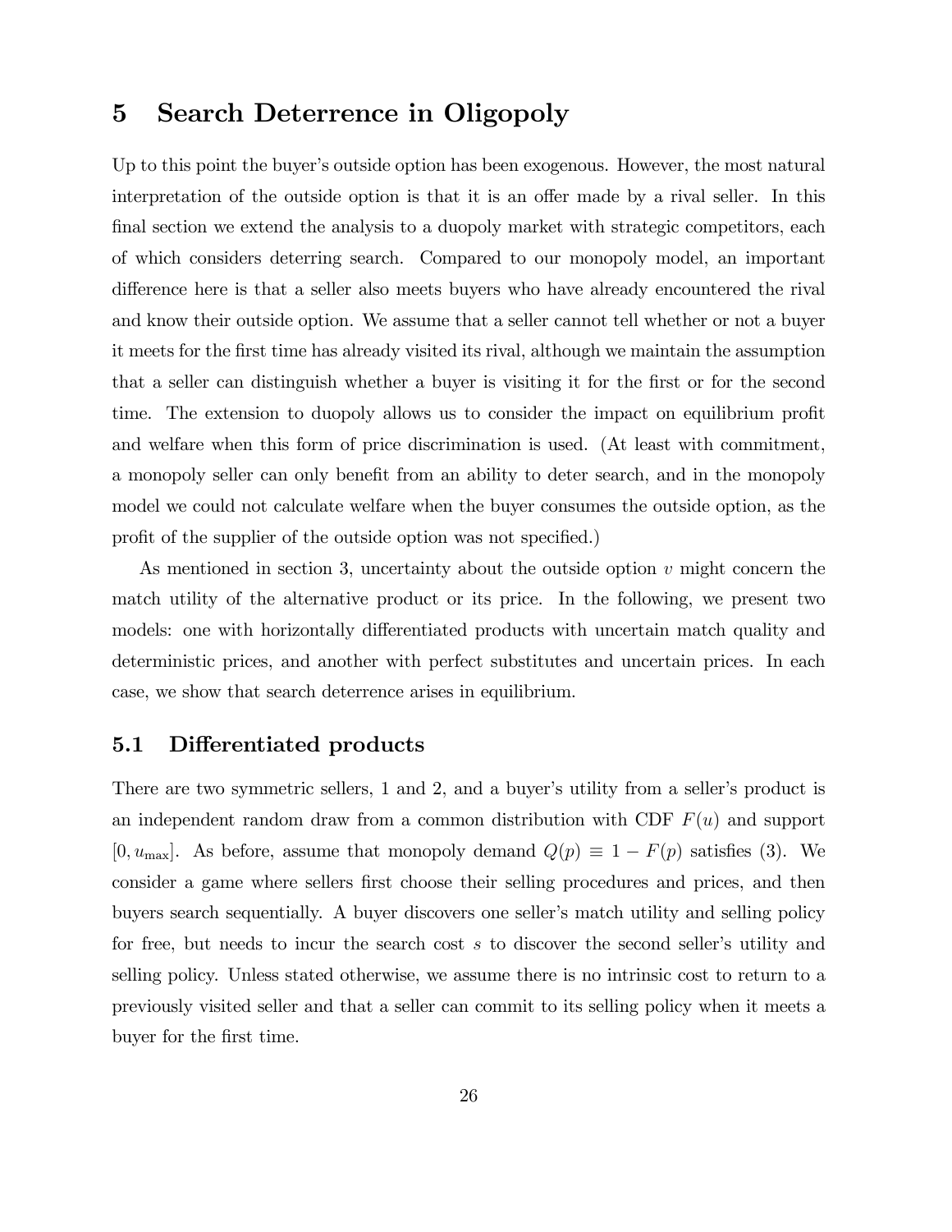# 5 Search Deterrence in Oligopoly

Up to this point the buyer's outside option has been exogenous. However, the most natural interpretation of the outside option is that it is an offer made by a rival seller. In this final section we extend the analysis to a duopoly market with strategic competitors, each of which considers deterring search. Compared to our monopoly model, an important difference here is that a seller also meets buyers who have already encountered the rival and know their outside option. We assume that a seller cannot tell whether or not a buyer it meets for the first time has already visited its rival, although we maintain the assumption that a seller can distinguish whether a buyer is visiting it for the first or for the second time. The extension to duopoly allows us to consider the impact on equilibrium profit and welfare when this form of price discrimination is used. (At least with commitment, a monopoly seller can only benefit from an ability to deter search, and in the monopoly model we could not calculate welfare when the buyer consumes the outside option, as the profit of the supplier of the outside option was not specified.)

As mentioned in section 3, uncertainty about the outside option $v$ might concern the match utility of the alternative product or its price. In the following, we present two models: one with horizontally differentiated products with uncertain match quality and deterministic prices, and another with perfect substitutes and uncertain prices. In each case, we show that search deterrence arises in equilibrium.

## 5.1 Differentiated products

There are two symmetric sellers, 1 and 2, and a buyer's utility from a seller's product is an independent random draw from a common distribution with CDF $F(u)$ and support $[0, u_{\max}]$. As before, assume that monopoly demand $Q(p) \equiv 1 - F(p)$ satisfies (3). We consider a game where sellers first choose their selling procedures and prices, and then buyers search sequentially. A buyer discovers one seller's match utility and selling policy for free, but needs to incur the search cost $s$ to discover the second seller's utility and selling policy. Unless stated otherwise, we assume there is no intrinsic cost to return to a previously visited seller and that a seller can commit to its selling policy when it meets a buyer for the first time.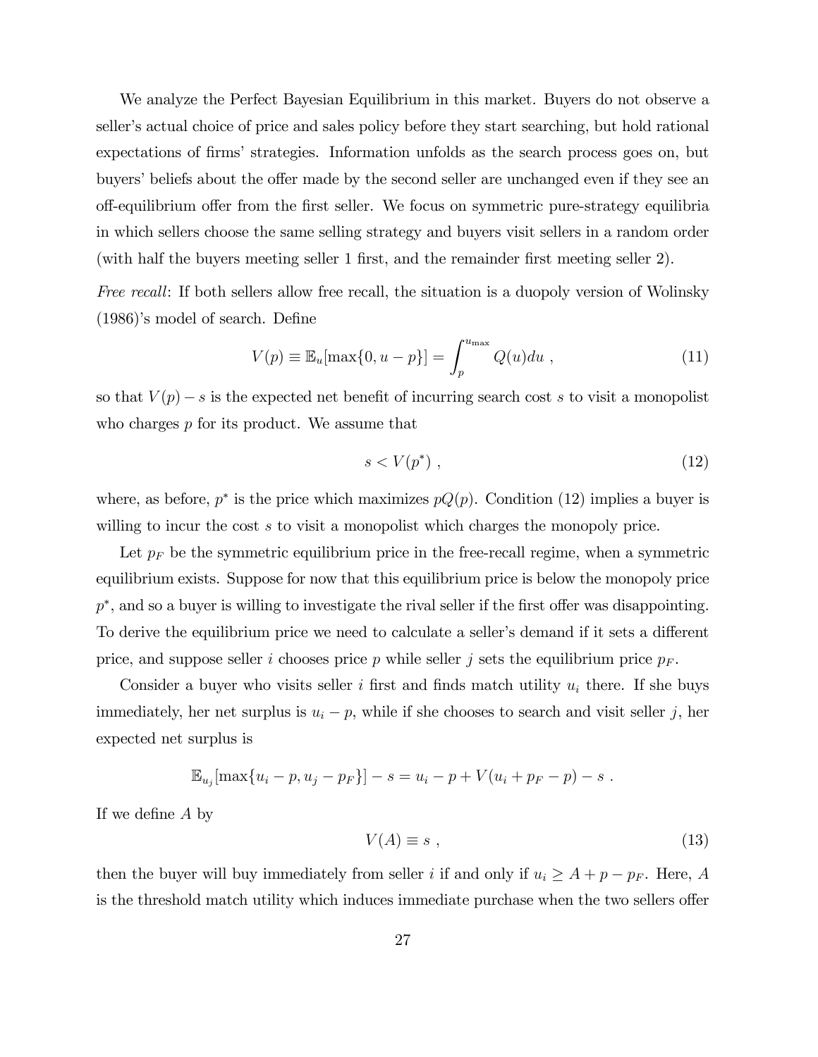We analyze the Perfect Bayesian Equilibrium in this market. Buyers do not observe a seller's actual choice of price and sales policy before they start searching, but hold rational expectations of firms' strategies. Information unfolds as the search process goes on, but buyers' beliefs about the offer made by the second seller are unchanged even if they see an off-equilibrium offer from the first seller. We focus on symmetric pure-strategy equilibria in which sellers choose the same selling strategy and buyers visit sellers in a random order (with half the buyers meeting seller 1 first, and the remainder first meeting seller 2).

*Free recall*: If both sellers allow free recall, the situation is a duopoly version of Wolinsky (1986)'s model of search. Define

$$V(p) \equiv \mathbb{E}_u[\max\{0, u - p\}] = \int_p^{u_{\max}} Q(u)du \ , \tag{11}$$

so that $V(p) - s$ is the expected net benefit of incurring search cost $s$ to visit a monopolist who charges $p$ for its product. We assume that

$$s < V(p^*) \ , \tag{12}$$

where, as before, $p^*$ is the price which maximizes $pQ(p)$. Condition (12) implies a buyer is willing to incur the cost $s$ to visit a monopolist which charges the monopoly price.

Let $p_F$ be the symmetric equilibrium price in the free-recall regime, when a symmetric equilibrium exists. Suppose for now that this equilibrium price is below the monopoly price $p^*$, and so a buyer is willing to investigate the rival seller if the first offer was disappointing. To derive the equilibrium price we need to calculate a seller's demand if it sets a different price, and suppose seller $i$ chooses price $p$ while seller $j$ sets the equilibrium price $p_F$.

Consider a buyer who visits seller $i$ first and finds match utility $u_i$ there. If she buys immediately, her net surplus is $u_i - p$, while if she chooses to search and visit seller $j$, her expected net surplus is

$$\mathbb{E}_{u_j}[\max\{u_i - p, u_j - p_F\}] - s = u_i - p + V(u_i + p_F - p) - s \ .$$

If we define $A$ by

$$V(A) \equiv s \ , \tag{13}$$

then the buyer will buy immediately from seller $i$ if and only if $u_i \geq A + p - p_F$. Here, $A$ is the threshold match utility which induces immediate purchase when the two sellers offer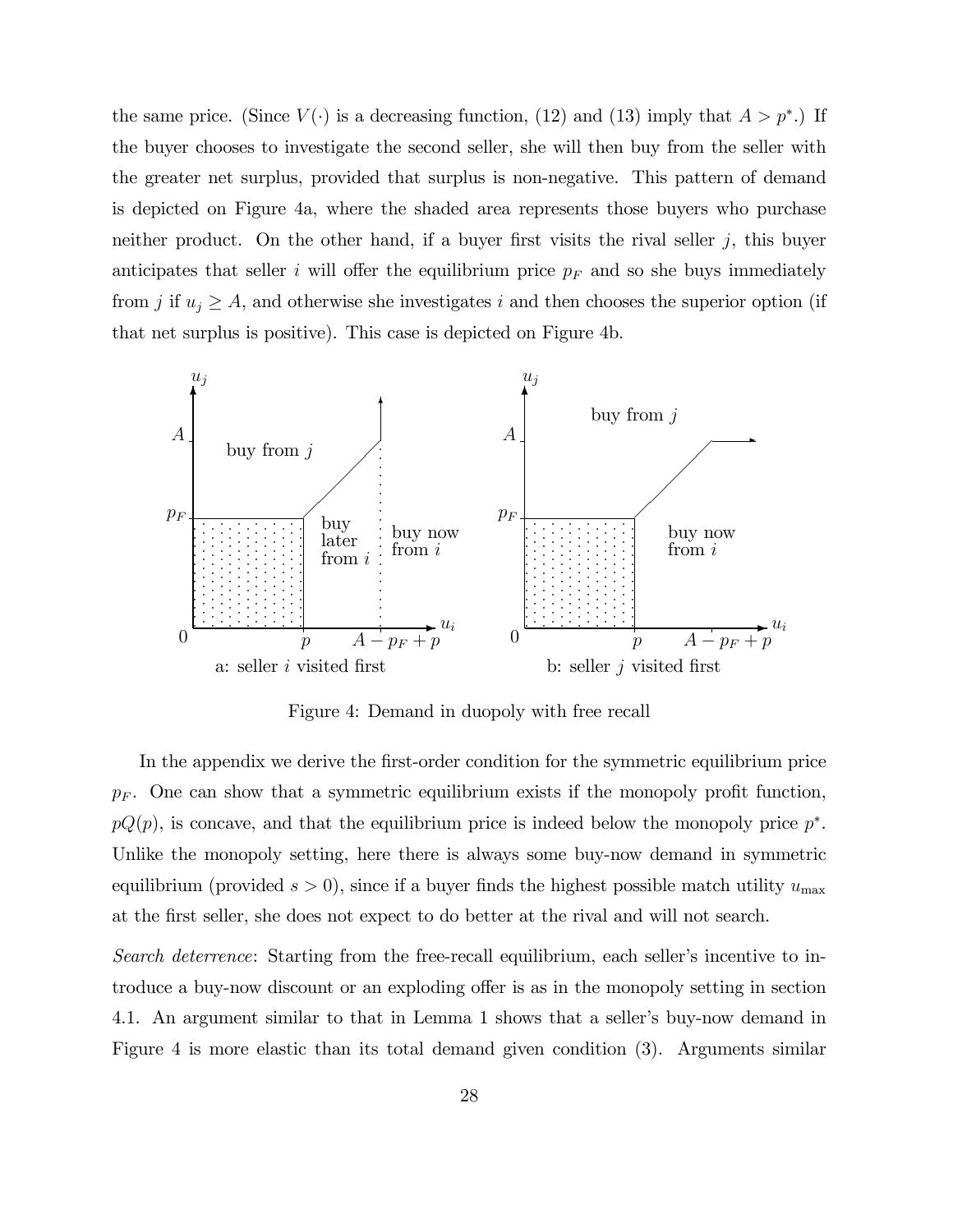the same price. (Since $V(\cdot)$ is a decreasing function, (12) and (13) imply that $A > p^*$.) If the buyer chooses to investigate the second seller, she will then buy from the seller with the greater net surplus, provided that surplus is non-negative. This pattern of demand is depicted on Figure 4a, where the shaded area represents those buyers who purchase neither product. On the other hand, if a buyer first visits the rival seller $j$, this buyer anticipates that seller $i$ will offer the equilibrium price $p_F$ and so she buys immediately from $j$ if $u_j \geq A$, and otherwise she investigates $i$ and then chooses the superior option (if that net surplus is positive). This case is depicted on Figure 4b.

Figure 4: Demand in duopoly with free recall

In the appendix we derive the first-order condition for the symmetric equilibrium price $p_F$. One can show that a symmetric equilibrium exists if the monopoly profit function, $pQ(p)$, is concave, and that the equilibrium price is indeed below the monopoly price $p^*$. Unlike the monopoly setting, here there is always some buy-now demand in symmetric equilibrium (provided $s > 0$), since if a buyer finds the highest possible match utility $u_{\max}$ at the first seller, she does not expect to do better at the rival and will not search.

*Search deterrence*: Starting from the free-recall equilibrium, each seller's incentive to introduce a buy-now discount or an exploding offer is as in the monopoly setting in section 4.1. An argument similar to that in Lemma 1 shows that a seller's buy-now demand in Figure 4 is more elastic than its total demand given condition (3). Arguments similar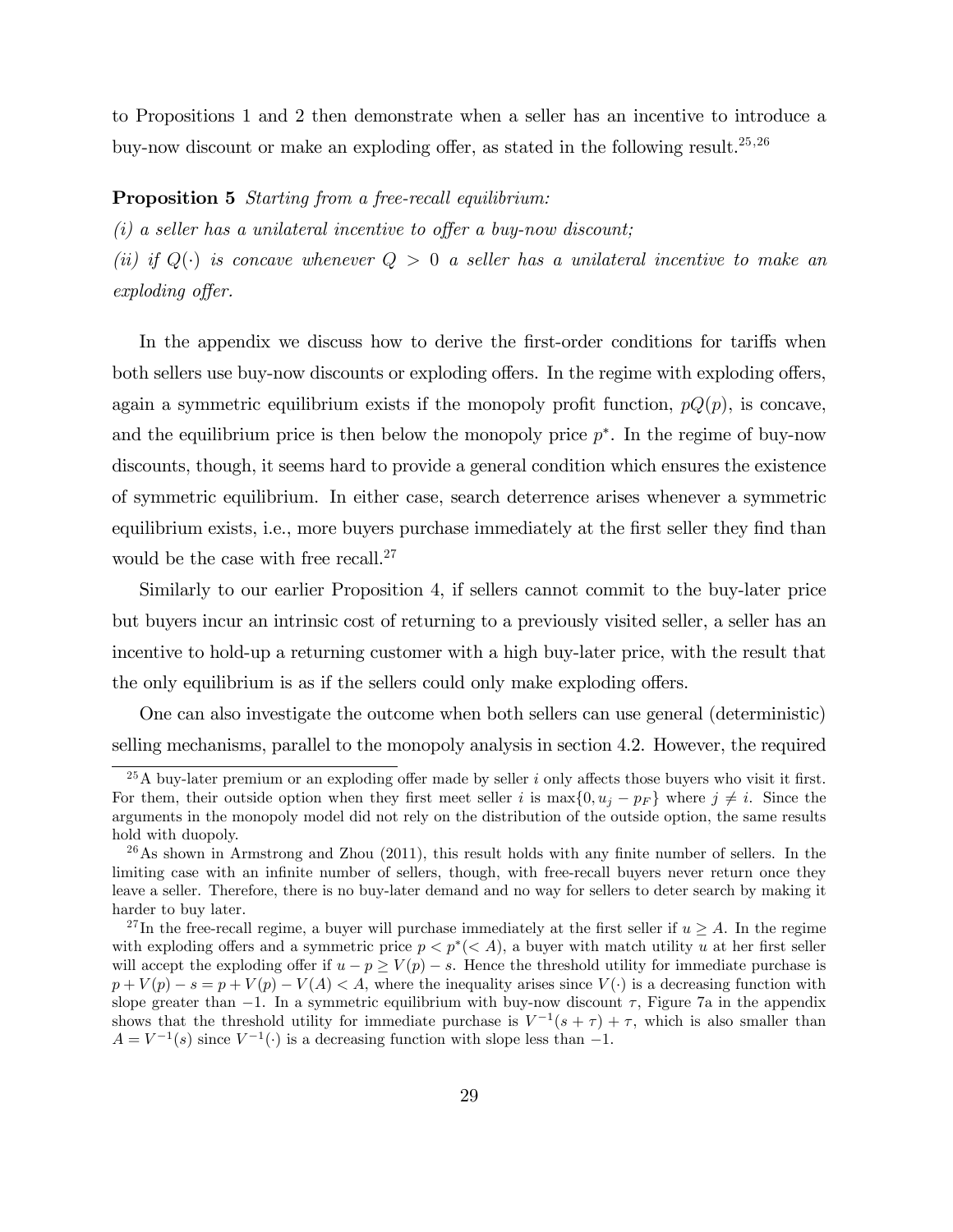to Propositions 1 and 2 then demonstrate when a seller has an incentive to introduce a buy-now discount or make an exploding offer, as stated in the following result.[25,26]

**Proposition 5** *Starting from a free-recall equilibrium:*

*(i) a seller has a unilateral incentive to offer a buy-now discount;*

*(ii) if $Q(\cdot)$ is concave whenever $Q > 0$ a seller has a unilateral incentive to make an exploding offer.*

In the appendix we discuss how to derive the first-order conditions for tariffs when both sellers use buy-now discounts or exploding offers. In the regime with exploding offers, again a symmetric equilibrium exists if the monopoly profit function, $pQ(p)$, is concave, and the equilibrium price is then below the monopoly price $p^*$. In the regime of buy-now discounts, though, it seems hard to provide a general condition which ensures the existence of symmetric equilibrium. In either case, search deterrence arises whenever a symmetric equilibrium exists, i.e., more buyers purchase immediately at the first seller they find than would be the case with free recall.[27]

Similarly to our earlier Proposition 4, if sellers cannot commit to the buy-later price but buyers incur an intrinsic cost of returning to a previously visited seller, a seller has an incentive to hold-up a returning customer with a high buy-later price, with the result that the only equilibrium is as if the sellers could only make exploding offers.

One can also investigate the outcome when both sellers can use general (deterministic) selling mechanisms, parallel to the monopoly analysis in section 4.2. However, the required

[25] A buy-later premium or an exploding offer made by seller $i$ only affects those buyers who visit it first. For them, their outside option when they first meet seller $i$ is $\max\{0, u_j - p_F\}$ where $j \neq i$. Since the arguments in the monopoly model did not rely on the distribution of the outside option, the same results hold with duopoly.

[26] As shown in Armstrong and Zhou (2011), this result holds with any finite number of sellers. In the limiting case with an infinite number of sellers, though, with free-recall buyers never return once they leave a seller. Therefore, there is no buy-later demand and no way for sellers to deter search by making it harder to buy later.

[27] In the free-recall regime, a buyer will purchase immediately at the first seller if $u \geq A$. In the regime with exploding offers and a symmetric price $p < p^*(< A)$, a buyer with match utility $u$ at her first seller will accept the exploding offer if $u - p \geq V(p) - s$. Hence the threshold utility for immediate purchase is $p + V(p) - s = p + V(p) - V(A) < A$, where the inequality arises since $V(\cdot)$ is a decreasing function with slope greater than $-1$. In a symmetric equilibrium with buy-now discount $\tau$, Figure 7a in the appendix shows that the threshold utility for immediate purchase is $V^{-1}(s + \tau) + \tau$, which is also smaller than $A = V^{-1}(s)$ since $V^{-1}(\cdot)$ is a decreasing function with slope less than $-1$.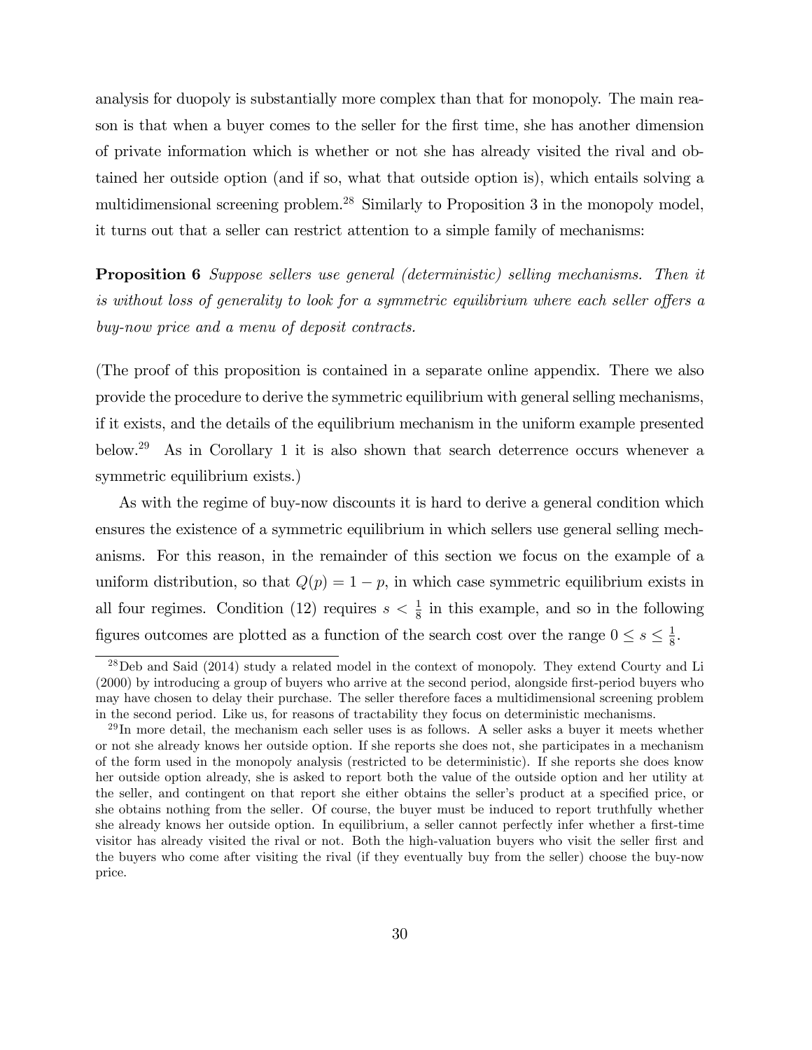analysis for duopoly is substantially more complex than that for monopoly. The main reason is that when a buyer comes to the seller for the first time, she has another dimension of private information which is whether or not she has already visited the rival and obtained her outside option (and if so, what that outside option is), which entails solving a multidimensional screening problem.[28] Similarly to Proposition 3 in the monopoly model, it turns out that a seller can restrict attention to a simple family of mechanisms:

**Proposition 6** *Suppose sellers use general (deterministic) selling mechanisms. Then it is without loss of generality to look for a symmetric equilibrium where each seller offers a buy-now price and a menu of deposit contracts.*

(The proof of this proposition is contained in a separate online appendix. There we also provide the procedure to derive the symmetric equilibrium with general selling mechanisms, if it exists, and the details of the equilibrium mechanism in the uniform example presented below.[29] As in Corollary 1 it is also shown that search deterrence occurs whenever a symmetric equilibrium exists.)

As with the regime of buy-now discounts it is hard to derive a general condition which ensures the existence of a symmetric equilibrium in which sellers use general selling mechanisms. For this reason, in the remainder of this section we focus on the example of a uniform distribution, so that $Q(p) = 1 - p$, in which case symmetric equilibrium exists in all four regimes. Condition (12) requires $s < \frac{1}{8}$ in this example, and so in the following figures outcomes are plotted as a function of the search cost over the range $0 \leq s \leq \frac{1}{8}$.

---

[28] Deb and Said (2014) study a related model in the context of monopoly. They extend Courty and Li (2000) by introducing a group of buyers who arrive at the second period, alongside first-period buyers who may have chosen to delay their purchase. The seller therefore faces a multidimensional screening problem in the second period. Like us, for reasons of tractability they focus on deterministic mechanisms.

[29] In more detail, the mechanism each seller uses is as follows. A seller asks a buyer it meets whether or not she already knows her outside option. If she reports she does not, she participates in a mechanism of the form used in the monopoly analysis (restricted to be deterministic). If she reports she does know her outside option already, she is asked to report both the value of the outside option and her utility at the seller, and contingent on that report she either obtains the seller's product at a specified price, or she obtains nothing from the seller. Of course, the buyer must be induced to report truthfully whether she already knows her outside option. In equilibrium, a seller cannot perfectly infer whether a first-time visitor has already visited the rival or not. Both the high-valuation buyers who visit the seller first and the buyers who come after visiting the rival (if they eventually buy from the seller) choose the buy-now price.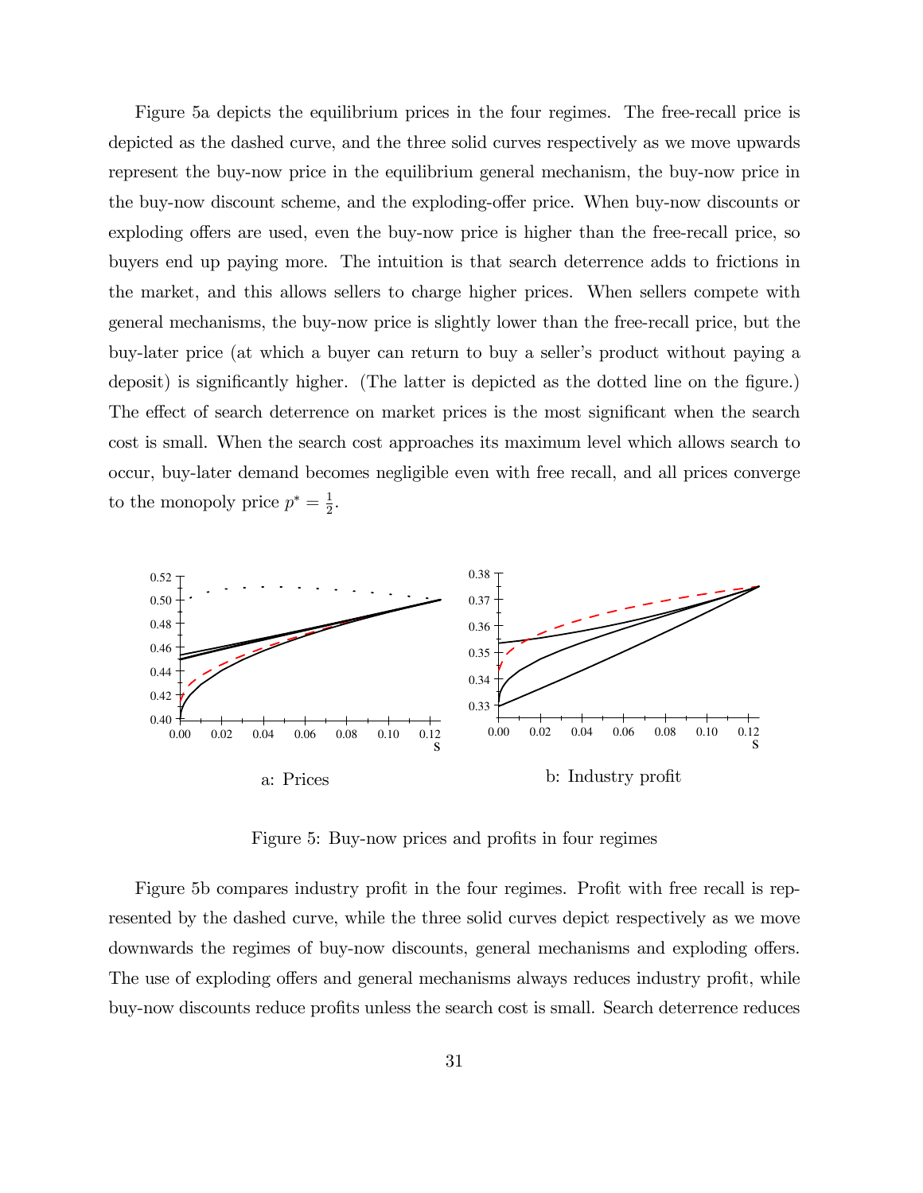Figure 5a depicts the equilibrium prices in the four regimes. The free-recall price is depicted as the dashed curve, and the three solid curves respectively as we move upwards represent the buy-now price in the equilibrium general mechanism, the buy-now price in the buy-now discount scheme, and the exploding-offer price. When buy-now discounts or exploding offers are used, even the buy-now price is higher than the free-recall price, so buyers end up paying more. The intuition is that search deterrence adds to frictions in the market, and this allows sellers to charge higher prices. When sellers compete with general mechanisms, the buy-now price is slightly lower than the free-recall price, but the buy-later price (at which a buyer can return to buy a seller's product without paying a deposit) is significantly higher. (The latter is depicted as the dotted line on the figure.) The effect of search deterrence on market prices is the most significant when the search cost is small. When the search cost approaches its maximum level which allows search to occur, buy-later demand becomes negligible even with free recall, and all prices converge to the monopoly price $p^* = \frac{1}{2}$.

a: Prices

b: Industry profit

Figure 5: Buy-now prices and profits in four regimes

Figure 5b compares industry profit in the four regimes. Profit with free recall is represented by the dashed curve, while the three solid curves depict respectively as we move downwards the regimes of buy-now discounts, general mechanisms and exploding offers. The use of exploding offers and general mechanisms always reduces industry profit, while buy-now discounts reduce profits unless the search cost is small. Search deterrence reduces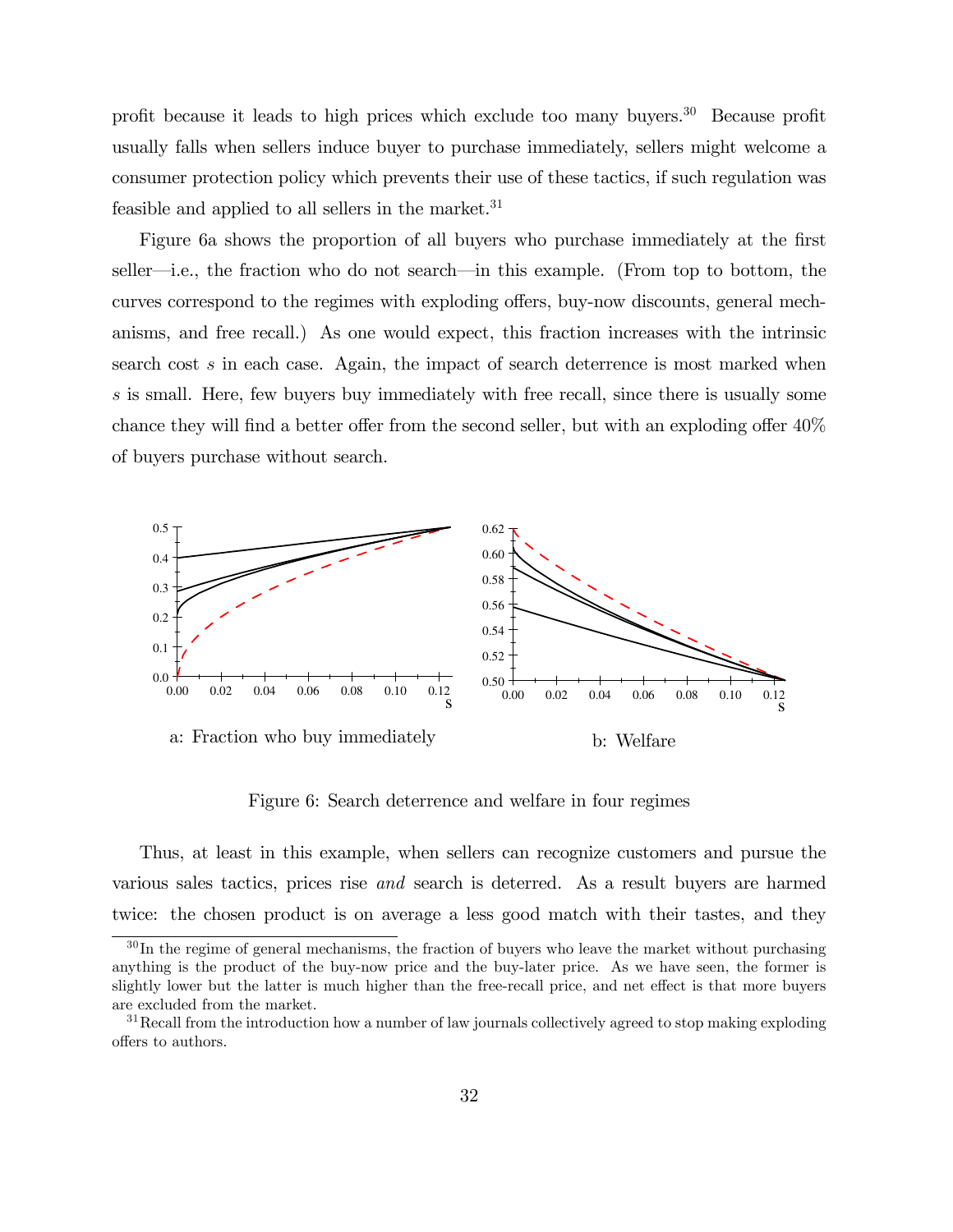profit because it leads to high prices which exclude too many buyers.[30] Because profit usually falls when sellers induce buyer to purchase immediately, sellers might welcome a consumer protection policy which prevents their use of these tactics, if such regulation was feasible and applied to all sellers in the market.[31]

Figure 6a shows the proportion of all buyers who purchase immediately at the first seller—i.e., the fraction who do not search—in this example. (From top to bottom, the curves correspond to the regimes with exploding offers, buy-now discounts, general mechanisms, and free recall.) As one would expect, this fraction increases with the intrinsic search cost $s$ in each case. Again, the impact of search deterrence is most marked when $s$ is small. Here, few buyers buy immediately with free recall, since there is usually some chance they will find a better offer from the second seller, but with an exploding offer 40% of buyers purchase without search.

a: Fraction who buy immediately

b: Welfare

Figure 6: Search deterrence and welfare in four regimes

Thus, at least in this example, when sellers can recognize customers and pursue the various sales tactics, prices rise *and* search is deterred. As a result buyers are harmed twice: the chosen product is on average a less good match with their tastes, and they

[30] In the regime of general mechanisms, the fraction of buyers who leave the market without purchasing anything is the product of the buy-now price and the buy-later price. As we have seen, the former is slightly lower but the latter is much higher than the free-recall price, and net effect is that more buyers are excluded from the market.

[31] Recall from the introduction how a number of law journals collectively agreed to stop making exploding offers to authors.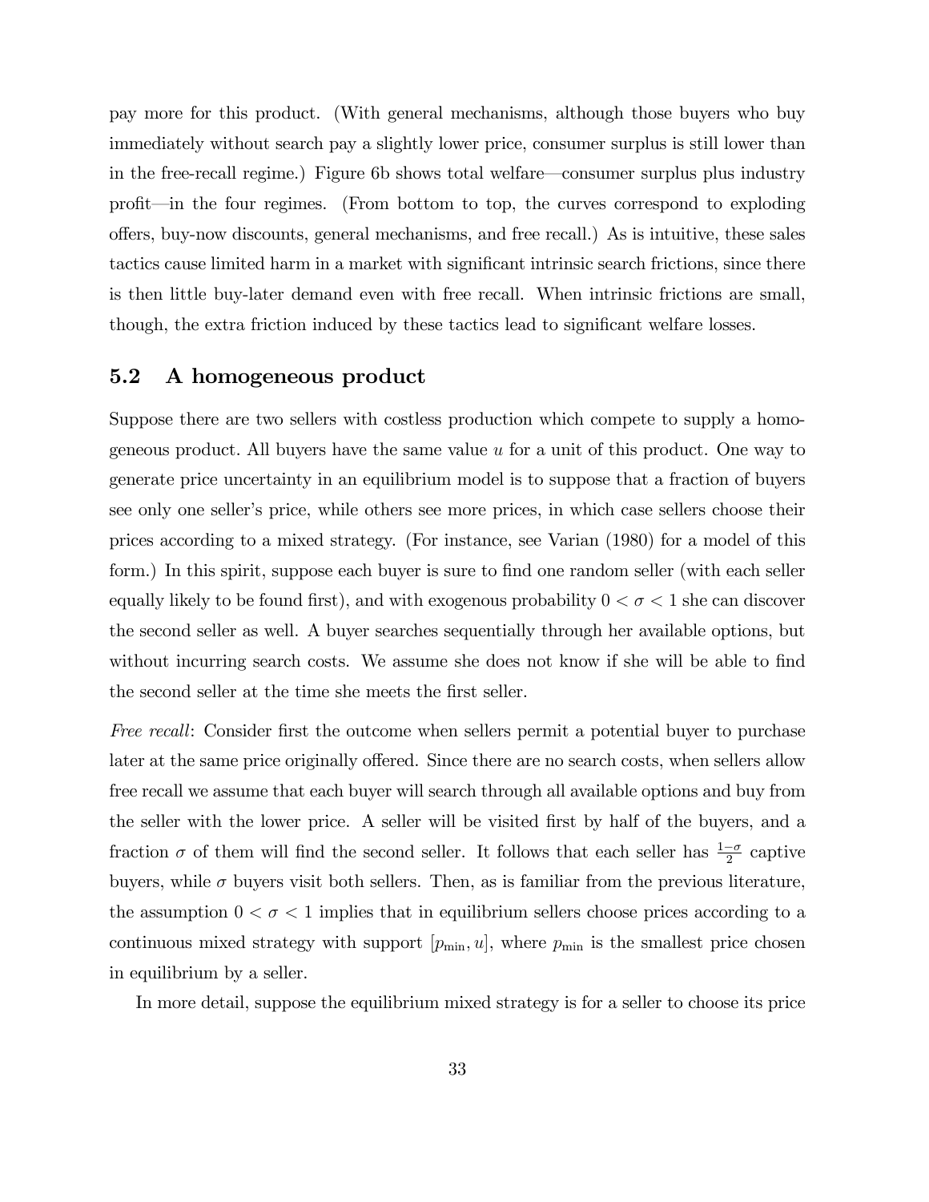pay more for this product. (With general mechanisms, although those buyers who buy immediately without search pay a slightly lower price, consumer surplus is still lower than in the free-recall regime.) Figure 6b shows total welfare—consumer surplus plus industry profit—in the four regimes. (From bottom to top, the curves correspond to exploding offers, buy-now discounts, general mechanisms, and free recall.) As is intuitive, these sales tactics cause limited harm in a market with significant intrinsic search frictions, since there is then little buy-later demand even with free recall. When intrinsic frictions are small, though, the extra friction induced by these tactics lead to significant welfare losses.

## 5.2 A homogeneous product

Suppose there are two sellers with costless production which compete to supply a homogeneous product. All buyers have the same value $u$ for a unit of this product. One way to generate price uncertainty in an equilibrium model is to suppose that a fraction of buyers see only one seller's price, while others see more prices, in which case sellers choose their prices according to a mixed strategy. (For instance, see Varian (1980) for a model of this form.) In this spirit, suppose each buyer is sure to find one random seller (with each seller equally likely to be found first), and with exogenous probability $0 < \sigma < 1$ she can discover the second seller as well. A buyer searches sequentially through her available options, but without incurring search costs. We assume she does not know if she will be able to find the second seller at the time she meets the first seller.

*Free recall*: Consider first the outcome when sellers permit a potential buyer to purchase later at the same price originally offered. Since there are no search costs, when sellers allow free recall we assume that each buyer will search through all available options and buy from the seller with the lower price. A seller will be visited first by half of the buyers, and a fraction $\sigma$ of them will find the second seller. It follows that each seller has $\frac{1-\sigma}{2}$ captive buyers, while $\sigma$ buyers visit both sellers. Then, as is familiar from the previous literature, the assumption $0 < \sigma < 1$ implies that in equilibrium sellers choose prices according to a continuous mixed strategy with support $[p_{\min}, u]$, where $p_{\min}$ is the smallest price chosen in equilibrium by a seller.

In more detail, suppose the equilibrium mixed strategy is for a seller to choose its price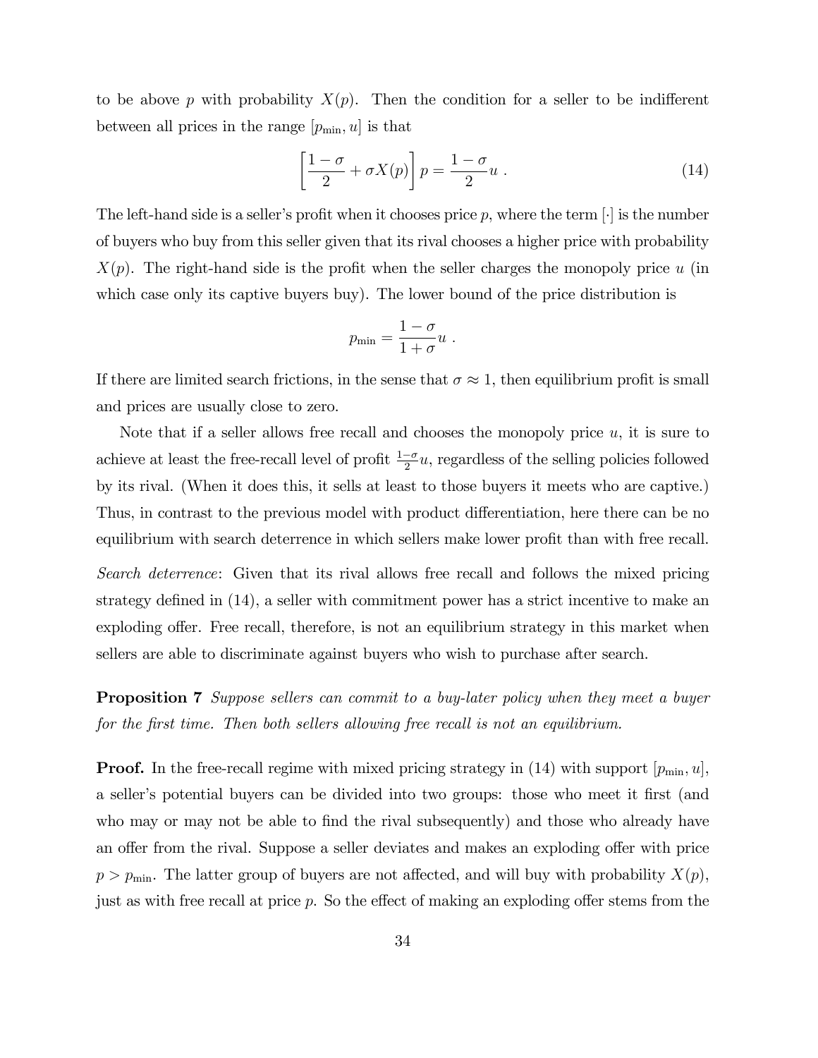to be above $p$ with probability $X(p)$. Then the condition for a seller to be indifferent between all prices in the range $[p_{\min}, u]$ is that

$$\left[\frac{1-\sigma}{2} + \sigma X(p)\right] p = \frac{1-\sigma}{2} u \; . \tag{14}$$

The left-hand side is a seller's profit when it chooses price $p$, where the term $[\cdot]$ is the number of buyers who buy from this seller given that its rival chooses a higher price with probability $X(p)$. The right-hand side is the profit when the seller charges the monopoly price $u$ (in which case only its captive buyers buy). The lower bound of the price distribution is

$$p_{\min} = \frac{1-\sigma}{1+\sigma} u \; .$$

If there are limited search frictions, in the sense that $\sigma \approx 1$, then equilibrium profit is small and prices are usually close to zero.

Note that if a seller allows free recall and chooses the monopoly price $u$, it is sure to achieve at least the free-recall level of profit $\frac{1-\sigma}{2}u$, regardless of the selling policies followed by its rival. (When it does this, it sells at least to those buyers it meets who are captive.) Thus, in contrast to the previous model with product differentiation, here there can be no equilibrium with search deterrence in which sellers make lower profit than with free recall.

*Search deterrence*: Given that its rival allows free recall and follows the mixed pricing strategy defined in (14), a seller with commitment power has a strict incentive to make an exploding offer. Free recall, therefore, is not an equilibrium strategy in this market when sellers are able to discriminate against buyers who wish to purchase after search.

**Proposition 7** *Suppose sellers can commit to a buy-later policy when they meet a buyer for the first time. Then both sellers allowing free recall is not an equilibrium.*

**Proof.** In the free-recall regime with mixed pricing strategy in (14) with support $[p_{\min}, u]$, a seller's potential buyers can be divided into two groups: those who meet it first (and who may or may not be able to find the rival subsequently) and those who already have an offer from the rival. Suppose a seller deviates and makes an exploding offer with price $p > p_{\min}$. The latter group of buyers are not affected, and will buy with probability $X(p)$, just as with free recall at price $p$. So the effect of making an exploding offer stems from the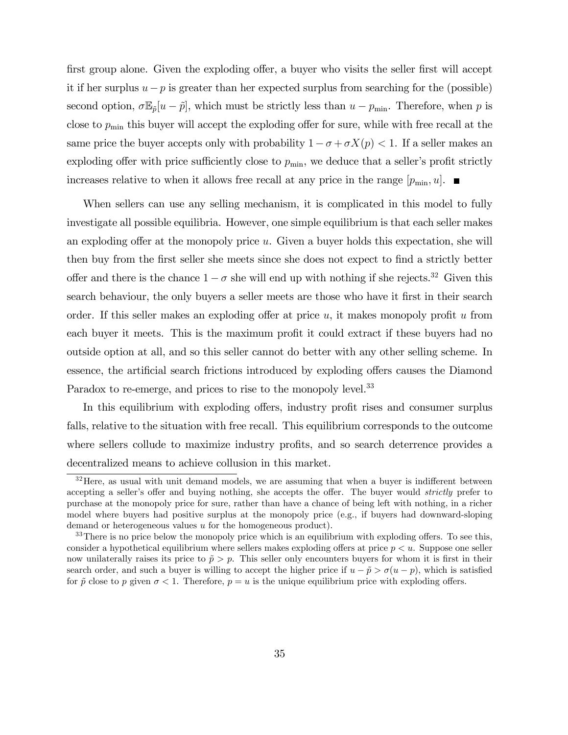first group alone. Given the exploding offer, a buyer who visits the seller first will accept it if her surplus $u - p$ is greater than her expected surplus from searching for the (possible) second option, $\sigma \mathbb{E}_{\tilde{p}}[u - \tilde{p}]$, which must be strictly less than $u - p_{\min}$. Therefore, when $p$ is close to $p_{\min}$ this buyer will accept the exploding offer for sure, while with free recall at the same price the buyer accepts only with probability $1 - \sigma + \sigma X(p) < 1$. If a seller makes an exploding offer with price sufficiently close to $p_{\min}$, we deduce that a seller's profit strictly increases relative to when it allows free recall at any price in the range $[p_{\min}, u]$. ■

When sellers can use any selling mechanism, it is complicated in this model to fully investigate all possible equilibria. However, one simple equilibrium is that each seller makes an exploding offer at the monopoly price $u$. Given a buyer holds this expectation, she will then buy from the first seller she meets since she does not expect to find a strictly better offer and there is the chance $1 - \sigma$ she will end up with nothing if she rejects.[32] Given this search behaviour, the only buyers a seller meets are those who have it first in their search order. If this seller makes an exploding offer at price $u$, it makes monopoly profit $u$ from each buyer it meets. This is the maximum profit it could extract if these buyers had no outside option at all, and so this seller cannot do better with any other selling scheme. In essence, the artificial search frictions introduced by exploding offers causes the Diamond Paradox to re-emerge, and prices to rise to the monopoly level.[33]

In this equilibrium with exploding offers, industry profit rises and consumer surplus falls, relative to the situation with free recall. This equilibrium corresponds to the outcome where sellers collude to maximize industry profits, and so search deterrence provides a decentralized means to achieve collusion in this market.

---

[32] Here, as usual with unit demand models, we are assuming that when a buyer is indifferent between accepting a seller's offer and buying nothing, she accepts the offer. The buyer would *strictly* prefer to purchase at the monopoly price for sure, rather than have a chance of being left with nothing, in a richer model where buyers had positive surplus at the monopoly price (e.g., if buyers had downward-sloping demand or heterogeneous values $u$ for the homogeneous product).

[33] There is no price below the monopoly price which is an equilibrium with exploding offers. To see this, consider a hypothetical equilibrium where sellers makes exploding offers at price $p < u$. Suppose one seller now unilaterally raises its price to $\tilde{p} > p$. This seller only encounters buyers for whom it is first in their search order, and such a buyer is willing to accept the higher price if $u - \tilde{p} > \sigma(u - p)$, which is satisfied for $\tilde{p}$ close to $p$ given $\sigma < 1$. Therefore, $p = u$ is the unique equilibrium price with exploding offers.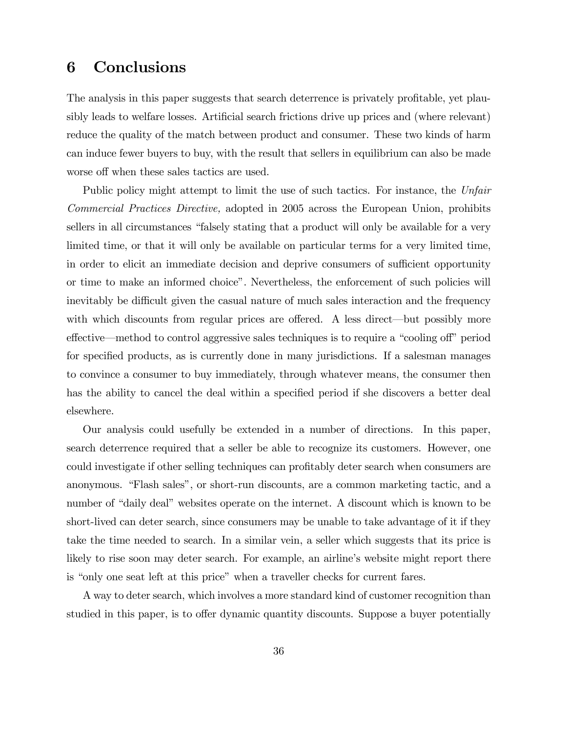# 6 Conclusions

The analysis in this paper suggests that search deterrence is privately profitable, yet plausibly leads to welfare losses. Artificial search frictions drive up prices and (where relevant) reduce the quality of the match between product and consumer. These two kinds of harm can induce fewer buyers to buy, with the result that sellers in equilibrium can also be made worse off when these sales tactics are used.

Public policy might attempt to limit the use of such tactics. For instance, the *Unfair Commercial Practices Directive,* adopted in 2005 across the European Union, prohibits sellers in all circumstances "falsely stating that a product will only be available for a very limited time, or that it will only be available on particular terms for a very limited time, in order to elicit an immediate decision and deprive consumers of sufficient opportunity or time to make an informed choice". Nevertheless, the enforcement of such policies will inevitably be difficult given the casual nature of much sales interaction and the frequency with which discounts from regular prices are offered. A less direct—but possibly more effective—method to control aggressive sales techniques is to require a "cooling off" period for specified products, as is currently done in many jurisdictions. If a salesman manages to convince a consumer to buy immediately, through whatever means, the consumer then has the ability to cancel the deal within a specified period if she discovers a better deal elsewhere.

Our analysis could usefully be extended in a number of directions. In this paper, search deterrence required that a seller be able to recognize its customers. However, one could investigate if other selling techniques can profitably deter search when consumers are anonymous. "Flash sales", or short-run discounts, are a common marketing tactic, and a number of "daily deal" websites operate on the internet. A discount which is known to be short-lived can deter search, since consumers may be unable to take advantage of it if they take the time needed to search. In a similar vein, a seller which suggests that its price is likely to rise soon may deter search. For example, an airline's website might report there is "only one seat left at this price" when a traveller checks for current fares.

A way to deter search, which involves a more standard kind of customer recognition than studied in this paper, is to offer dynamic quantity discounts. Suppose a buyer potentially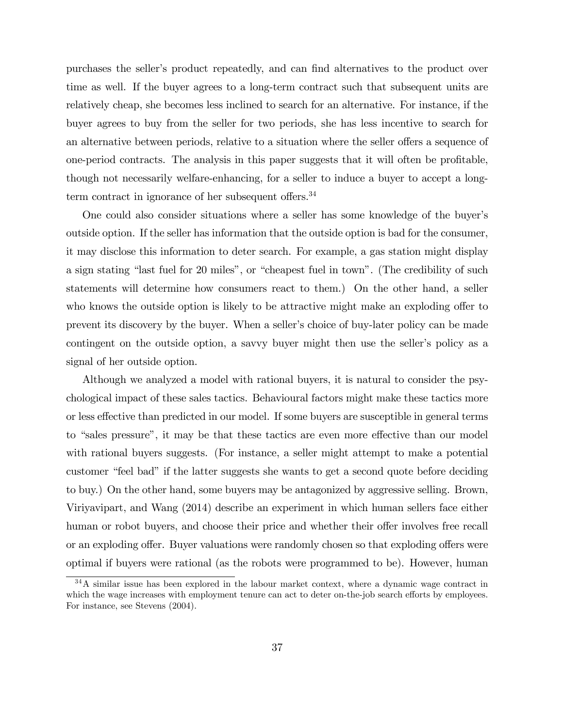purchases the seller's product repeatedly, and can find alternatives to the product over time as well. If the buyer agrees to a long-term contract such that subsequent units are relatively cheap, she becomes less inclined to search for an alternative. For instance, if the buyer agrees to buy from the seller for two periods, she has less incentive to search for an alternative between periods, relative to a situation where the seller offers a sequence of one-period contracts. The analysis in this paper suggests that it will often be profitable, though not necessarily welfare-enhancing, for a seller to induce a buyer to accept a long-term contract in ignorance of her subsequent offers.[34]

One could also consider situations where a seller has some knowledge of the buyer's outside option. If the seller has information that the outside option is bad for the consumer, it may disclose this information to deter search. For example, a gas station might display a sign stating "last fuel for 20 miles", or "cheapest fuel in town". (The credibility of such statements will determine how consumers react to them.) On the other hand, a seller who knows the outside option is likely to be attractive might make an exploding offer to prevent its discovery by the buyer. When a seller's choice of buy-later policy can be made contingent on the outside option, a savvy buyer might then use the seller's policy as a signal of her outside option.

Although we analyzed a model with rational buyers, it is natural to consider the psychological impact of these sales tactics. Behavioural factors might make these tactics more or less effective than predicted in our model. If some buyers are susceptible in general terms to "sales pressure", it may be that these tactics are even more effective than our model with rational buyers suggests. (For instance, a seller might attempt to make a potential customer "feel bad" if the latter suggests she wants to get a second quote before deciding to buy.) On the other hand, some buyers may be antagonized by aggressive selling. Brown, Viriyavipart, and Wang (2014) describe an experiment in which human sellers face either human or robot buyers, and choose their price and whether their offer involves free recall or an exploding offer. Buyer valuations were randomly chosen so that exploding offers were optimal if buyers were rational (as the robots were programmed to be). However, human

[34] A similar issue has been explored in the labour market context, where a dynamic wage contract in which the wage increases with employment tenure can act to deter on-the-job search efforts by employees. For instance, see Stevens (2004).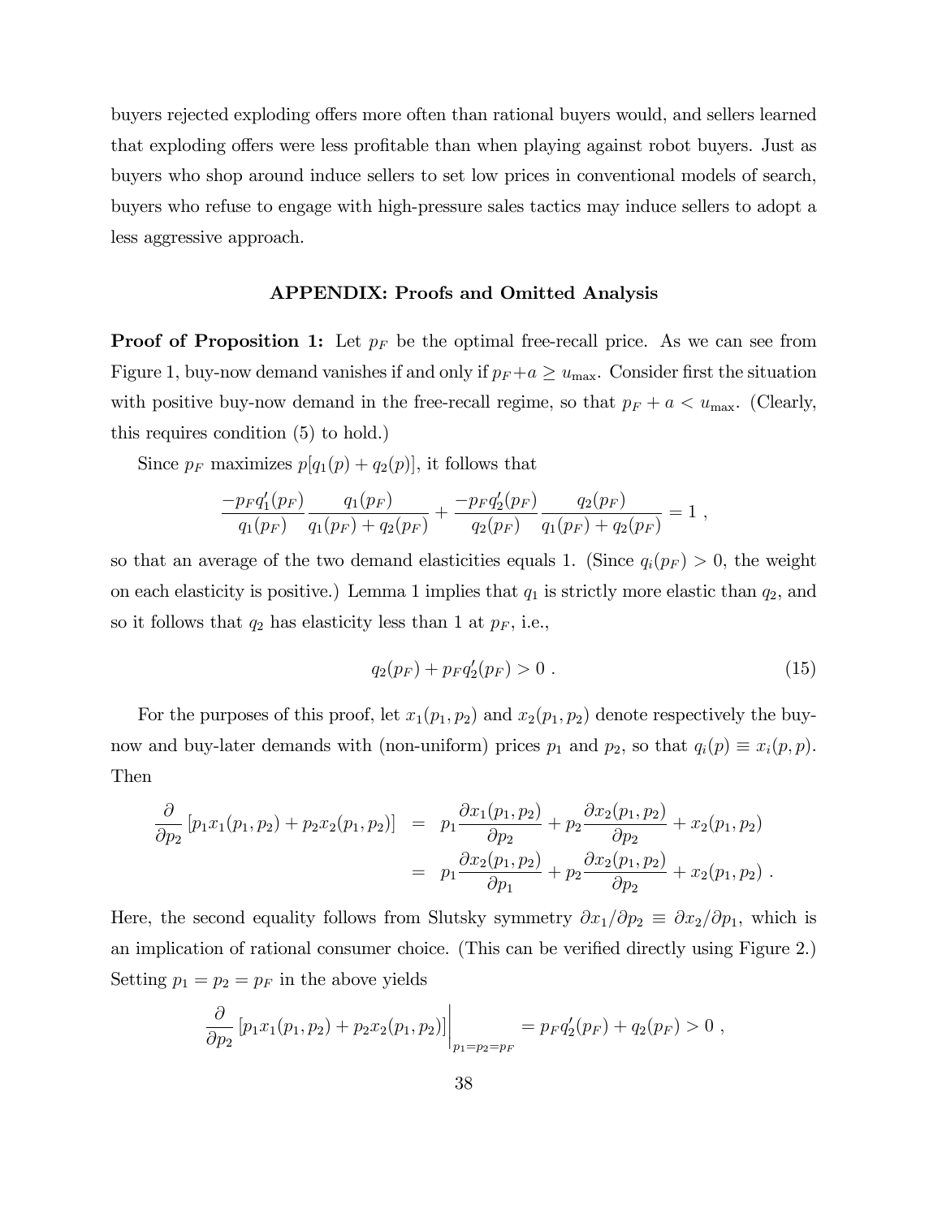buyers rejected exploding offers more often than rational buyers would, and sellers learned that exploding offers were less profitable than when playing against robot buyers. Just as buyers who shop around induce sellers to set low prices in conventional models of search, buyers who refuse to engage with high-pressure sales tactics may induce sellers to adopt a less aggressive approach.

## APPENDIX: Proofs and Omitted Analysis

**Proof of Proposition 1:** Let $p_F$ be the optimal free-recall price. As we can see from Figure 1, buy-now demand vanishes if and only if $p_F + a \geq u_{\max}$. Consider first the situation with positive buy-now demand in the free-recall regime, so that $p_F + a < u_{\max}$. (Clearly, this requires condition (5) to hold.)

Since $p_F$ maximizes $p[q_1(p) + q_2(p)]$, it follows that

$$\frac{-p_F q_1'(p_F)}{q_1(p_F)} \frac{q_1(p_F)}{q_1(p_F) + q_2(p_F)} + \frac{-p_F q_2'(p_F)}{q_2(p_F)} \frac{q_2(p_F)}{q_1(p_F) + q_2(p_F)} = 1 \ ,$$

so that an average of the two demand elasticities equals 1. (Since $q_i(p_F) > 0$, the weight on each elasticity is positive.) Lemma 1 implies that $q_1$ is strictly more elastic than $q_2$, and so it follows that $q_2$ has elasticity less than 1 at $p_F$, i.e.,

$$q_2(p_F) + p_F q_2'(p_F) > 0 \ . \tag{15}$$

For the purposes of this proof, let $x_1(p_1, p_2)$ and $x_2(p_1, p_2)$ denote respectively the buy-now and buy-later demands with (non-uniform) prices $p_1$ and $p_2$, so that $q_i(p) \equiv x_i(p, p)$. Then

$$\begin{aligned} \frac{\partial}{\partial p_2} \left[ p_1 x_1(p_1, p_2) + p_2 x_2(p_1, p_2) \right] &= p_1 \frac{\partial x_1(p_1, p_2)}{\partial p_2} + p_2 \frac{\partial x_2(p_1, p_2)}{\partial p_2} + x_2(p_1, p_2) \\ &= p_1 \frac{\partial x_2(p_1, p_2)}{\partial p_1} + p_2 \frac{\partial x_2(p_1, p_2)}{\partial p_2} + x_2(p_1, p_2) \ . \end{aligned}$$

Here, the second equality follows from Slutsky symmetry $\partial x_1 / \partial p_2 \equiv \partial x_2 / \partial p_1$, which is an implication of rational consumer choice. (This can be verified directly using Figure 2.) Setting $p_1 = p_2 = p_F$ in the above yields

$$\left. \frac{\partial}{\partial p_2} \left[ p_1 x_1(p_1, p_2) + p_2 x_2(p_1, p_2) \right] \right|_{p_1 = p_2 = p_F} = p_F q_2'(p_F) + q_2(p_F) > 0 \ ,$$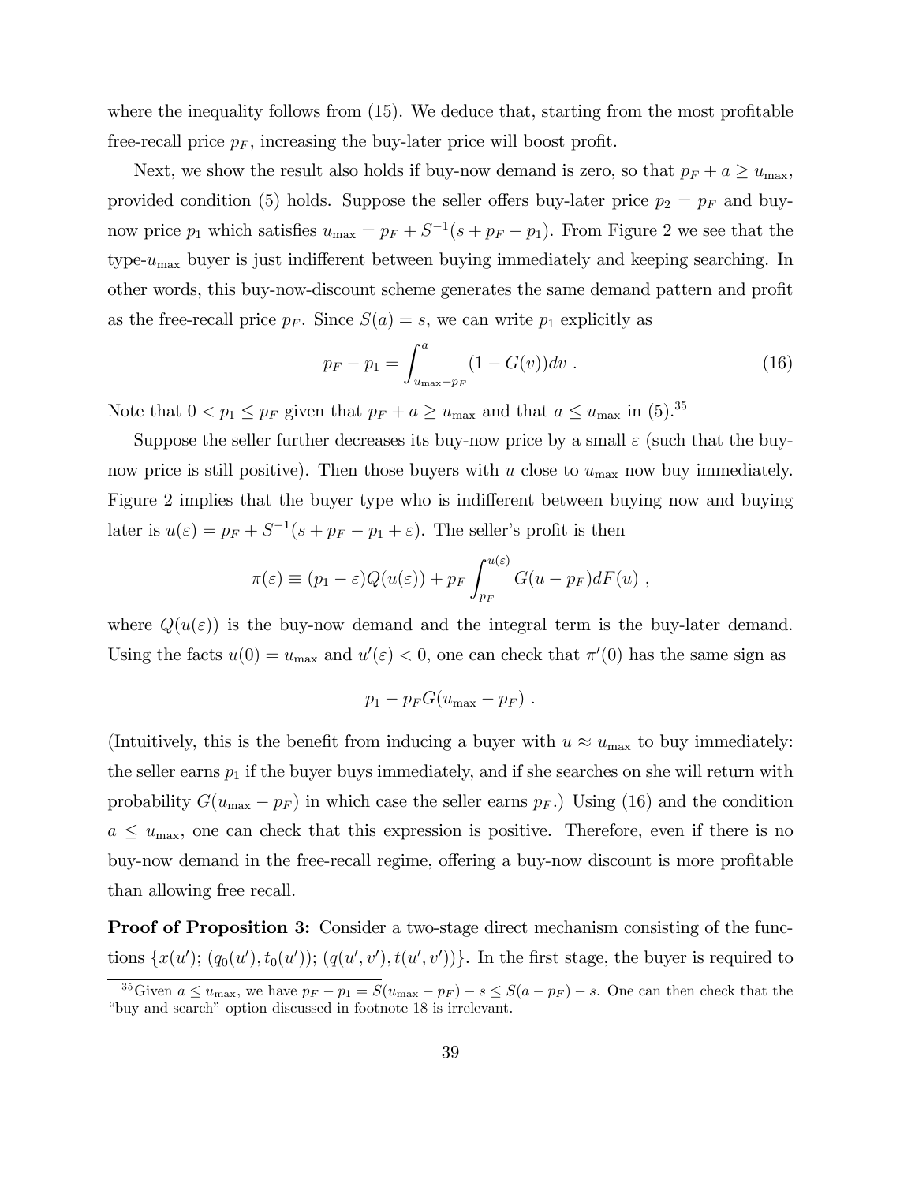where the inequality follows from (15). We deduce that, starting from the most profitable free-recall price $p_F$, increasing the buy-later price will boost profit.

Next, we show the result also holds if buy-now demand is zero, so that $p_F + a \geq u_{\max}$, provided condition (5) holds. Suppose the seller offers buy-later price $p_2 = p_F$ and buy-now price $p_1$ which satisfies $u_{\max} = p_F + S^{-1}(s + p_F - p_1)$. From Figure 2 we see that the type-$u_{\max}$ buyer is just indifferent between buying immediately and keeping searching. In other words, this buy-now-discount scheme generates the same demand pattern and profit as the free-recall price $p_F$. Since $S(a) = s$, we can write $p_1$ explicitly as

$$p_F - p_1 = \int_{u_{\max}-p_F}^{a} (1 - G(v))dv \ . \tag{16}$$

Note that $0 < p_1 \leq p_F$ given that $p_F + a \geq u_{\max}$ and that $a \leq u_{\max}$ in (5).[35]

Suppose the seller further decreases its buy-now price by a small $\varepsilon$ (such that the buy-now price is still positive). Then those buyers with $u$ close to $u_{\max}$ now buy immediately. Figure 2 implies that the buyer type who is indifferent between buying now and buying later is $u(\varepsilon) = p_F + S^{-1}(s + p_F - p_1 + \varepsilon)$. The seller's profit is then

$$\pi(\varepsilon) \equiv (p_1 - \varepsilon)Q(u(\varepsilon)) + p_F \int_{p_F}^{u(\varepsilon)} G(u - p_F)dF(u) \ ,$$

where $Q(u(\varepsilon))$ is the buy-now demand and the integral term is the buy-later demand. Using the facts $u(0) = u_{\max}$ and $u'(\varepsilon) < 0$, one can check that $\pi'(0)$ has the same sign as

$$p_1 - p_F G(u_{\max} - p_F) \ .$$

(Intuitively, this is the benefit from inducing a buyer with $u \approx u_{\max}$ to buy immediately: the seller earns $p_1$ if the buyer buys immediately, and if she searches on she will return with probability $G(u_{\max} - p_F)$ in which case the seller earns $p_F$.) Using (16) and the condition $a \leq u_{\max}$, one can check that this expression is positive. Therefore, even if there is no buy-now demand in the free-recall regime, offering a buy-now discount is more profitable than allowing free recall.

**Proof of Proposition 3:** Consider a two-stage direct mechanism consisting of the functions $\{x(u'); (q_0(u'), t_0(u')); (q(u', v'), t(u', v'))\}$. In the first stage, the buyer is required to

[35] Given $a \leq u_{\max}$, we have $p_F - p_1 = S(u_{\max} - p_F) - s \leq S(a - p_F) - s$. One can then check that the "buy and search" option discussed in footnote 18 is irrelevant.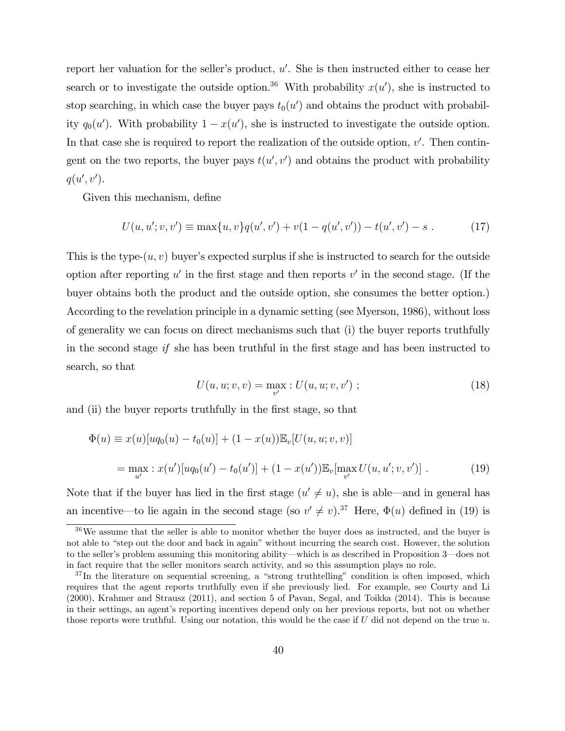report her valuation for the seller's product, $u'$. She is then instructed either to cease her search or to investigate the outside option.[36] With probability $x(u')$, she is instructed to stop searching, in which case the buyer pays $t_0(u')$ and obtains the product with probability $q_0(u')$. With probability $1 - x(u')$, she is instructed to investigate the outside option. In that case she is required to report the realization of the outside option, $v'$. Then contingent on the two reports, the buyer pays $t(u', v')$ and obtains the product with probability $q(u', v')$.

Given this mechanism, define

$$U(u, u'; v, v') \equiv \max\{u, v\}q(u', v') + v(1 - q(u', v')) - t(u', v') - s \ . \tag{17}$$

This is the type-$(u, v)$ buyer's expected surplus if she is instructed to search for the outside option after reporting $u'$ in the first stage and then reports $v'$ in the second stage. (If the buyer obtains both the product and the outside option, she consumes the better option.) According to the revelation principle in a dynamic setting (see Myerson, 1986), without loss of generality we can focus on direct mechanisms such that (i) the buyer reports truthfully in the second stage *if* she has been truthful in the first stage and has been instructed to search, so that

$$U(u, u; v, v) = \max_{v'} : U(u, u; v, v') \ ; \tag{18}$$

and (ii) the buyer reports truthfully in the first stage, so that

$$\begin{aligned} \Phi(u) &\equiv x(u)[uq_0(u) - t_0(u)] + (1 - x(u))\mathbb{E}_v[U(u, u; v, v)] \\ &= \max_{u'} : x(u')[uq_0(u') - t_0(u')] + (1 - x(u'))\mathbb{E}_v[\max_{v'} U(u, u'; v, v')] \ . \end{aligned} \tag{19}$$

Note that if the buyer has lied in the first stage ($u' \neq u$), she is able—and in general has an incentive—to lie again in the second stage (so $v' \neq v$).[37] Here, $\Phi(u)$ defined in (19) is

[36] We assume that the seller is able to monitor whether the buyer does as instructed, and the buyer is not able to "step out the door and back in again" without incurring the search cost. However, the solution to the seller's problem assuming this monitoring ability—which is as described in Proposition 3—does not in fact require that the seller monitors search activity, and so this assumption plays no role.

[37] In the literature on sequential screening, a "strong truthtelling" condition is often imposed, which requires that the agent reports truthfully even if she previously lied. For example, see Courty and Li (2000), Krahmer and Strausz (2011), and section 5 of Pavan, Segal, and Toikka (2014). This is because in their settings, an agent's reporting incentives depend only on her previous reports, but not on whether those reports were truthful. Using our notation, this would be the case if $U$ did not depend on the true $u$.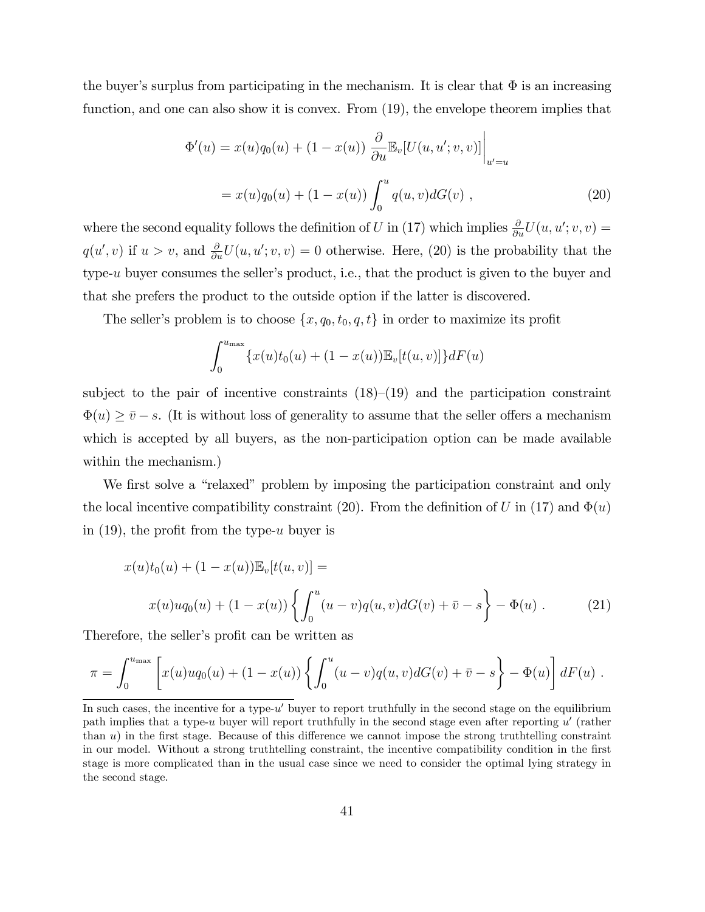the buyer's surplus from participating in the mechanism. It is clear that $\Phi$ is an increasing function, and one can also show it is convex. From (19), the envelope theorem implies that

$$
\begin{aligned}
\Phi'(u) &= x(u)q_0(u) + (1-x(u))\left.\frac{\partial}{\partial u}\mathbb{E}_v[U(u,u';v,v)]\right|_{u'=u} \\
&= x(u)q_0(u) + (1-x(u))\int_0^u q(u,v)dG(v) \,, \qquad (20)
\end{aligned}
$$

where the second equality follows the definition of $U$ in (17) which implies $\frac{\partial}{\partial u}U(u,u';v,v) = q(u',v)$ if $u > v$, and $\frac{\partial}{\partial u}U(u,u';v,v) = 0$ otherwise. Here, (20) is the probability that the type-$u$ buyer consumes the seller's product, i.e., that the product is given to the buyer and that she prefers the product to the outside option if the latter is discovered.

The seller's problem is to choose $\{x, q_0, t_0, q, t\}$ in order to maximize its profit

$$
\int_0^{u_{\max}} \{x(u)t_0(u) + (1-x(u))\mathbb{E}_v[t(u,v)]\}dF(u)
$$

subject to the pair of incentive constraints (18)–(19) and the participation constraint $\Phi(u) \geq \bar{v} - s$. (It is without loss of generality to assume that the seller offers a mechanism which is accepted by all buyers, as the non-participation option can be made available within the mechanism.)

We first solve a "relaxed" problem by imposing the participation constraint and only the local incentive compatibility constraint (20). From the definition of $U$ in (17) and $\Phi(u)$ in (19), the profit from the type-$u$ buyer is

$$
\begin{aligned}
&x(u)t_0(u) + (1-x(u))\mathbb{E}_v[t(u,v)] = \\
&\qquad x(u)uq_0(u) + (1-x(u))\left\{\int_0^u (u-v)q(u,v)dG(v) + \bar{v} - s\right\} - \Phi(u) \,. \qquad (21)
\end{aligned}
$$

Therefore, the seller's profit can be written as

$$
\pi = \int_0^{u_{\max}} \left[x(u)uq_0(u) + (1-x(u))\left\{\int_0^u (u-v)q(u,v)dG(v) + \bar{v} - s\right\} - \Phi(u)\right] dF(u) \,.
$$

---

In such cases, the incentive for a type-$u'$ buyer to report truthfully in the second stage on the equilibrium path implies that a type-$u$ buyer will report truthfully in the second stage even after reporting $u'$ (rather than $u$) in the first stage. Because of this difference we cannot impose the strong truthtelling constraint in our model. Without a strong truthtelling constraint, the incentive compatibility condition in the first stage is more complicated than in the usual case since we need to consider the optimal lying strategy in the second stage.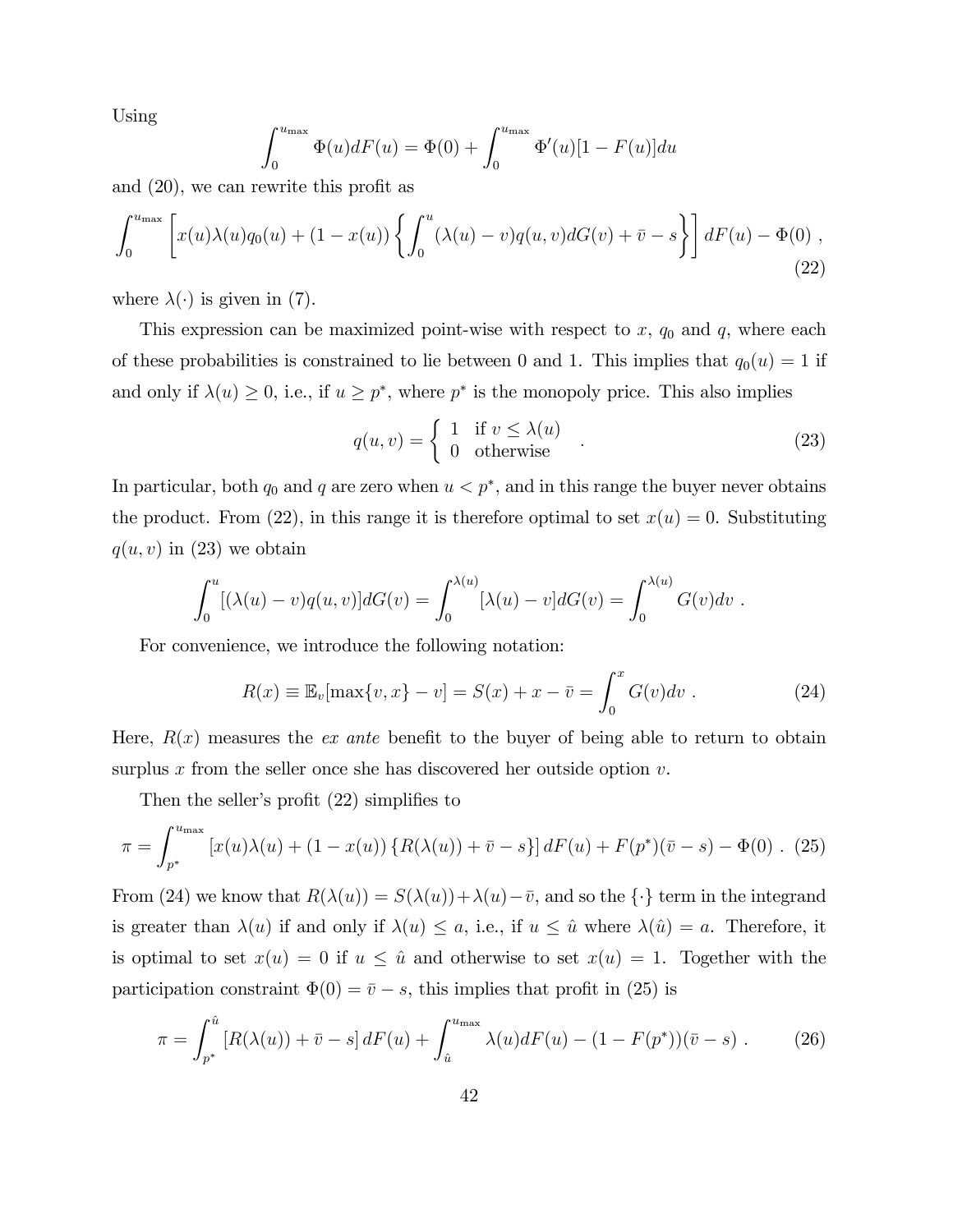Using

$$\int_0^{u_{\max}} \Phi(u)dF(u) = \Phi(0) + \int_0^{u_{\max}} \Phi'(u)[1-F(u)]du$$

and (20), we can rewrite this profit as

$$\int_0^{u_{\max}} \left[ x(u)\lambda(u)q_0(u) + (1-x(u))\left\{ \int_0^u (\lambda(u)-v)q(u,v)dG(v) + \bar{v} - s \right\} \right] dF(u) - \Phi(0) \ , \tag{22}$$

where $\lambda(\cdot)$ is given in (7).

This expression can be maximized point-wise with respect to $x$, $q_0$ and $q$, where each of these probabilities is constrained to lie between 0 and 1. This implies that $q_0(u) = 1$ if and only if $\lambda(u) \geq 0$, i.e., if $u \geq p^*$, where $p^*$ is the monopoly price. This also implies

$$q(u,v) = \begin{cases} 1 & \text{if } v \leq \lambda(u) \\ 0 & \text{otherwise} \end{cases} . \tag{23}$$

In particular, both $q_0$ and $q$ are zero when $u < p^*$, and in this range the buyer never obtains the product. From (22), in this range it is therefore optimal to set $x(u) = 0$. Substituting $q(u,v)$ in (23) we obtain

$$\int_0^u [(\lambda(u)-v)q(u,v)]dG(v) = \int_0^{\lambda(u)} [\lambda(u)-v]dG(v) = \int_0^{\lambda(u)} G(v)dv \ .$$

For convenience, we introduce the following notation:

$$R(x) \equiv \mathbb{E}_v[\max\{v,x\} - v] = S(x) + x - \bar{v} = \int_0^x G(v)dv \ . \tag{24}$$

Here, $R(x)$ measures the *ex ante* benefit to the buyer of being able to return to obtain surplus $x$ from the seller once she has discovered her outside option $v$.

Then the seller's profit (22) simplifies to

$$\pi = \int_{p^*}^{u_{\max}} [x(u)\lambda(u) + (1-x(u))\{R(\lambda(u)) + \bar{v} - s\}] \, dF(u) + F(p^*)(\bar{v}-s) - \Phi(0) \ . \tag{25}$$

From (24) we know that $R(\lambda(u)) = S(\lambda(u)) + \lambda(u) - \bar{v}$, and so the $\{\cdot\}$ term in the integrand is greater than $\lambda(u)$ if and only if $\lambda(u) \leq a$, i.e., if $u \leq \hat{u}$ where $\lambda(\hat{u}) = a$. Therefore, it is optimal to set $x(u) = 0$ if $u \leq \hat{u}$ and otherwise to set $x(u) = 1$. Together with the participation constraint $\Phi(0) = \bar{v} - s$, this implies that profit in (25) is

$$\pi = \int_{p^*}^{\hat{u}} [R(\lambda(u)) + \bar{v} - s] \, dF(u) + \int_{\hat{u}}^{u_{\max}} \lambda(u)dF(u) - (1 - F(p^*))(\bar{v}-s) \ . \tag{26}$$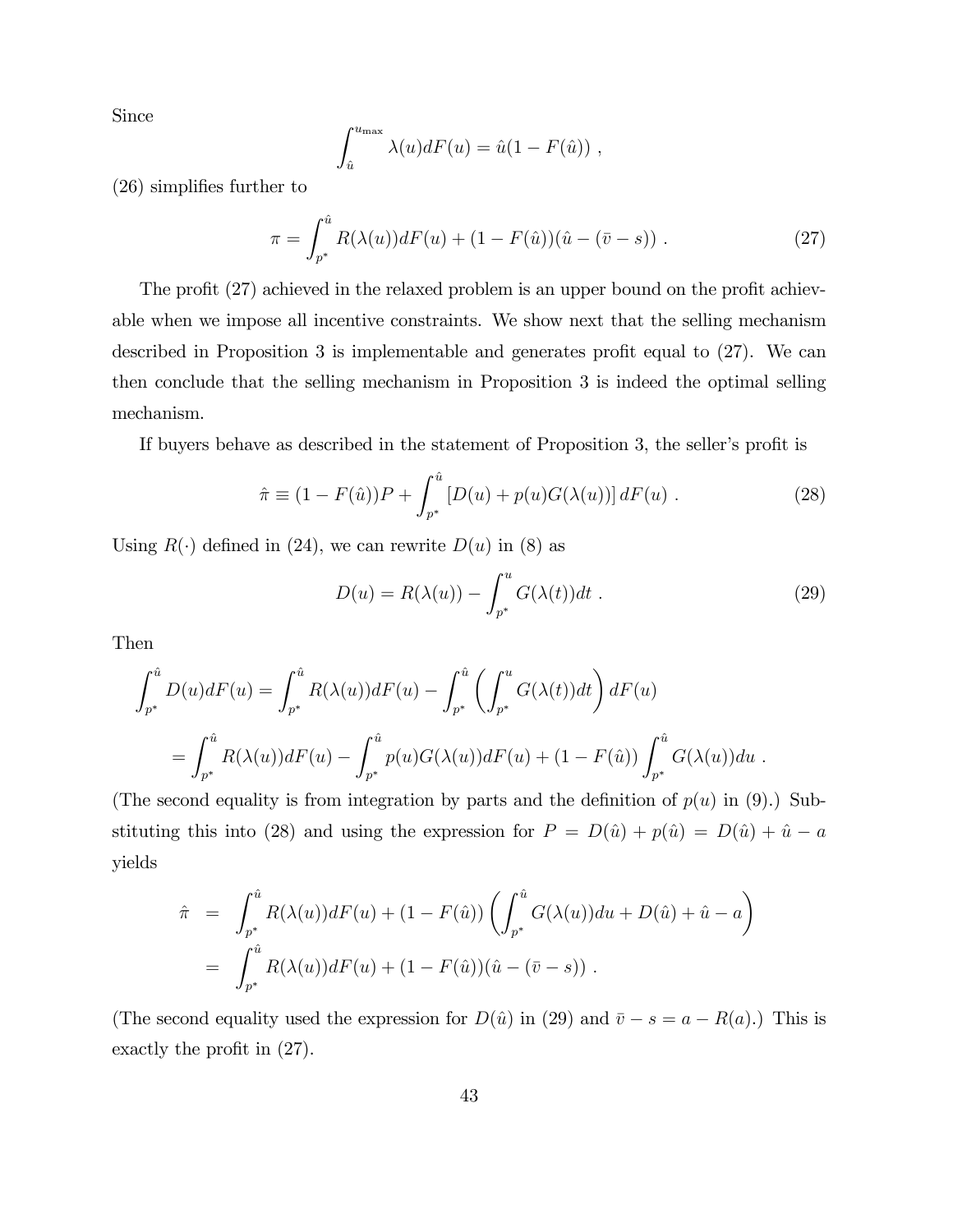Since

$$\int_{\hat{u}}^{u_{\max}} \lambda(u) dF(u) = \hat{u}(1 - F(\hat{u})) \ ,$$

(26) simplifies further to

$$\pi = \int_{p^*}^{\hat{u}} R(\lambda(u)) dF(u) + (1 - F(\hat{u}))(\hat{u} - (\bar{v} - s)) \ . \tag{27}$$

The profit (27) achieved in the relaxed problem is an upper bound on the profit achievable when we impose all incentive constraints. We show next that the selling mechanism described in Proposition 3 is implementable and generates profit equal to (27). We can then conclude that the selling mechanism in Proposition 3 is indeed the optimal selling mechanism.

If buyers behave as described in the statement of Proposition 3, the seller's profit is

$$\hat{\pi} \equiv (1 - F(\hat{u}))P + \int_{p^*}^{\hat{u}} \left[ D(u) + p(u) G(\lambda(u)) \right] dF(u) \ . \tag{28}$$

Using $R(\cdot)$ defined in (24), we can rewrite $D(u)$ in (8) as

$$D(u) = R(\lambda(u)) - \int_{p^*}^{u} G(\lambda(t)) dt \ . \tag{29}$$

Then

$$\int_{p^*}^{\hat{u}} D(u) dF(u) = \int_{p^*}^{\hat{u}} R(\lambda(u)) dF(u) - \int_{p^*}^{\hat{u}} \left( \int_{p^*}^{u} G(\lambda(t)) dt \right) dF(u)$$

$$= \int_{p^*}^{\hat{u}} R(\lambda(u)) dF(u) - \int_{p^*}^{\hat{u}} p(u) G(\lambda(u)) dF(u) + (1 - F(\hat{u})) \int_{p^*}^{\hat{u}} G(\lambda(u)) du \ .$$

(The second equality is from integration by parts and the definition of $p(u)$ in (9).) Substituting this into (28) and using the expression for $P = D(\hat{u}) + p(\hat{u}) = D(\hat{u}) + \hat{u} - a$ yields

$$\begin{aligned}
\hat{\pi} &= \int_{p^*}^{\hat{u}} R(\lambda(u)) dF(u) + (1 - F(\hat{u})) \left( \int_{p^*}^{\hat{u}} G(\lambda(u)) du + D(\hat{u}) + \hat{u} - a \right) \\
&= \int_{p^*}^{\hat{u}} R(\lambda(u)) dF(u) + (1 - F(\hat{u}))(\hat{u} - (\bar{v} - s)) \ .
\end{aligned}$$

(The second equality used the expression for $D(\hat{u})$ in (29) and $\bar{v} - s = a - R(a)$.) This is exactly the profit in (27).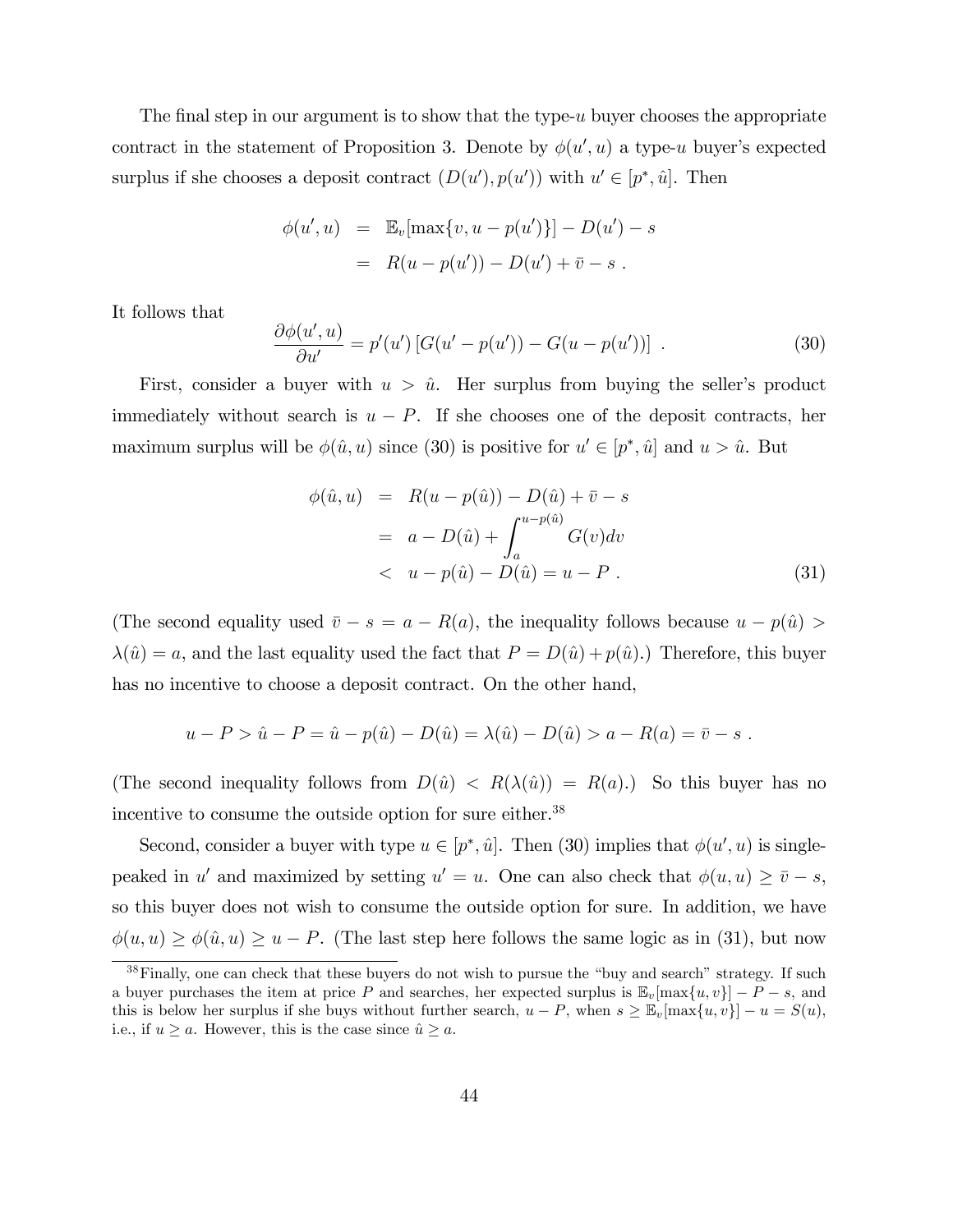The final step in our argument is to show that the type-$u$ buyer chooses the appropriate contract in the statement of Proposition 3. Denote by $\phi(u', u)$ a type-$u$ buyer's expected surplus if she chooses a deposit contract $(D(u'), p(u'))$ with $u' \in [p^*, \hat{u}]$. Then

$$
\begin{aligned}
\phi(u', u) &= \mathbb{E}_v[\max\{v, u - p(u')\}] - D(u') - s \\
&= R(u - p(u')) - D(u') + \bar{v} - s \ .
\end{aligned}
$$

It follows that

$$
\frac{\partial \phi(u', u)}{\partial u'} = p'(u') \left[ G(u' - p(u')) - G(u - p(u')) \right] \ . \tag{30}
$$

First, consider a buyer with $u > \hat{u}$. Her surplus from buying the seller's product immediately without search is $u - P$. If she chooses one of the deposit contracts, her maximum surplus will be $\phi(\hat{u}, u)$ since (30) is positive for $u' \in [p^*, \hat{u}]$ and $u > \hat{u}$. But

$$
\begin{aligned}
\phi(\hat{u}, u) &= R(u - p(\hat{u})) - D(\hat{u}) + \bar{v} - s \\
&= a - D(\hat{u}) + \int_a^{u - p(\hat{u})} G(v) dv \\
&< u - p(\hat{u}) - D(\hat{u}) = u - P \ .
\end{aligned} \tag{31}
$$

(The second equality used $\bar{v} - s = a - R(a)$, the inequality follows because $u - p(\hat{u}) > \lambda(\hat{u}) = a$, and the last equality used the fact that $P = D(\hat{u}) + p(\hat{u})$.) Therefore, this buyer has no incentive to choose a deposit contract. On the other hand,

$$
u - P > \hat{u} - P = \hat{u} - p(\hat{u}) - D(\hat{u}) = \lambda(\hat{u}) - D(\hat{u}) > a - R(a) = \bar{v} - s \ .
$$

(The second inequality follows from $D(\hat{u}) < R(\lambda(\hat{u})) = R(a)$.) So this buyer has no incentive to consume the outside option for sure either.[38]

Second, consider a buyer with type $u \in [p^*, \hat{u}]$. Then (30) implies that $\phi(u', u)$ is single-peaked in $u'$ and maximized by setting $u' = u$. One can also check that $\phi(u, u) \geq \bar{v} - s$, so this buyer does not wish to consume the outside option for sure. In addition, we have $\phi(u, u) \geq \phi(\hat{u}, u) \geq u - P$. (The last step here follows the same logic as in (31), but now

[38] Finally, one can check that these buyers do not wish to pursue the "buy and search" strategy. If such a buyer purchases the item at price $P$ and searches, her expected surplus is $\mathbb{E}_v[\max\{u, v\}] - P - s$, and this is below her surplus if she buys without further search, $u - P$, when $s \geq \mathbb{E}_v[\max\{u, v\}] - u = S(u)$, i.e., if $u \geq a$. However, this is the case since $\hat{u} \geq a$.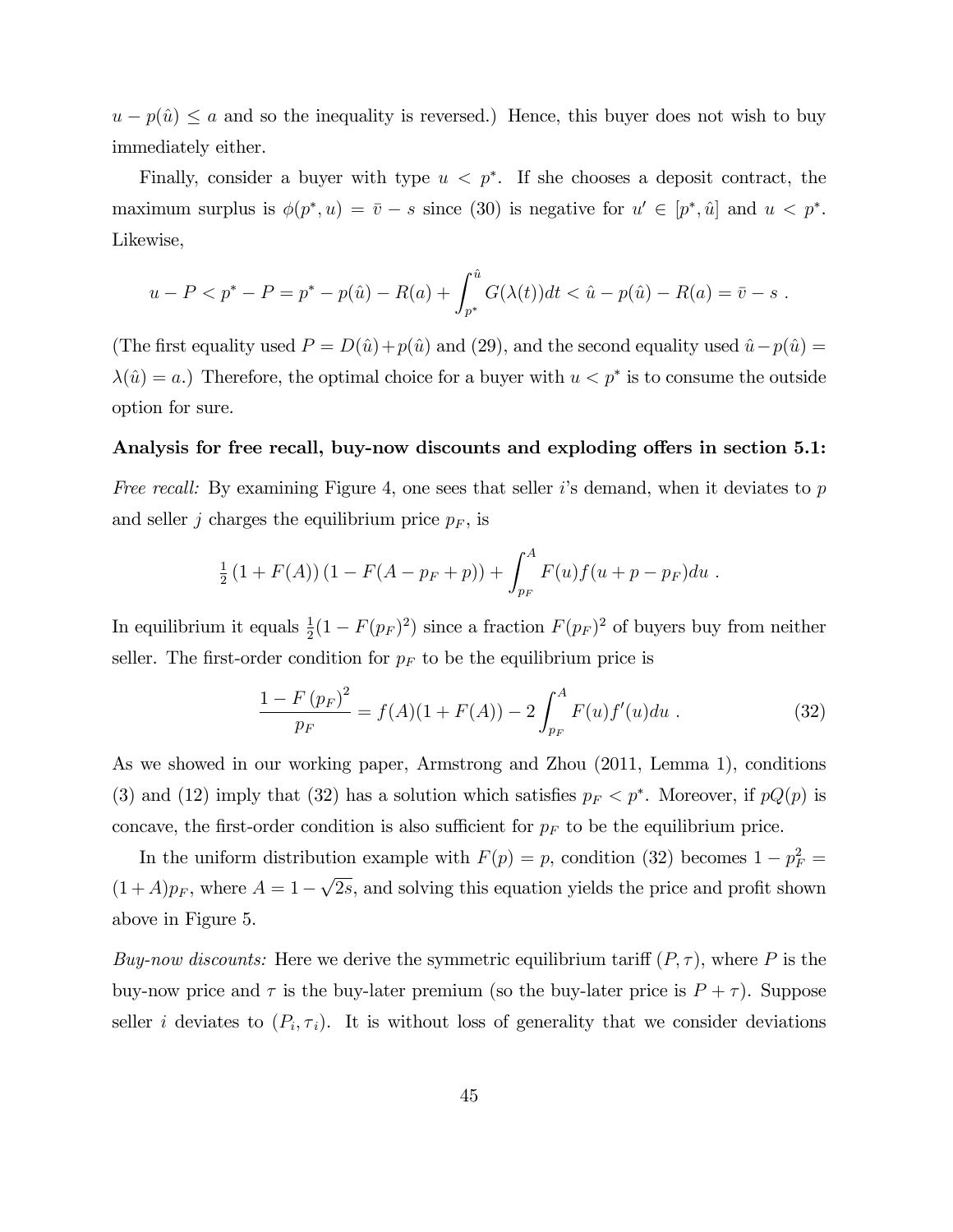$u - p(\hat{u}) \leq a$ and so the inequality is reversed.) Hence, this buyer does not wish to buy immediately either.

Finally, consider a buyer with type $u < p^*$. If she chooses a deposit contract, the maximum surplus is $\phi(p^*, u) = \bar{v} - s$ since (30) is negative for $u' \in [p^*, \hat{u}]$ and $u < p^*$. Likewise,

$$u - P < p^* - P = p^* - p(\hat{u}) - R(a) + \int_{p^*}^{\hat{u}} G(\lambda(t))dt < \hat{u} - p(\hat{u}) - R(a) = \bar{v} - s \ .$$

(The first equality used $P = D(\hat{u}) + p(\hat{u})$ and (29), and the second equality used $\hat{u} - p(\hat{u}) = \lambda(\hat{u}) = a$.) Therefore, the optimal choice for a buyer with $u < p^*$ is to consume the outside option for sure.

**Analysis for free recall, buy-now discounts and exploding offers in section 5.1:**

*Free recall:* By examining Figure 4, one sees that seller $i$'s demand, when it deviates to $p$ and seller $j$ charges the equilibrium price $p_F$, is

$$\tfrac{1}{2}(1 + F(A))(1 - F(A - p_F + p)) + \int_{p_F}^{A} F(u)f(u + p - p_F)du \ .$$

In equilibrium it equals $\frac{1}{2}(1 - F(p_F)^2)$ since a fraction $F(p_F)^2$ of buyers buy from neither seller. The first-order condition for $p_F$ to be the equilibrium price is

$$\frac{1 - F(p_F)^2}{p_F} = f(A)(1 + F(A)) - 2\int_{p_F}^{A} F(u)f'(u)du \ . \tag{32}$$

As we showed in our working paper, Armstrong and Zhou (2011, Lemma 1), conditions (3) and (12) imply that (32) has a solution which satisfies $p_F < p^*$. Moreover, if $pQ(p)$ is concave, the first-order condition is also sufficient for $p_F$ to be the equilibrium price.

In the uniform distribution example with $F(p) = p$, condition (32) becomes $1 - p_F^2 = (1 + A)p_F$, where $A = 1 - \sqrt{2s}$, and solving this equation yields the price and profit shown above in Figure 5.

*Buy-now discounts:* Here we derive the symmetric equilibrium tariff $(P, \tau)$, where $P$ is the buy-now price and $\tau$ is the buy-later premium (so the buy-later price is $P + \tau$). Suppose seller $i$ deviates to $(P_i, \tau_i)$. It is without loss of generality that we consider deviations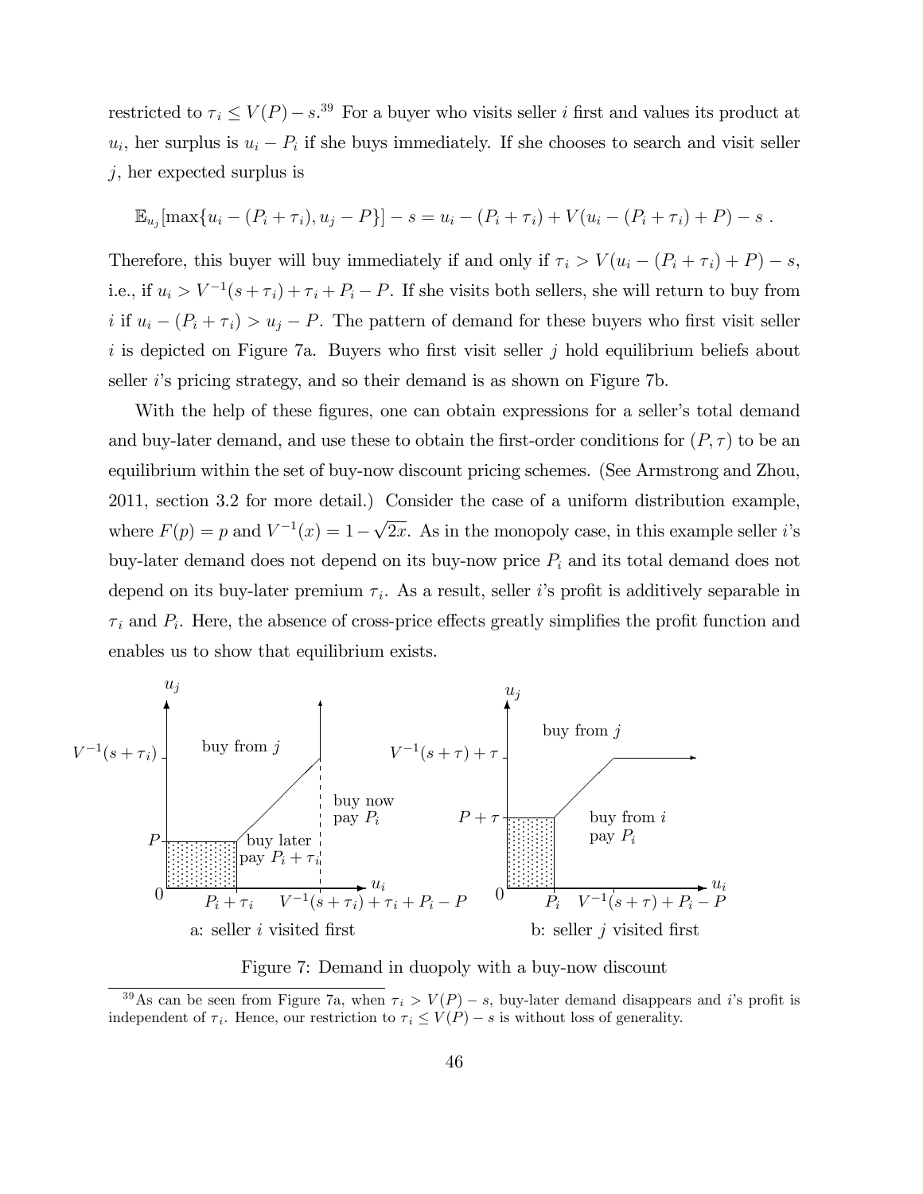restricted to $\tau_i \leq V(P) - s$.[39] For a buyer who visits seller $i$ first and values its product at $u_i$, her surplus is $u_i - P_i$ if she buys immediately. If she chooses to search and visit seller $j$, her expected surplus is

$$\mathbb{E}_{u_j}[\max\{u_i - (P_i + \tau_i), u_j - P\}] - s = u_i - (P_i + \tau_i) + V(u_i - (P_i + \tau_i) + P) - s \ .$$

Therefore, this buyer will buy immediately if and only if $\tau_i > V(u_i - (P_i + \tau_i) + P) - s$, i.e., if $u_i > V^{-1}(s + \tau_i) + \tau_i + P_i - P$. If she visits both sellers, she will return to buy from $i$ if $u_i - (P_i + \tau_i) > u_j - P$. The pattern of demand for these buyers who first visit seller $i$ is depicted on Figure 7a. Buyers who first visit seller $j$ hold equilibrium beliefs about seller $i$'s pricing strategy, and so their demand is as shown on Figure 7b.

With the help of these figures, one can obtain expressions for a seller's total demand and buy-later demand, and use these to obtain the first-order conditions for $(P, \tau)$ to be an equilibrium within the set of buy-now discount pricing schemes. (See Armstrong and Zhou, 2011, section 3.2 for more detail.) Consider the case of a uniform distribution example, where $F(p) = p$ and $V^{-1}(x) = 1 - \sqrt{2x}$. As in the monopoly case, in this example seller $i$'s buy-later demand does not depend on its buy-now price $P_i$ and its total demand does not depend on its buy-later premium $\tau_i$. As a result, seller $i$'s profit is additively separable in $\tau_i$ and $P_i$. Here, the absence of cross-price effects greatly simplifies the profit function and enables us to show that equilibrium exists.

Figure 7: Demand in duopoly with a buy-now discount

[39] As can be seen from Figure 7a, when $\tau_i > V(P) - s$, buy-later demand disappears and $i$'s profit is independent of $\tau_i$. Hence, our restriction to $\tau_i \leq V(P) - s$ is without loss of generality.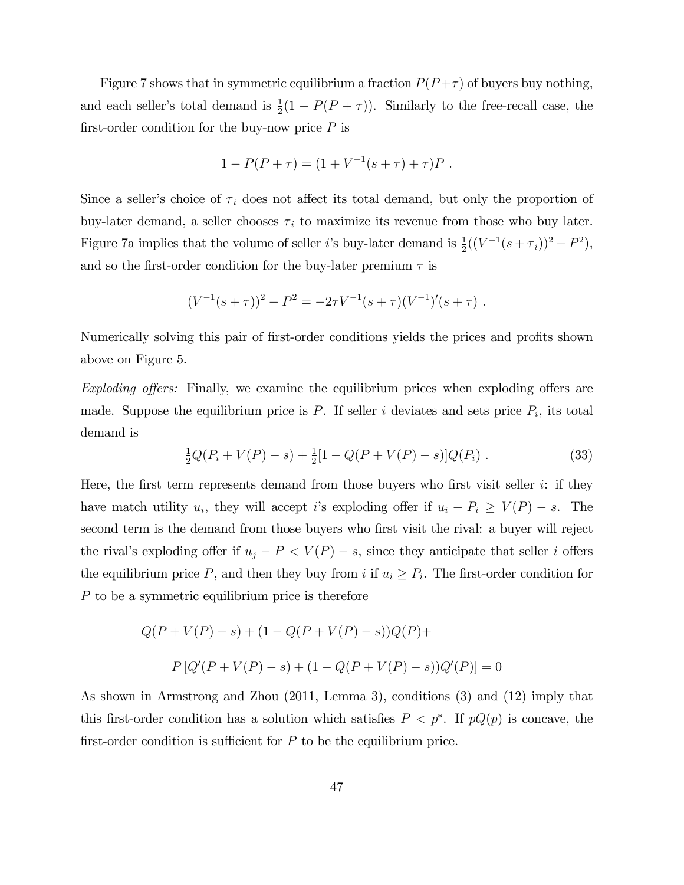Figure 7 shows that in symmetric equilibrium a fraction $P(P+\tau)$ of buyers buy nothing, and each seller's total demand is $\frac{1}{2}(1 - P(P+\tau))$. Similarly to the free-recall case, the first-order condition for the buy-now price $P$ is

$$1 - P(P+\tau) = (1 + V^{-1}(s+\tau) + \tau)P \ .$$

Since a seller's choice of $\tau_i$ does not affect its total demand, but only the proportion of buy-later demand, a seller chooses $\tau_i$ to maximize its revenue from those who buy later. Figure 7a implies that the volume of seller $i$'s buy-later demand is $\frac{1}{2}((V^{-1}(s+\tau_i))^2 - P^2)$, and so the first-order condition for the buy-later premium $\tau$ is

$$(V^{-1}(s+\tau))^2 - P^2 = -2\tau V^{-1}(s+\tau)(V^{-1})'(s+\tau) \ .$$

Numerically solving this pair of first-order conditions yields the prices and profits shown above on Figure 5.

*Exploding offers:* Finally, we examine the equilibrium prices when exploding offers are made. Suppose the equilibrium price is $P$. If seller $i$ deviates and sets price $P_i$, its total demand is

$$\tfrac{1}{2}Q(P_i + V(P) - s) + \tfrac{1}{2}[1 - Q(P + V(P) - s)]Q(P_i) \ . \tag{33}$$

Here, the first term represents demand from those buyers who first visit seller $i$: if they have match utility $u_i$, they will accept $i$'s exploding offer if $u_i - P_i \geq V(P) - s$. The second term is the demand from those buyers who first visit the rival: a buyer will reject the rival's exploding offer if $u_j - P < V(P) - s$, since they anticipate that seller $i$ offers the equilibrium price $P$, and then they buy from $i$ if $u_i \geq P_i$. The first-order condition for $P$ to be a symmetric equilibrium price is therefore

$$Q(P + V(P) - s) + (1 - Q(P + V(P) - s))Q(P) +$$

$$P\left[Q'(P + V(P) - s) + (1 - Q(P + V(P) - s))Q'(P)\right] = 0$$

As shown in Armstrong and Zhou (2011, Lemma 3), conditions (3) and (12) imply that this first-order condition has a solution which satisfies $P < p^*$. If $pQ(p)$ is concave, the first-order condition is sufficient for $P$ to be the equilibrium price.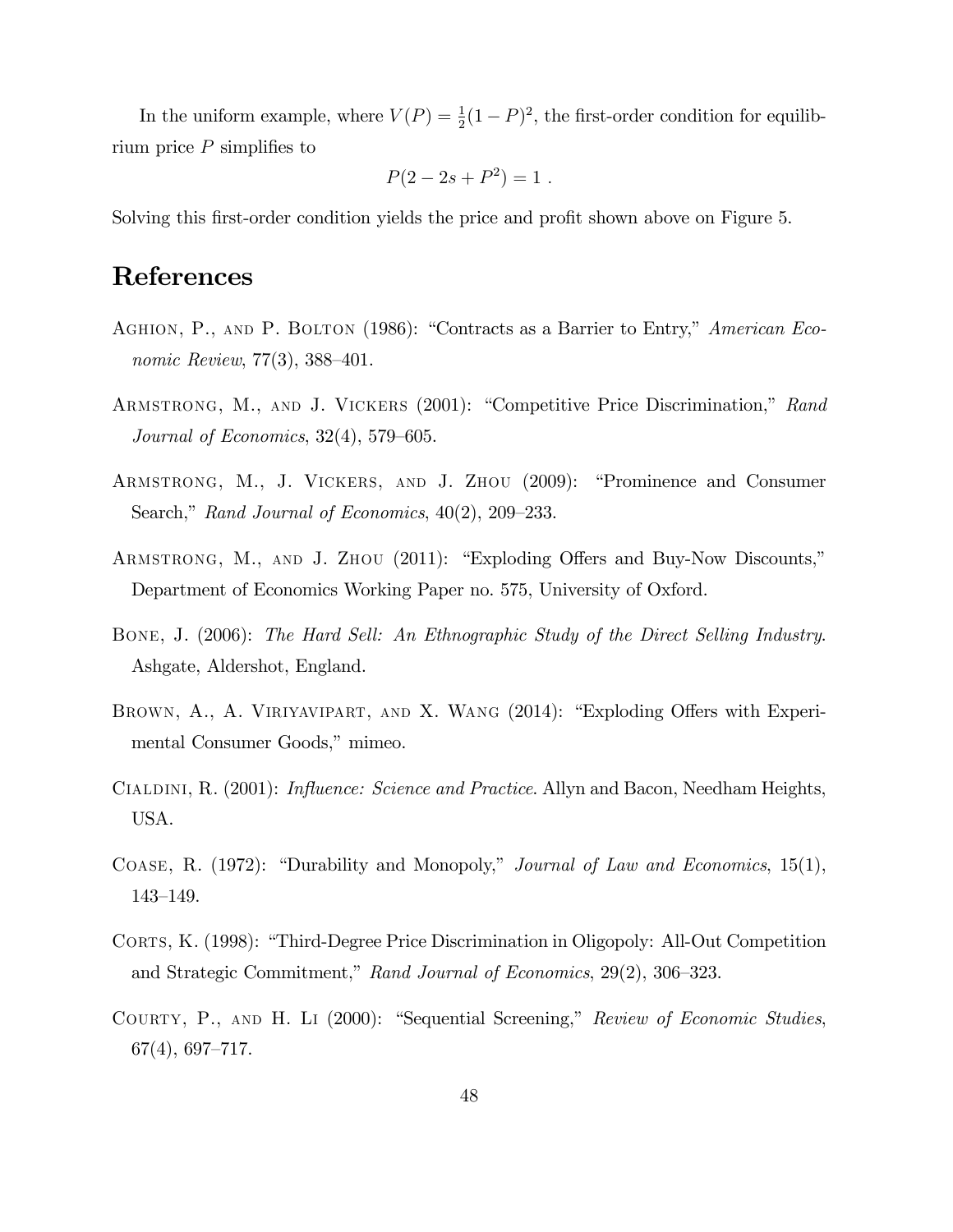In the uniform example, where $V(P) = \frac{1}{2}(1-P)^2$, the first-order condition for equilibrium price $P$ simplifies to

$$P(2 - 2s + P^2) = 1 \ .$$

Solving this first-order condition yields the price and profit shown above on Figure 5.

# References

Aghion, P., and P. Bolton (1986): "Contracts as a Barrier to Entry," *American Economic Review*, 77(3), 388–401.

Armstrong, M., and J. Vickers (2001): "Competitive Price Discrimination," *Rand Journal of Economics*, 32(4), 579–605.

Armstrong, M., J. Vickers, and J. Zhou (2009): "Prominence and Consumer Search," *Rand Journal of Economics*, 40(2), 209–233.

Armstrong, M., and J. Zhou (2011): "Exploding Offers and Buy-Now Discounts," Department of Economics Working Paper no. 575, University of Oxford.

Bone, J. (2006): *The Hard Sell: An Ethnographic Study of the Direct Selling Industry.* Ashgate, Aldershot, England.

Brown, A., A. Viriyavipart, and X. Wang (2014): "Exploding Offers with Experimental Consumer Goods," mimeo.

Cialdini, R. (2001): *Influence: Science and Practice.* Allyn and Bacon, Needham Heights, USA.

Coase, R. (1972): "Durability and Monopoly," *Journal of Law and Economics*, 15(1), 143–149.

Corts, K. (1998): "Third-Degree Price Discrimination in Oligopoly: All-Out Competition and Strategic Commitment," *Rand Journal of Economics*, 29(2), 306–323.

Courty, P., and H. Li (2000): "Sequential Screening," *Review of Economic Studies*, 67(4), 697–717.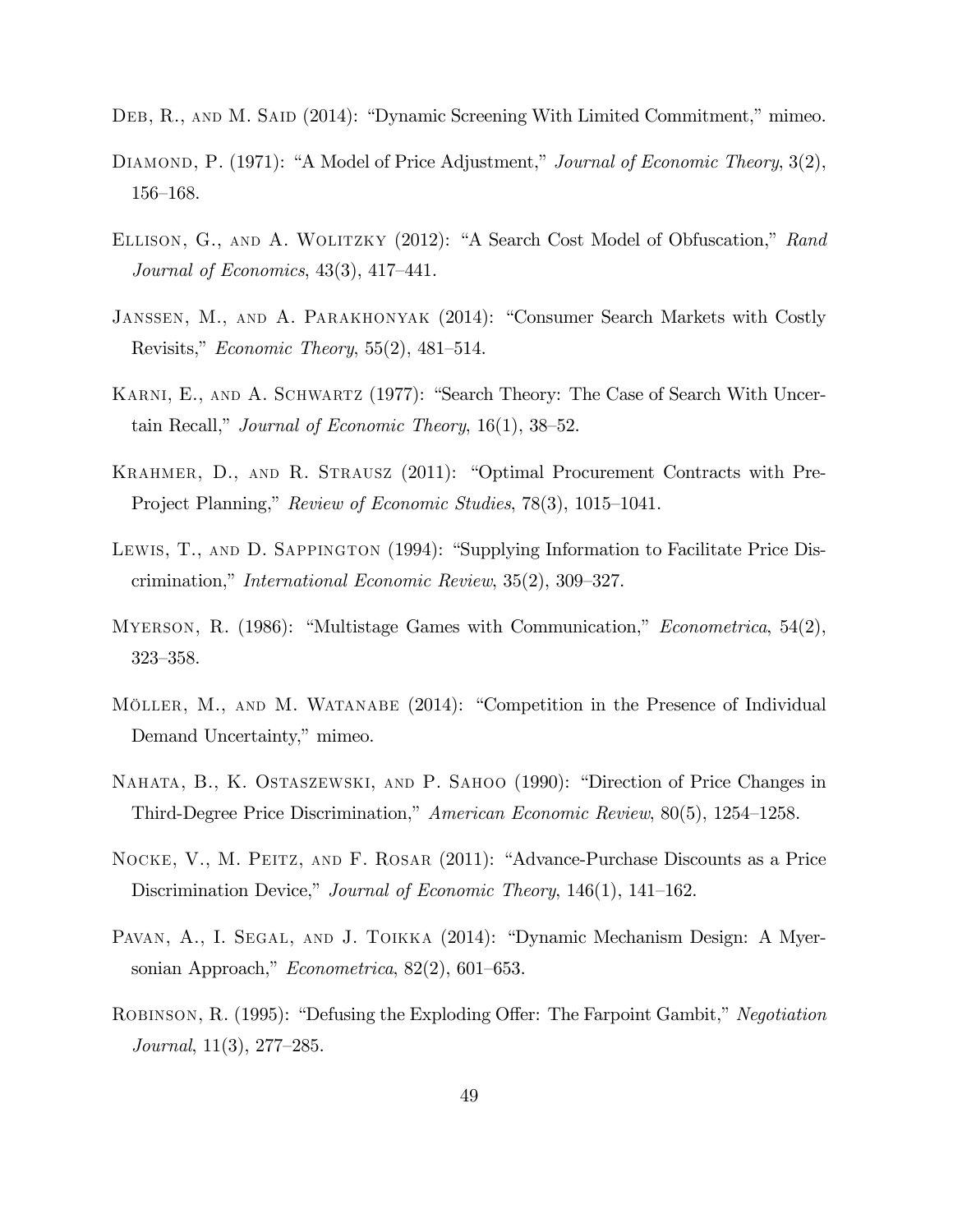Deb, R., and M. Said (2014): "Dynamic Screening With Limited Commitment," mimeo.

Diamond, P. (1971): "A Model of Price Adjustment," *Journal of Economic Theory*, 3(2), 156–168.

Ellison, G., and A. Wolitzky (2012): "A Search Cost Model of Obfuscation," *Rand Journal of Economics*, 43(3), 417–441.

Janssen, M., and A. Parakhonyak (2014): "Consumer Search Markets with Costly Revisits," *Economic Theory*, 55(2), 481–514.

Karni, E., and A. Schwartz (1977): "Search Theory: The Case of Search With Uncertain Recall," *Journal of Economic Theory*, 16(1), 38–52.

Krahmer, D., and R. Strausz (2011): "Optimal Procurement Contracts with Pre-Project Planning," *Review of Economic Studies*, 78(3), 1015–1041.

Lewis, T., and D. Sappington (1994): "Supplying Information to Facilitate Price Discrimination," *International Economic Review*, 35(2), 309–327.

Myerson, R. (1986): "Multistage Games with Communication," *Econometrica*, 54(2), 323–358.

Möller, M., and M. Watanabe (2014): "Competition in the Presence of Individual Demand Uncertainty," mimeo.

Nahata, B., K. Ostaszewski, and P. Sahoo (1990): "Direction of Price Changes in Third-Degree Price Discrimination," *American Economic Review*, 80(5), 1254–1258.

Nocke, V., M. Peitz, and F. Rosar (2011): "Advance-Purchase Discounts as a Price Discrimination Device," *Journal of Economic Theory*, 146(1), 141–162.

Pavan, A., I. Segal, and J. Toikka (2014): "Dynamic Mechanism Design: A Myersonian Approach," *Econometrica*, 82(2), 601–653.

Robinson, R. (1995): "Defusing the Exploding Offer: The Farpoint Gambit," *Negotiation Journal*, 11(3), 277–285.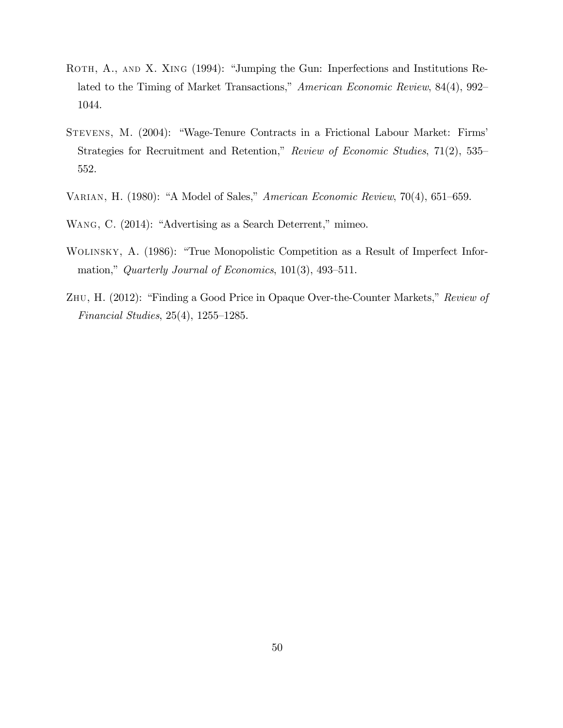Roth, A., and X. Xing (1994): "Jumping the Gun: Inperfections and Institutions Related to the Timing of Market Transactions," *American Economic Review*, 84(4), 992–1044.

Stevens, M. (2004): "Wage-Tenure Contracts in a Frictional Labour Market: Firms' Strategies for Recruitment and Retention," *Review of Economic Studies*, 71(2), 535–552.

Varian, H. (1980): "A Model of Sales," *American Economic Review*, 70(4), 651–659.

Wang, C. (2014): "Advertising as a Search Deterrent," mimeo.

Wolinsky, A. (1986): "True Monopolistic Competition as a Result of Imperfect Information," *Quarterly Journal of Economics*, 101(3), 493–511.

Zhu, H. (2012): "Finding a Good Price in Opaque Over-the-Counter Markets," *Review of Financial Studies*, 25(4), 1255–1285.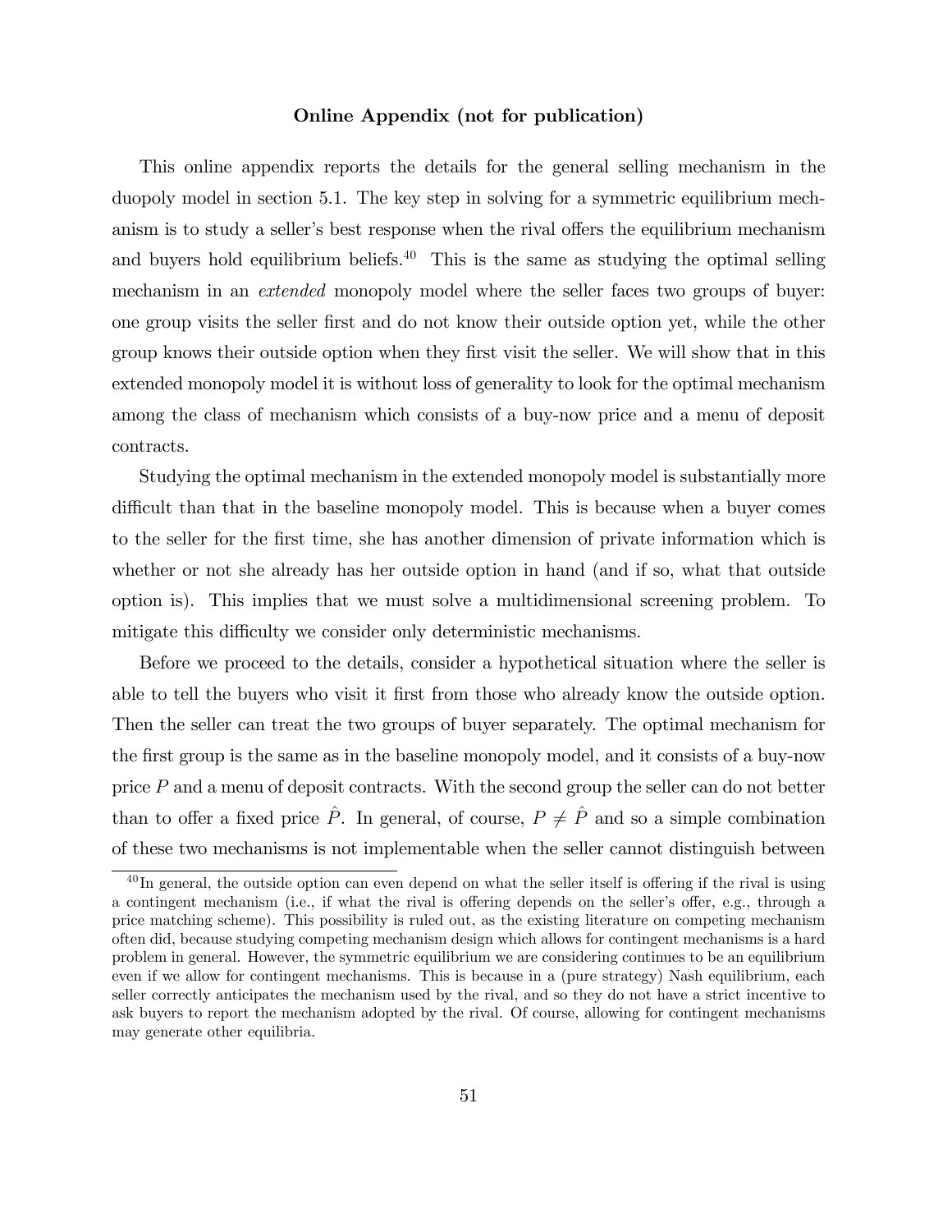## Online Appendix (not for publication)

This online appendix reports the details for the general selling mechanism in the duopoly model in section 5.1. The key step in solving for a symmetric equilibrium mechanism is to study a seller's best response when the rival offers the equilibrium mechanism and buyers hold equilibrium beliefs.[40] This is the same as studying the optimal selling mechanism in an *extended* monopoly model where the seller faces two groups of buyer: one group visits the seller first and do not know their outside option yet, while the other group knows their outside option when they first visit the seller. We will show that in this extended monopoly model it is without loss of generality to look for the optimal mechanism among the class of mechanism which consists of a buy-now price and a menu of deposit contracts.

Studying the optimal mechanism in the extended monopoly model is substantially more difficult than that in the baseline monopoly model. This is because when a buyer comes to the seller for the first time, she has another dimension of private information which is whether or not she already has her outside option in hand (and if so, what that outside option is). This implies that we must solve a multidimensional screening problem. To mitigate this difficulty we consider only deterministic mechanisms.

Before we proceed to the details, consider a hypothetical situation where the seller is able to tell the buyers who visit it first from those who already know the outside option. Then the seller can treat the two groups of buyer separately. The optimal mechanism for the first group is the same as in the baseline monopoly model, and it consists of a buy-now price $P$ and a menu of deposit contracts. With the second group the seller can do not better than to offer a fixed price $\hat{P}$. In general, of course, $P \neq \hat{P}$ and so a simple combination of these two mechanisms is not implementable when the seller cannot distinguish between

[40] In general, the outside option can even depend on what the seller itself is offering if the rival is using a contingent mechanism (i.e., if what the rival is offering depends on the seller's offer, e.g., through a price matching scheme). This possibility is ruled out, as the existing literature on competing mechanism often did, because studying competing mechanism design which allows for contingent mechanisms is a hard problem in general. However, the symmetric equilibrium we are considering continues to be an equilibrium even if we allow for contingent mechanisms. This is because in a (pure strategy) Nash equilibrium, each seller correctly anticipates the mechanism used by the rival, and so they do not have a strict incentive to ask buyers to report the mechanism adopted by the rival. Of course, allowing for contingent mechanisms may generate other equilibria.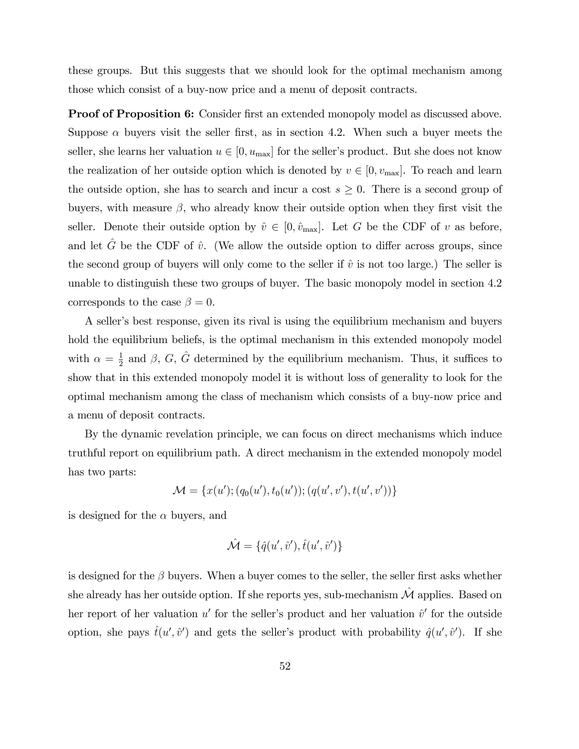these groups. But this suggests that we should look for the optimal mechanism among those which consist of a buy-now price and a menu of deposit contracts.

**Proof of Proposition 6:** Consider first an extended monopoly model as discussed above. Suppose $\alpha$ buyers visit the seller first, as in section 4.2. When such a buyer meets the seller, she learns her valuation $u \in [0, u_{\max}]$ for the seller's product. But she does not know the realization of her outside option which is denoted by $v \in [0, v_{\max}]$. To reach and learn the outside option, she has to search and incur a cost $s \geq 0$. There is a second group of buyers, with measure $\beta$, who already know their outside option when they first visit the seller. Denote their outside option by $\hat{v} \in [0, \hat{v}_{\max}]$. Let $G$ be the CDF of $v$ as before, and let $\hat{G}$ be the CDF of $\hat{v}$. (We allow the outside option to differ across groups, since the second group of buyers will only come to the seller if $\hat{v}$ is not too large.) The seller is unable to distinguish these two groups of buyer. The basic monopoly model in section 4.2 corresponds to the case $\beta = 0$.

A seller's best response, given its rival is using the equilibrium mechanism and buyers hold the equilibrium beliefs, is the optimal mechanism in this extended monopoly model with $\alpha = \frac{1}{2}$ and $\beta$, $G$, $\hat{G}$ determined by the equilibrium mechanism. Thus, it suffices to show that in this extended monopoly model it is without loss of generality to look for the optimal mechanism among the class of mechanism which consists of a buy-now price and a menu of deposit contracts.

By the dynamic revelation principle, we can focus on direct mechanisms which induce truthful report on equilibrium path. A direct mechanism in the extended monopoly model has two parts:

$$\mathcal{M} = \{x(u'); (q_0(u'), t_0(u')); (q(u', v'), t(u', v'))\}$$

is designed for the $\alpha$ buyers, and

$$\hat{\mathcal{M}} = \{\hat{q}(u', \hat{v}'), \hat{t}(u', \hat{v}')\}$$

is designed for the $\beta$ buyers. When a buyer comes to the seller, the seller first asks whether she already has her outside option. If she reports yes, sub-mechanism $\hat{\mathcal{M}}$ applies. Based on her report of her valuation $u'$ for the seller's product and her valuation $\hat{v}'$ for the outside option, she pays $\hat{t}(u', \hat{v}')$ and gets the seller's product with probability $\hat{q}(u', \hat{v}')$. If she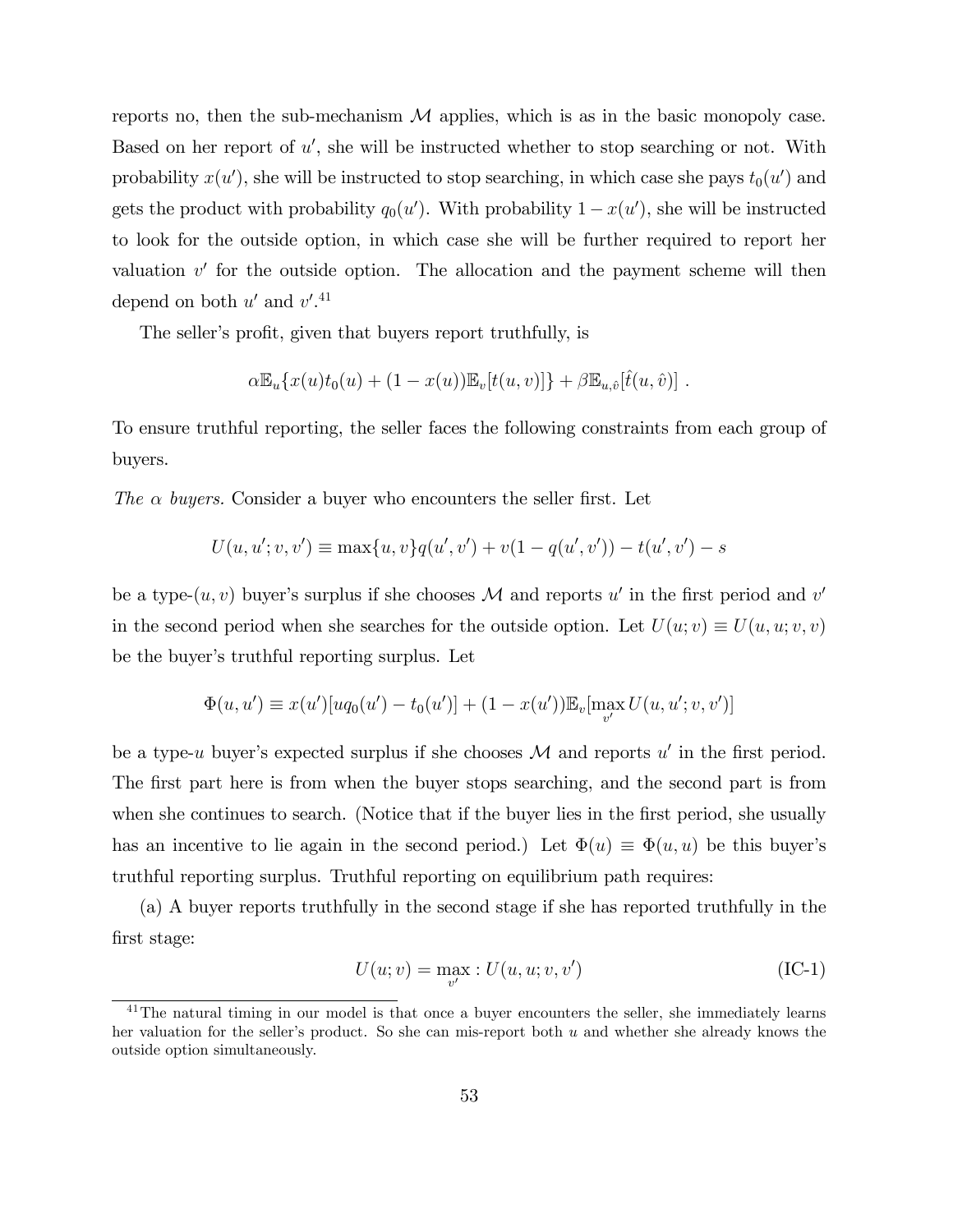reports no, then the sub-mechanism $\mathcal{M}$ applies, which is as in the basic monopoly case. Based on her report of $u'$, she will be instructed whether to stop searching or not. With probability $x(u')$, she will be instructed to stop searching, in which case she pays $t_0(u')$ and gets the product with probability $q_0(u')$. With probability $1 - x(u')$, she will be instructed to look for the outside option, in which case she will be further required to report her valuation $v'$ for the outside option. The allocation and the payment scheme will then depend on both $u'$ and $v'$.[41]

The seller's profit, given that buyers report truthfully, is

$$\alpha \mathbb{E}_u \{x(u)t_0(u) + (1 - x(u))\mathbb{E}_v[t(u, v)]\} + \beta \mathbb{E}_{u,\hat{v}}[\hat{t}(u, \hat{v})] \ .$$

To ensure truthful reporting, the seller faces the following constraints from each group of buyers.

*The $\alpha$ buyers.* Consider a buyer who encounters the seller first. Let

$$U(u, u'; v, v') \equiv \max\{u, v\}q(u', v') + v(1 - q(u', v')) - t(u', v') - s$$

be a type-$(u, v)$ buyer's surplus if she chooses $\mathcal{M}$ and reports $u'$ in the first period and $v'$ in the second period when she searches for the outside option. Let $U(u; v) \equiv U(u, u; v, v)$ be the buyer's truthful reporting surplus. Let

$$\Phi(u, u') \equiv x(u')[uq_0(u') - t_0(u')] + (1 - x(u'))\mathbb{E}_v[\max_{v'} U(u, u'; v, v')]$$

be a type-$u$ buyer's expected surplus if she chooses $\mathcal{M}$ and reports $u'$ in the first period. The first part here is from when the buyer stops searching, and the second part is from when she continues to search. (Notice that if the buyer lies in the first period, she usually has an incentive to lie again in the second period.) Let $\Phi(u) \equiv \Phi(u, u)$ be this buyer's truthful reporting surplus. Truthful reporting on equilibrium path requires:

(a) A buyer reports truthfully in the second stage if she has reported truthfully in the first stage:

$$U(u; v) = \max_{v'} : U(u, u; v, v') \tag{IC-1}$$

[41] The natural timing in our model is that once a buyer encounters the seller, she immediately learns her valuation for the seller's product. So she can mis-report both $u$ and whether she already knows the outside option simultaneously.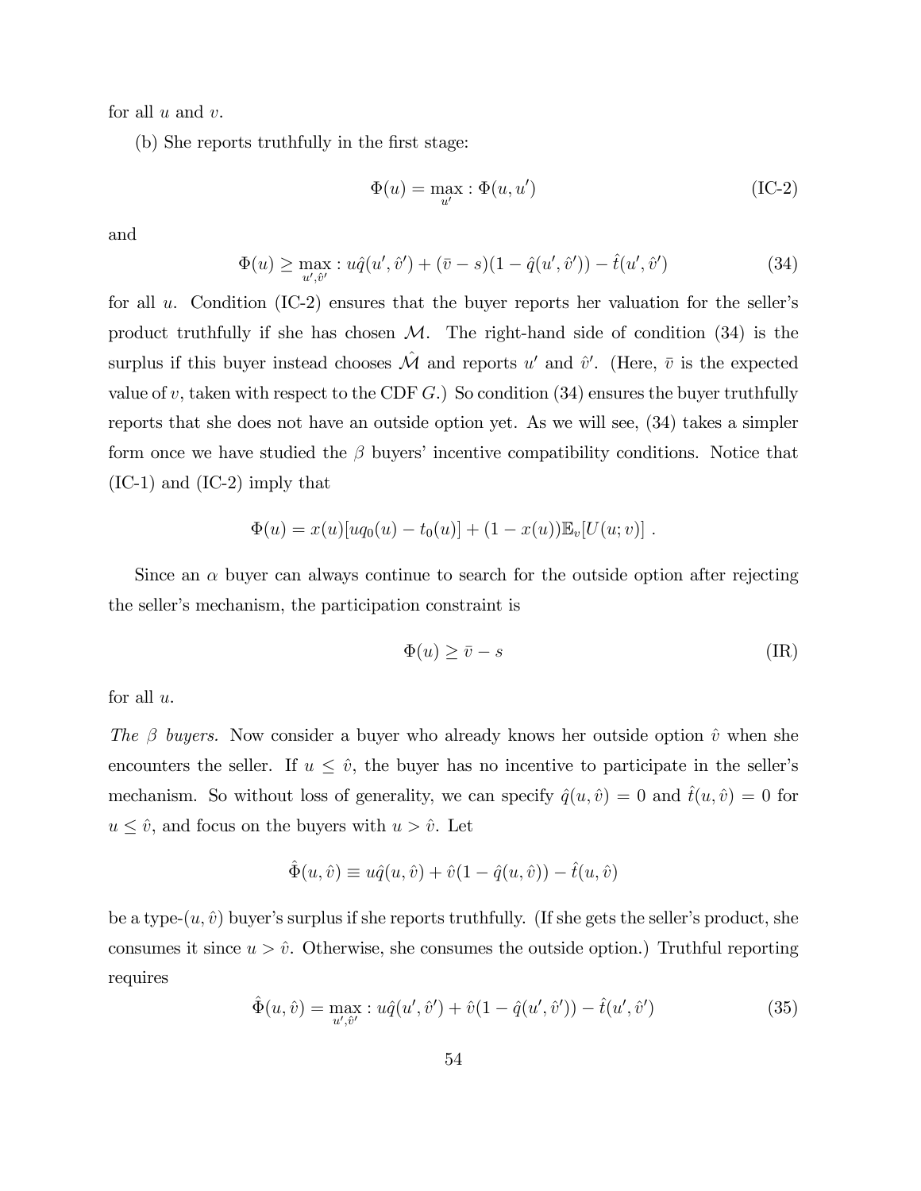for all $u$ and $v$.

(b) She reports truthfully in the first stage:

$$\Phi(u) = \max_{u'} : \Phi(u, u') \tag{IC-2}$$

and

$$\Phi(u) \geq \max_{u', \hat{v}'} : u\hat{q}(u', \hat{v}') + (\bar{v} - s)(1 - \hat{q}(u', \hat{v}')) - \hat{t}(u', \hat{v}') \tag{34}$$

for all $u$. Condition (IC-2) ensures that the buyer reports her valuation for the seller's product truthfully if she has chosen $\mathcal{M}$. The right-hand side of condition (34) is the surplus if this buyer instead chooses $\hat{\mathcal{M}}$ and reports $u'$ and $\hat{v}'$. (Here, $\bar{v}$ is the expected value of $v$, taken with respect to the CDF $G$.) So condition (34) ensures the buyer truthfully reports that she does not have an outside option yet. As we will see, (34) takes a simpler form once we have studied the $\beta$ buyers' incentive compatibility conditions. Notice that (IC-1) and (IC-2) imply that

$$\Phi(u) = x(u)[uq_0(u) - t_0(u)] + (1 - x(u))\mathbb{E}_v[U(u; v)] \ .$$

Since an $\alpha$ buyer can always continue to search for the outside option after rejecting the seller's mechanism, the participation constraint is

$$\Phi(u) \geq \bar{v} - s \tag{IR}$$

for all $u$.

*The $\beta$ buyers.* Now consider a buyer who already knows her outside option $\hat{v}$ when she encounters the seller. If $u \leq \hat{v}$, the buyer has no incentive to participate in the seller's mechanism. So without loss of generality, we can specify $\hat{q}(u, \hat{v}) = 0$ and $\hat{t}(u, \hat{v}) = 0$ for $u \leq \hat{v}$, and focus on the buyers with $u > \hat{v}$. Let

$$\hat{\Phi}(u, \hat{v}) \equiv u\hat{q}(u, \hat{v}) + \hat{v}(1 - \hat{q}(u, \hat{v})) - \hat{t}(u, \hat{v})$$

be a type-$(u, \hat{v})$ buyer's surplus if she reports truthfully. (If she gets the seller's product, she consumes it since $u > \hat{v}$. Otherwise, she consumes the outside option.) Truthful reporting requires

$$\hat{\Phi}(u, \hat{v}) = \max_{u', \hat{v}'} : u\hat{q}(u', \hat{v}') + \hat{v}(1 - \hat{q}(u', \hat{v}')) - \hat{t}(u', \hat{v}') \tag{35}$$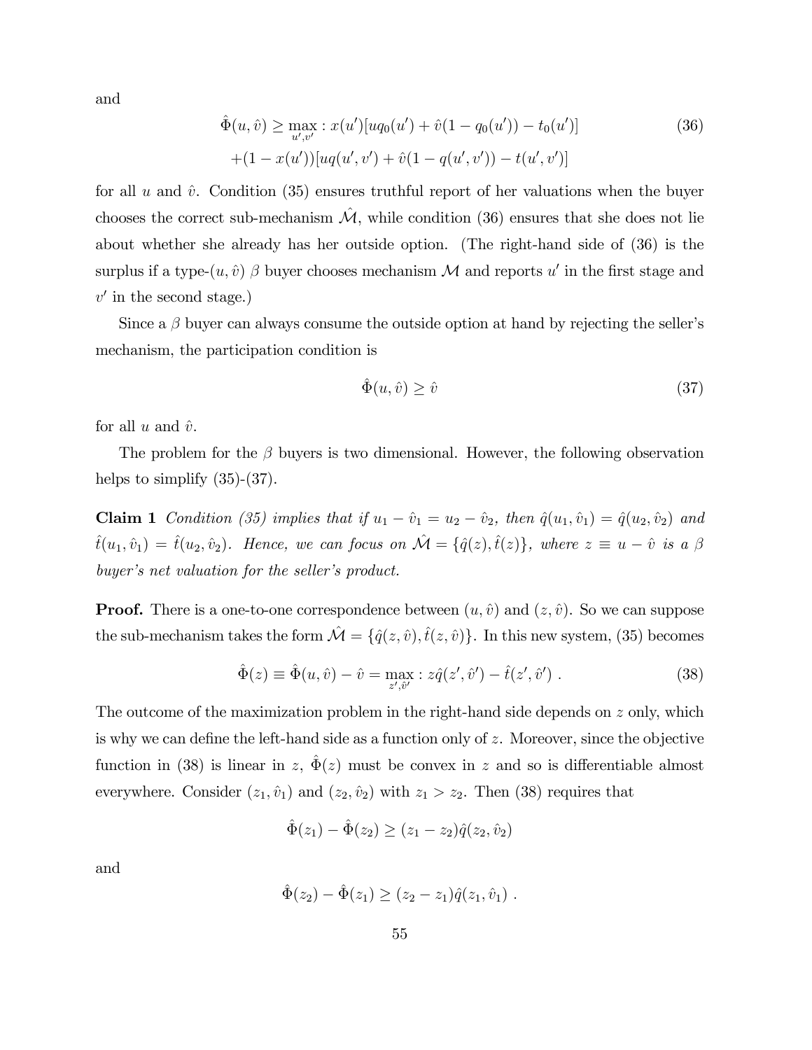and

$$\hat{\Phi}(u, \hat{v}) \geq \max_{u', v'} : x(u')[uq_0(u') + \hat{v}(1 - q_0(u')) - t_0(u')] \\ +(1 - x(u'))[uq(u', v') + \hat{v}(1 - q(u', v')) - t(u', v')] \tag{36}$$

for all $u$ and $\hat{v}$. Condition (35) ensures truthful report of her valuations when the buyer chooses the correct sub-mechanism $\hat{\mathcal{M}}$, while condition (36) ensures that she does not lie about whether she already has her outside option. (The right-hand side of (36) is the surplus if a type-$(u, \hat{v})$ $\beta$ buyer chooses mechanism $\mathcal{M}$ and reports $u'$ in the first stage and $v'$ in the second stage.)

Since a $\beta$ buyer can always consume the outside option at hand by rejecting the seller's mechanism, the participation condition is

$$\hat{\Phi}(u, \hat{v}) \geq \hat{v} \tag{37}$$

for all $u$ and $\hat{v}$.

The problem for the $\beta$ buyers is two dimensional. However, the following observation helps to simplify (35)-(37).

**Claim 1** *Condition (35) implies that if $u_1 - \hat{v}_1 = u_2 - \hat{v}_2$, then $\hat{q}(u_1, \hat{v}_1) = \hat{q}(u_2, \hat{v}_2)$ and $\hat{t}(u_1, \hat{v}_1) = \hat{t}(u_2, \hat{v}_2)$. Hence, we can focus on $\hat{\mathcal{M}} = \{\hat{q}(z), \hat{t}(z)\}$, where $z \equiv u - \hat{v}$ is a $\beta$ buyer's net valuation for the seller's product.*

**Proof.** There is a one-to-one correspondence between $(u, \hat{v})$ and $(z, \hat{v})$. So we can suppose the sub-mechanism takes the form $\hat{\mathcal{M}} = \{\hat{q}(z, \hat{v}), \hat{t}(z, \hat{v})\}$. In this new system, (35) becomes

$$\hat{\Phi}(z) \equiv \hat{\Phi}(u, \hat{v}) - \hat{v} = \max_{z', \hat{v}'} : z\hat{q}(z', \hat{v}') - \hat{t}(z', \hat{v}') \ . \tag{38}$$

The outcome of the maximization problem in the right-hand side depends on $z$ only, which is why we can define the left-hand side as a function only of $z$. Moreover, since the objective function in (38) is linear in $z$, $\hat{\Phi}(z)$ must be convex in $z$ and so is differentiable almost everywhere. Consider $(z_1, \hat{v}_1)$ and $(z_2, \hat{v}_2)$ with $z_1 > z_2$. Then (38) requires that

$$\hat{\Phi}(z_1) - \hat{\Phi}(z_2) \geq (z_1 - z_2)\hat{q}(z_2, \hat{v}_2)$$

and

$$\hat{\Phi}(z_2) - \hat{\Phi}(z_1) \geq (z_2 - z_1)\hat{q}(z_1, \hat{v}_1) \ .$$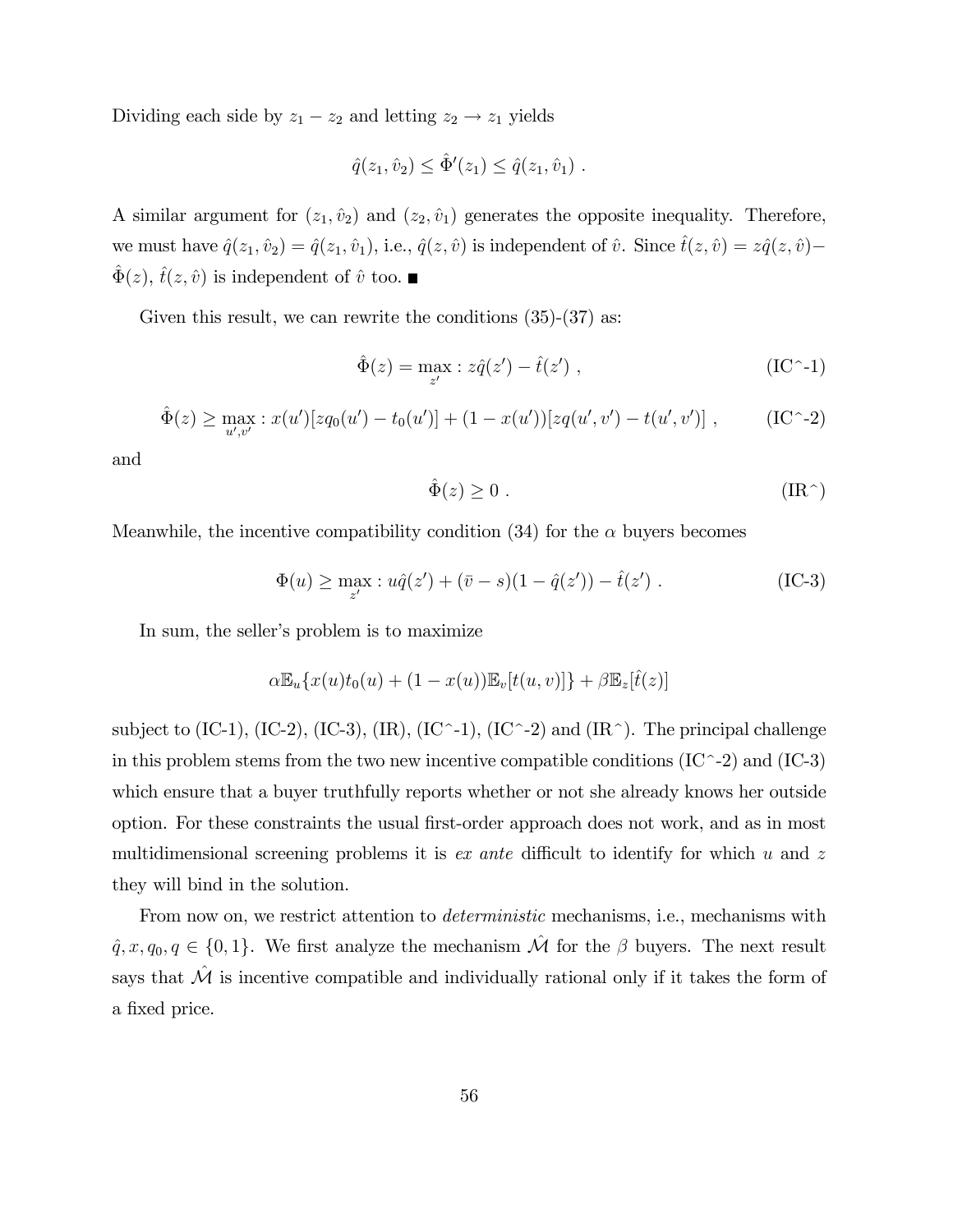Dividing each side by $z_1 - z_2$ and letting $z_2 \to z_1$ yields

$$\hat{q}(z_1, \hat{v}_2) \leq \hat{\Phi}'(z_1) \leq \hat{q}(z_1, \hat{v}_1) \ .$$

A similar argument for $(z_1, \hat{v}_2)$ and $(z_2, \hat{v}_1)$ generates the opposite inequality. Therefore, we must have $\hat{q}(z_1, \hat{v}_2) = \hat{q}(z_1, \hat{v}_1)$, i.e., $\hat{q}(z, \hat{v})$ is independent of $\hat{v}$. Since $\hat{t}(z, \hat{v}) = z\hat{q}(z, \hat{v}) - \hat{\Phi}(z)$, $\hat{t}(z, \hat{v})$ is independent of $\hat{v}$ too. ■

Given this result, we can rewrite the conditions (35)-(37) as:

$$\hat{\Phi}(z) = \max_{z'} : z\hat{q}(z') - \hat{t}(z') \ , \tag{IC^-1}$$

$$\hat{\Phi}(z) \geq \max_{u',v'} : x(u')[zq_0(u') - t_0(u')] + (1 - x(u'))[zq(u', v') - t(u', v')] \ , \tag{IC^-2}$$

and

$$\hat{\Phi}(z) \geq 0 \ . \tag{IR^}$$

Meanwhile, the incentive compatibility condition (34) for the $\alpha$ buyers becomes

$$\Phi(u) \geq \max_{z'} : u\hat{q}(z') + (\bar{v} - s)(1 - \hat{q}(z')) - \hat{t}(z') \ . \tag{IC-3}$$

In sum, the seller's problem is to maximize

$$\alpha \mathbb{E}_u\{x(u)t_0(u) + (1 - x(u))\mathbb{E}_v[t(u, v)]\} + \beta \mathbb{E}_z[\hat{t}(z)]$$

subject to (IC-1), (IC-2), (IC-3), (IR), (IC^-1), (IC^-2) and (IR^). The principal challenge in this problem stems from the two new incentive compatible conditions (IC^-2) and (IC-3) which ensure that a buyer truthfully reports whether or not she already knows her outside option. For these constraints the usual first-order approach does not work, and as in most multidimensional screening problems it is *ex ante* difficult to identify for which $u$ and $z$ they will bind in the solution.

From now on, we restrict attention to *deterministic* mechanisms, i.e., mechanisms with $\hat{q}, x, q_0, q \in \{0, 1\}$. We first analyze the mechanism $\hat{\mathcal{M}}$ for the $\beta$ buyers. The next result says that $\hat{\mathcal{M}}$ is incentive compatible and individually rational only if it takes the form of a fixed price.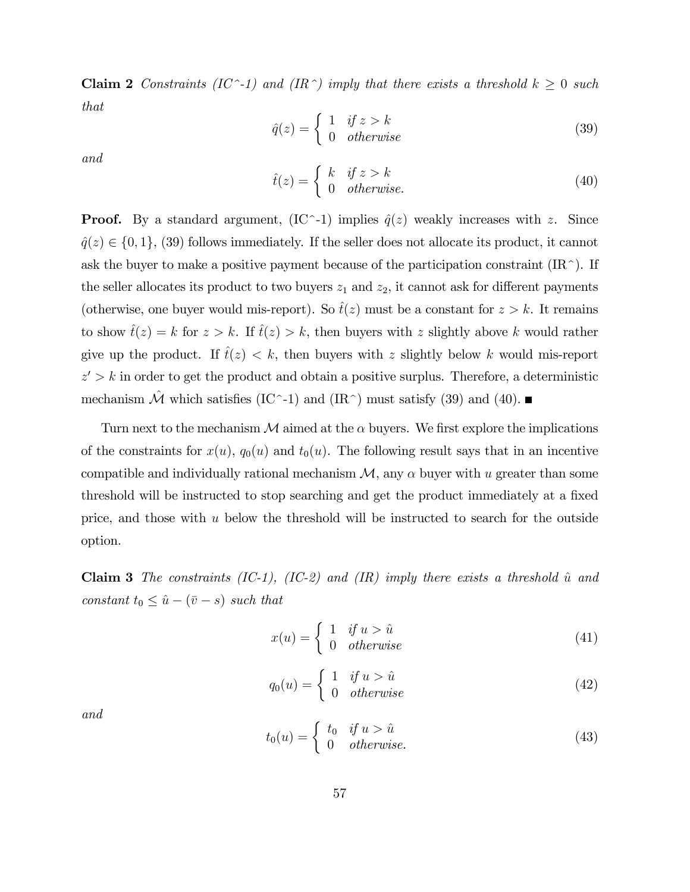**Claim 2** *Constraints (IC^-1) and (IR^) imply that there exists a threshold $k \geq 0$ such that*

$$\hat{q}(z) = \begin{cases} 1 & \text{if } z > k \\ 0 & \text{otherwise} \end{cases} \tag{39}$$

*and*

$$\hat{t}(z) = \begin{cases} k & \text{if } z > k \\ 0 & \text{otherwise.} \end{cases} \tag{40}$$

**Proof.** By a standard argument, (IC^-1) implies $\hat{q}(z)$ weakly increases with $z$. Since $\hat{q}(z) \in \{0, 1\}$, (39) follows immediately. If the seller does not allocate its product, it cannot ask the buyer to make a positive payment because of the participation constraint (IR^). If the seller allocates its product to two buyers $z_1$ and $z_2$, it cannot ask for different payments (otherwise, one buyer would mis-report). So $\hat{t}(z)$ must be a constant for $z > k$. It remains to show $\hat{t}(z) = k$ for $z > k$. If $\hat{t}(z) > k$, then buyers with $z$ slightly above $k$ would rather give up the product. If $\hat{t}(z) < k$, then buyers with $z$ slightly below $k$ would mis-report $z' > k$ in order to get the product and obtain a positive surplus. Therefore, a deterministic mechanism $\hat{\mathcal{M}}$ which satisfies (IC^-1) and (IR^) must satisfy (39) and (40). ■

Turn next to the mechanism $\mathcal{M}$ aimed at the $\alpha$ buyers. We first explore the implications of the constraints for $x(u)$, $q_0(u)$ and $t_0(u)$. The following result says that in an incentive compatible and individually rational mechanism $\mathcal{M}$, any $\alpha$ buyer with $u$ greater than some threshold will be instructed to stop searching and get the product immediately at a fixed price, and those with $u$ below the threshold will be instructed to search for the outside option.

**Claim 3** *The constraints (IC-1), (IC-2) and (IR) imply there exists a threshold $\hat{u}$ and constant $t_0 \leq \hat{u} - (\bar{v} - s)$ such that*

$$x(u) = \begin{cases} 1 & \text{if } u > \hat{u} \\ 0 & \text{otherwise} \end{cases} \tag{41}$$

$$q_0(u) = \begin{cases} 1 & \text{if } u > \hat{u} \\ 0 & \text{otherwise} \end{cases} \tag{42}$$

*and*

$$t_0(u) = \begin{cases} t_0 & \text{if } u > \hat{u} \\ 0 & \text{otherwise.} \end{cases} \tag{43}$$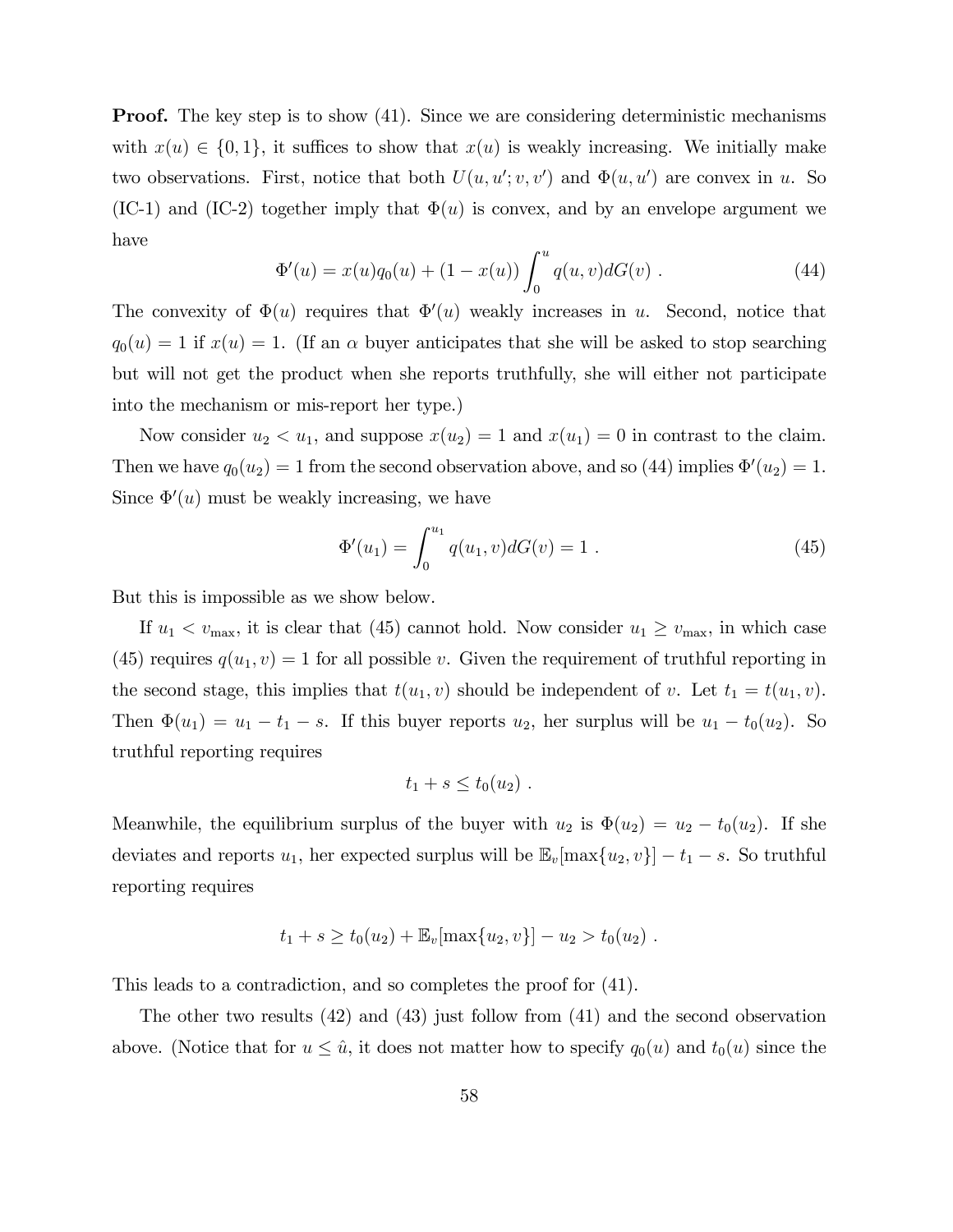**Proof.** The key step is to show (41). Since we are considering deterministic mechanisms with $x(u) \in \{0,1\}$, it suffices to show that $x(u)$ is weakly increasing. We initially make two observations. First, notice that both $U(u,u';v,v')$ and $\Phi(u,u')$ are convex in $u$. So (IC-1) and (IC-2) together imply that $\Phi(u)$ is convex, and by an envelope argument we have

$$\Phi'(u) = x(u)q_0(u) + (1-x(u))\int_0^u q(u,v)dG(v) \ . \tag{44}$$

The convexity of $\Phi(u)$ requires that $\Phi'(u)$ weakly increases in $u$. Second, notice that $q_0(u) = 1$ if $x(u) = 1$. (If an $\alpha$ buyer anticipates that she will be asked to stop searching but will not get the product when she reports truthfully, she will either not participate into the mechanism or mis-report her type.)

Now consider $u_2 < u_1$, and suppose $x(u_2) = 1$ and $x(u_1) = 0$ in contrast to the claim. Then we have $q_0(u_2) = 1$ from the second observation above, and so (44) implies $\Phi'(u_2) = 1$. Since $\Phi'(u)$ must be weakly increasing, we have

$$\Phi'(u_1) = \int_0^{u_1} q(u_1,v)dG(v) = 1 \ . \tag{45}$$

But this is impossible as we show below.

If $u_1 < v_{\max}$, it is clear that (45) cannot hold. Now consider $u_1 \geq v_{\max}$, in which case (45) requires $q(u_1,v) = 1$ for all possible $v$. Given the requirement of truthful reporting in the second stage, this implies that $t(u_1,v)$ should be independent of $v$. Let $t_1 = t(u_1,v)$. Then $\Phi(u_1) = u_1 - t_1 - s$. If this buyer reports $u_2$, her surplus will be $u_1 - t_0(u_2)$. So truthful reporting requires

$$t_1 + s \leq t_0(u_2) \ .$$

Meanwhile, the equilibrium surplus of the buyer with $u_2$ is $\Phi(u_2) = u_2 - t_0(u_2)$. If she deviates and reports $u_1$, her expected surplus will be $\mathbb{E}_v[\max\{u_2,v\}] - t_1 - s$. So truthful reporting requires

$$t_1 + s \geq t_0(u_2) + \mathbb{E}_v[\max\{u_2,v\}] - u_2 > t_0(u_2) \ .$$

This leads to a contradiction, and so completes the proof for (41).

The other two results (42) and (43) just follow from (41) and the second observation above. (Notice that for $u \leq \hat{u}$, it does not matter how to specify $q_0(u)$ and $t_0(u)$ since the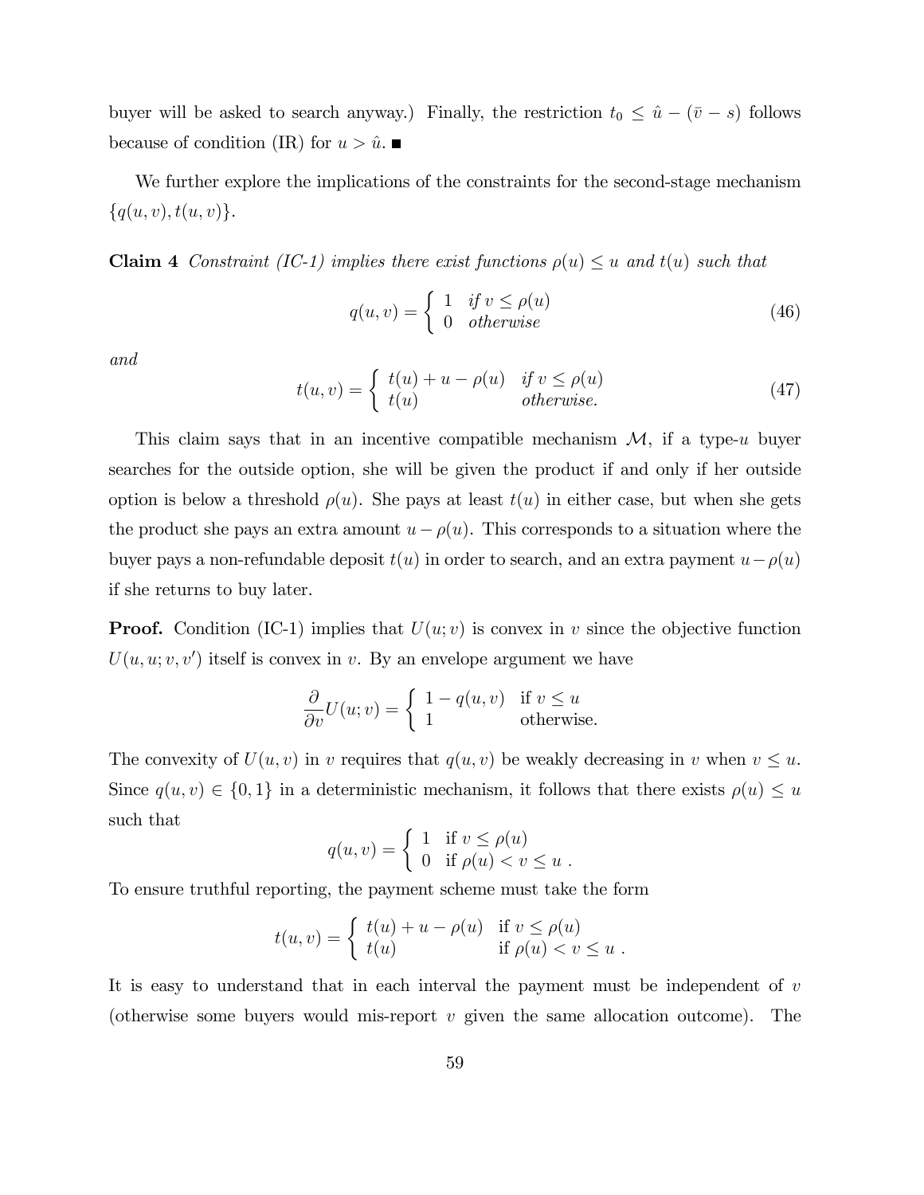buyer will be asked to search anyway.) Finally, the restriction $t_0 \leq \hat{u} - (\bar{v} - s)$ follows because of condition (IR) for $u > \hat{u}$. ■

We further explore the implications of the constraints for the second-stage mechanism $\{q(u,v), t(u,v)\}$.

**Claim 4** *Constraint (IC-1) implies there exist functions $\rho(u) \leq u$ and $t(u)$ such that*

$$q(u,v) = \begin{cases} 1 & \text{if } v \leq \rho(u) \\ 0 & \text{otherwise} \end{cases} \tag{46}$$

*and*

$$t(u,v) = \begin{cases} t(u) + u - \rho(u) & \text{if } v \leq \rho(u) \\ t(u) & \text{otherwise.} \end{cases} \tag{47}$$

This claim says that in an incentive compatible mechanism $\mathcal{M}$, if a type-$u$ buyer searches for the outside option, she will be given the product if and only if her outside option is below a threshold $\rho(u)$. She pays at least $t(u)$ in either case, but when she gets the product she pays an extra amount $u - \rho(u)$. This corresponds to a situation where the buyer pays a non-refundable deposit $t(u)$ in order to search, and an extra payment $u - \rho(u)$ if she returns to buy later.

**Proof.** Condition (IC-1) implies that $U(u; v)$ is convex in $v$ since the objective function $U(u, u; v, v')$ itself is convex in $v$. By an envelope argument we have

$$\frac{\partial}{\partial v} U(u; v) = \begin{cases} 1 - q(u,v) & \text{if } v \leq u \\ 1 & \text{otherwise.} \end{cases}$$

The convexity of $U(u,v)$ in $v$ requires that $q(u,v)$ be weakly decreasing in $v$ when $v \leq u$. Since $q(u,v) \in \{0,1\}$ in a deterministic mechanism, it follows that there exists $\rho(u) \leq u$ such that

$$q(u,v) = \begin{cases} 1 & \text{if } v \leq \rho(u) \\ 0 & \text{if } \rho(u) < v \leq u \ . \end{cases}$$

To ensure truthful reporting, the payment scheme must take the form

$$t(u,v) = \begin{cases} t(u) + u - \rho(u) & \text{if } v \leq \rho(u) \\ t(u) & \text{if } \rho(u) < v \leq u \ . \end{cases}$$

It is easy to understand that in each interval the payment must be independent of $v$ (otherwise some buyers would mis-report $v$ given the same allocation outcome). The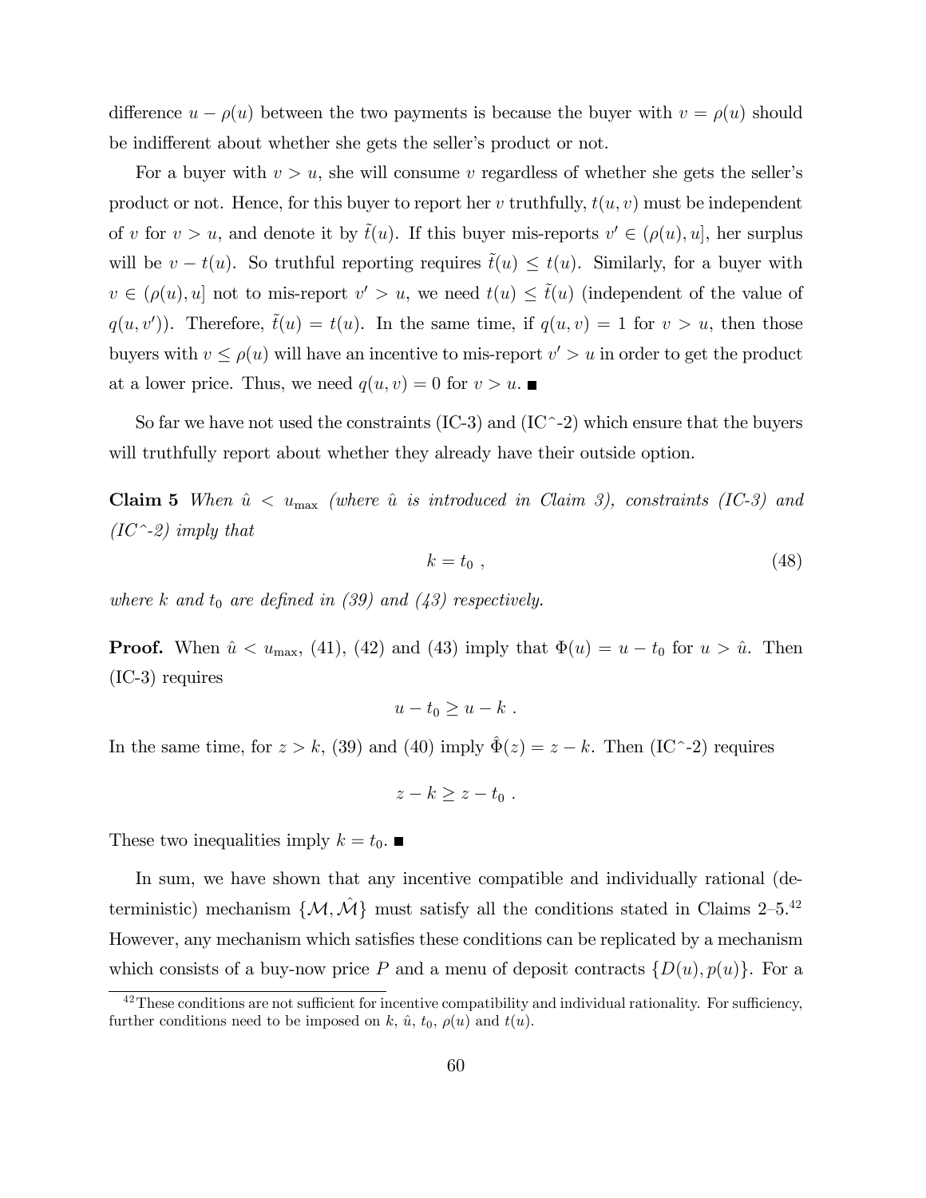difference $u - \rho(u)$ between the two payments is because the buyer with $v = \rho(u)$ should be indifferent about whether she gets the seller's product or not.

For a buyer with $v > u$, she will consume $v$ regardless of whether she gets the seller's product or not. Hence, for this buyer to report her $v$ truthfully, $t(u, v)$ must be independent of $v$ for $v > u$, and denote it by $\tilde{t}(u)$. If this buyer mis-reports $v' \in (\rho(u), u]$, her surplus will be $v - t(u)$. So truthful reporting requires $\tilde{t}(u) \leq t(u)$. Similarly, for a buyer with $v \in (\rho(u), u]$ not to mis-report $v' > u$, we need $t(u) \leq \tilde{t}(u)$ (independent of the value of $q(u, v')$). Therefore, $\tilde{t}(u) = t(u)$. In the same time, if $q(u, v) = 1$ for $v > u$, then those buyers with $v \leq \rho(u)$ will have an incentive to mis-report $v' > u$ in order to get the product at a lower price. Thus, we need $q(u, v) = 0$ for $v > u$. ■

So far we have not used the constraints (IC-3) and (IC^-2) which ensure that the buyers will truthfully report about whether they already have their outside option.

**Claim 5** *When $\hat{u} < u_{\max}$ (where $\hat{u}$ is introduced in Claim 3), constraints (IC-3) and (IC^-2) imply that*

$$k = t_0 \ , \tag{48}$$

*where $k$ and $t_0$ are defined in (39) and (43) respectively.*

**Proof.** When $\hat{u} < u_{\max}$, (41), (42) and (43) imply that $\Phi(u) = u - t_0$ for $u > \hat{u}$. Then (IC-3) requires

$$u - t_0 \geq u - k \ .$$

In the same time, for $z > k$, (39) and (40) imply $\hat{\Phi}(z) = z - k$. Then (IC^-2) requires

$$z - k \geq z - t_0 \ .$$

These two inequalities imply $k = t_0$. ■

In sum, we have shown that any incentive compatible and individually rational (deterministic) mechanism $\{\mathcal{M}, \hat{\mathcal{M}}\}$ must satisfy all the conditions stated in Claims 2–5.[42] However, any mechanism which satisfies these conditions can be replicated by a mechanism which consists of a buy-now price $P$ and a menu of deposit contracts $\{D(u), p(u)\}$. For a

[42] These conditions are not sufficient for incentive compatibility and individual rationality. For sufficiency, further conditions need to be imposed on $k$, $\hat{u}$, $t_0$, $\rho(u)$ and $t(u)$.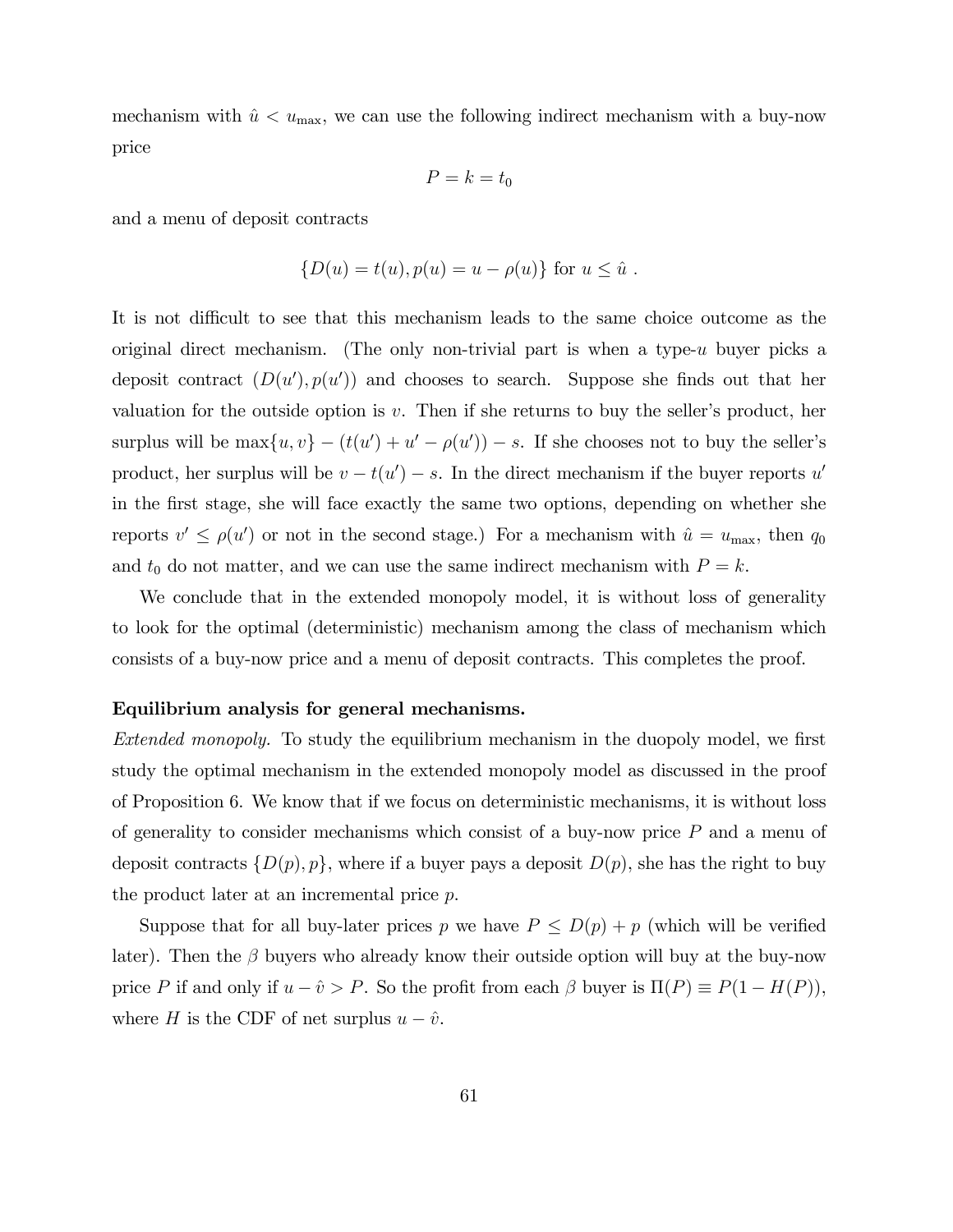mechanism with $\hat{u} < u_{\max}$, we can use the following indirect mechanism with a buy-now price

$$P = k = t_0$$

and a menu of deposit contracts

$$\{D(u) = t(u), p(u) = u - \rho(u)\} \text{ for } u \leq \hat{u} .$$

It is not difficult to see that this mechanism leads to the same choice outcome as the original direct mechanism. (The only non-trivial part is when a type-$u$ buyer picks a deposit contract $(D(u'), p(u'))$ and chooses to search. Suppose she finds out that her valuation for the outside option is $v$. Then if she returns to buy the seller's product, her surplus will be $\max\{u, v\} - (t(u') + u' - \rho(u')) - s$. If she chooses not to buy the seller's product, her surplus will be $v - t(u') - s$. In the direct mechanism if the buyer reports $u'$ in the first stage, she will face exactly the same two options, depending on whether she reports $v' \leq \rho(u')$ or not in the second stage.) For a mechanism with $\hat{u} = u_{\max}$, then $q_0$ and $t_0$ do not matter, and we can use the same indirect mechanism with $P = k$.

We conclude that in the extended monopoly model, it is without loss of generality to look for the optimal (deterministic) mechanism among the class of mechanism which consists of a buy-now price and a menu of deposit contracts. This completes the proof.

**Equilibrium analysis for general mechanisms.**

*Extended monopoly.* To study the equilibrium mechanism in the duopoly model, we first study the optimal mechanism in the extended monopoly model as discussed in the proof of Proposition 6. We know that if we focus on deterministic mechanisms, it is without loss of generality to consider mechanisms which consist of a buy-now price $P$ and a menu of deposit contracts $\{D(p), p\}$, where if a buyer pays a deposit $D(p)$, she has the right to buy the product later at an incremental price $p$.

Suppose that for all buy-later prices $p$ we have $P \leq D(p) + p$ (which will be verified later). Then the $\beta$ buyers who already know their outside option will buy at the buy-now price $P$ if and only if $u - \hat{v} > P$. So the profit from each $\beta$ buyer is $\Pi(P) \equiv P(1 - H(P))$, where $H$ is the CDF of net surplus $u - \hat{v}$.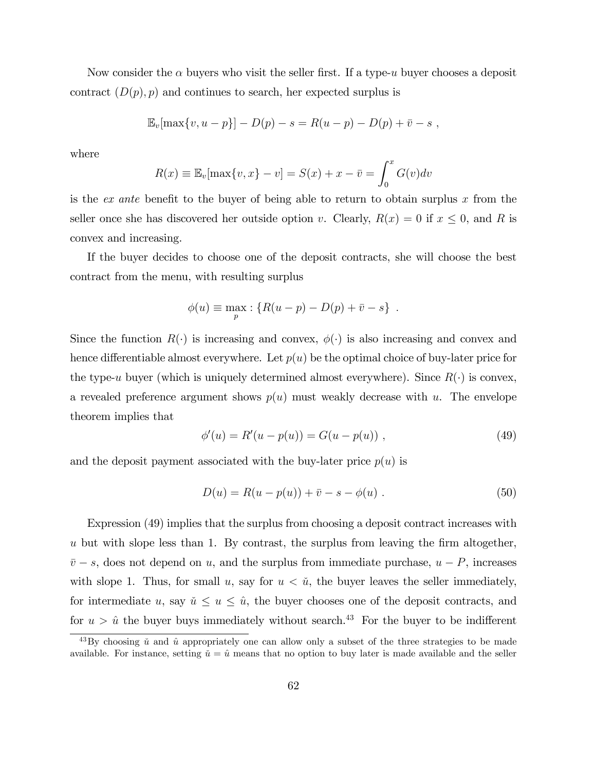Now consider the $\alpha$ buyers who visit the seller first. If a type-$u$ buyer chooses a deposit contract $(D(p), p)$ and continues to search, her expected surplus is

$$\mathbb{E}_v[\max\{v, u-p\}] - D(p) - s = R(u-p) - D(p) + \bar{v} - s \ ,$$

where

$$R(x) \equiv \mathbb{E}_v[\max\{v, x\} - v] = S(x) + x - \bar{v} = \int_0^x G(v)dv$$

is the *ex ante* benefit to the buyer of being able to return to obtain surplus $x$ from the seller once she has discovered her outside option $v$. Clearly, $R(x) = 0$ if $x \leq 0$, and $R$ is convex and increasing.

If the buyer decides to choose one of the deposit contracts, she will choose the best contract from the menu, with resulting surplus

$$\phi(u) \equiv \max_p : \{R(u-p) - D(p) + \bar{v} - s\} \ .$$

Since the function $R(\cdot)$ is increasing and convex, $\phi(\cdot)$ is also increasing and convex and hence differentiable almost everywhere. Let $p(u)$ be the optimal choice of buy-later price for the type-$u$ buyer (which is uniquely determined almost everywhere). Since $R(\cdot)$ is convex, a revealed preference argument shows $p(u)$ must weakly decrease with $u$. The envelope theorem implies that

$$\phi'(u) = R'(u - p(u)) = G(u - p(u)) \ , \tag{49}$$

and the deposit payment associated with the buy-later price $p(u)$ is

$$D(u) = R(u - p(u)) + \bar{v} - s - \phi(u) \ . \tag{50}$$

Expression (49) implies that the surplus from choosing a deposit contract increases with $u$ but with slope less than 1. By contrast, the surplus from leaving the firm altogether, $\bar{v} - s$, does not depend on $u$, and the surplus from immediate purchase, $u - P$, increases with slope 1. Thus, for small $u$, say for $u < \breve{u}$, the buyer leaves the seller immediately, for intermediate $u$, say $\breve{u} \leq u \leq \hat{u}$, the buyer chooses one of the deposit contracts, and for $u > \hat{u}$ the buyer buys immediately without search.[43] For the buyer to be indifferent

[43] By choosing $\breve{u}$ and $\hat{u}$ appropriately one can allow only a subset of the three strategies to be made available. For instance, setting $\breve{u} = \hat{u}$ means that no option to buy later is made available and the seller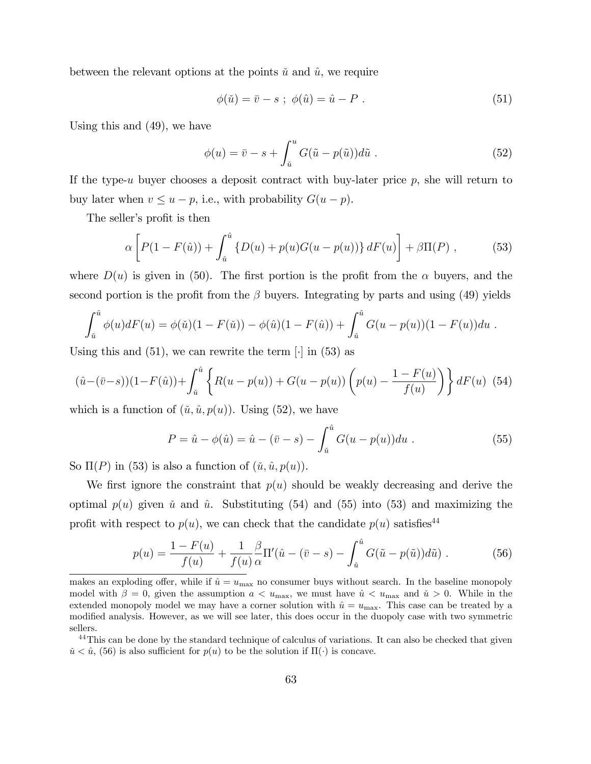between the relevant options at the points $\check{u}$ and $\hat{u}$, we require

$$\phi(\check{u}) = \bar{v} - s \ ; \ \phi(\hat{u}) = \hat{u} - P \ . \tag{51}$$

Using this and (49), we have

$$\phi(u) = \bar{v} - s + \int_{\check{u}}^{u} G(\tilde{u} - p(\tilde{u}))d\tilde{u} \ . \tag{52}$$

If the type-$u$ buyer chooses a deposit contract with buy-later price $p$, she will return to buy later when $v \leq u - p$, i.e., with probability $G(u - p)$.

The seller's profit is then

$$\alpha \left[ P(1 - F(\hat{u})) + \int_{\check{u}}^{\hat{u}} \{D(u) + p(u)G(u - p(u))\} \, dF(u) \right] + \beta \Pi(P) \ , \tag{53}$$

where $D(u)$ is given in (50). The first portion is the profit from the $\alpha$ buyers, and the second portion is the profit from the $\beta$ buyers. Integrating by parts and using (49) yields

$$\int_{\check{u}}^{\hat{u}} \phi(u) dF(u) = \phi(\check{u})(1 - F(\check{u})) - \phi(\hat{u})(1 - F(\hat{u})) + \int_{\check{u}}^{\hat{u}} G(u - p(u))(1 - F(u))du \ .$$

Using this and (51), we can rewrite the term $[\cdot]$ in (53) as

$$(\hat{u} - (\bar{v} - s))(1 - F(\hat{u})) + \int_{\check{u}}^{\hat{u}} \left\{ R(u - p(u)) + G(u - p(u)) \left( p(u) - \frac{1 - F(u)}{f(u)} \right) \right\} dF(u) \tag{54}$$

which is a function of $(\check{u}, \hat{u}, p(u))$. Using (52), we have

$$P = \hat{u} - \phi(\hat{u}) = \hat{u} - (\bar{v} - s) - \int_{\check{u}}^{\hat{u}} G(u - p(u))du \ . \tag{55}$$

So $\Pi(P)$ in (53) is also a function of $(\check{u}, \hat{u}, p(u))$.

We first ignore the constraint that $p(u)$ should be weakly decreasing and derive the optimal $p(u)$ given $\check{u}$ and $\hat{u}$. Substituting (54) and (55) into (53) and maximizing the profit with respect to $p(u)$, we can check that the candidate $p(u)$ satisfies[44]

$$p(u) = \frac{1 - F(u)}{f(u)} + \frac{1}{f(u)} \frac{\beta}{\alpha} \Pi'(\hat{u} - (\bar{v} - s) - \int_{\check{u}}^{\hat{u}} G(\tilde{u} - p(\tilde{u}))d\tilde{u}) \ . \tag{56}$$

makes an exploding offer, while if $\hat{u} = u_{\max}$ no consumer buys without search. In the baseline monopoly model with $\beta = 0$, given the assumption $a < u_{\max}$, we must have $\hat{u} < u_{\max}$ and $\check{u} > 0$. While in the extended monopoly model we may have a corner solution with $\hat{u} = u_{\max}$. This case can be treated by a modified analysis. However, as we will see later, this does occur in the duopoly case with two symmetric sellers.

[44] This can be done by the standard technique of calculus of variations. It can also be checked that given $\check{u} < \hat{u}$, (56) is also sufficient for $p(u)$ to be the solution if $\Pi(\cdot)$ is concave.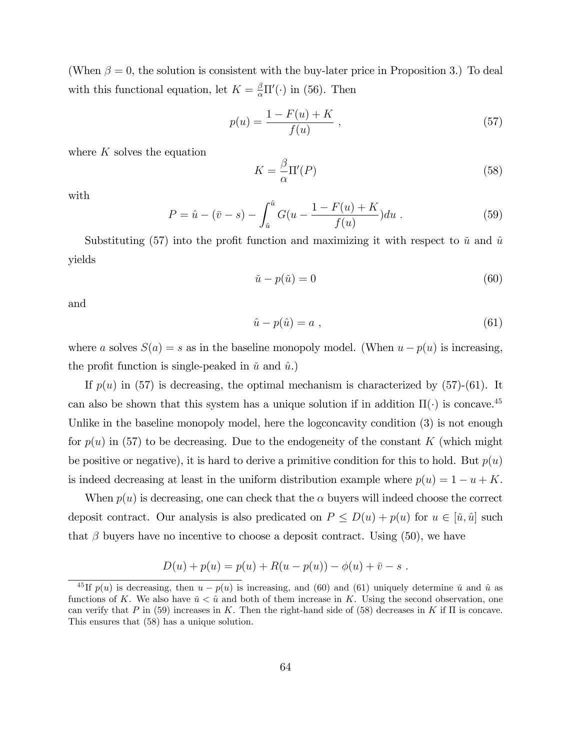(When $\beta = 0$, the solution is consistent with the buy-later price in Proposition 3.) To deal with this functional equation, let $K = \frac{\beta}{\alpha}\Pi'(\cdot)$ in (56). Then

$$p(u) = \frac{1 - F(u) + K}{f(u)} , \tag{57}$$

where $K$ solves the equation

$$K = \frac{\beta}{\alpha}\Pi'(P) \tag{58}$$

with

$$P = \hat{u} - (\bar{v} - s) - \int_{\check{u}}^{\hat{u}} G(u - \frac{1 - F(u) + K}{f(u)})du . \tag{59}$$

Substituting (57) into the profit function and maximizing it with respect to $\check{u}$ and $\hat{u}$ yields

$$\check{u} - p(\check{u}) = 0 \tag{60}$$

and

$$\hat{u} - p(\hat{u}) = a , \tag{61}$$

where $a$ solves $S(a) = s$ as in the baseline monopoly model. (When $u - p(u)$ is increasing, the profit function is single-peaked in $\check{u}$ and $\hat{u}$.)

If $p(u)$ in (57) is decreasing, the optimal mechanism is characterized by (57)-(61). It can also be shown that this system has a unique solution if in addition $\Pi(\cdot)$ is concave.[45] Unlike in the baseline monopoly model, here the logconcavity condition (3) is not enough for $p(u)$ in (57) to be decreasing. Due to the endogeneity of the constant $K$ (which might be positive or negative), it is hard to derive a primitive condition for this to hold. But $p(u)$ is indeed decreasing at least in the uniform distribution example where $p(u) = 1 - u + K$.

When $p(u)$ is decreasing, one can check that the $\alpha$ buyers will indeed choose the correct deposit contract. Our analysis is also predicated on $P \leq D(u) + p(u)$ for $u \in [\check{u}, \hat{u}]$ such that $\beta$ buyers have no incentive to choose a deposit contract. Using (50), we have

$$D(u) + p(u) = p(u) + R(u - p(u)) - \phi(u) + \bar{v} - s .$$

[45] If $p(u)$ is decreasing, then $u - p(u)$ is increasing, and (60) and (61) uniquely determine $\check{u}$ and $\hat{u}$ as functions of $K$. We also have $\check{u} < \hat{u}$ and both of them increase in $K$. Using the second observation, one can verify that $P$ in (59) increases in $K$. Then the right-hand side of (58) decreases in $K$ if $\Pi$ is concave. This ensures that (58) has a unique solution.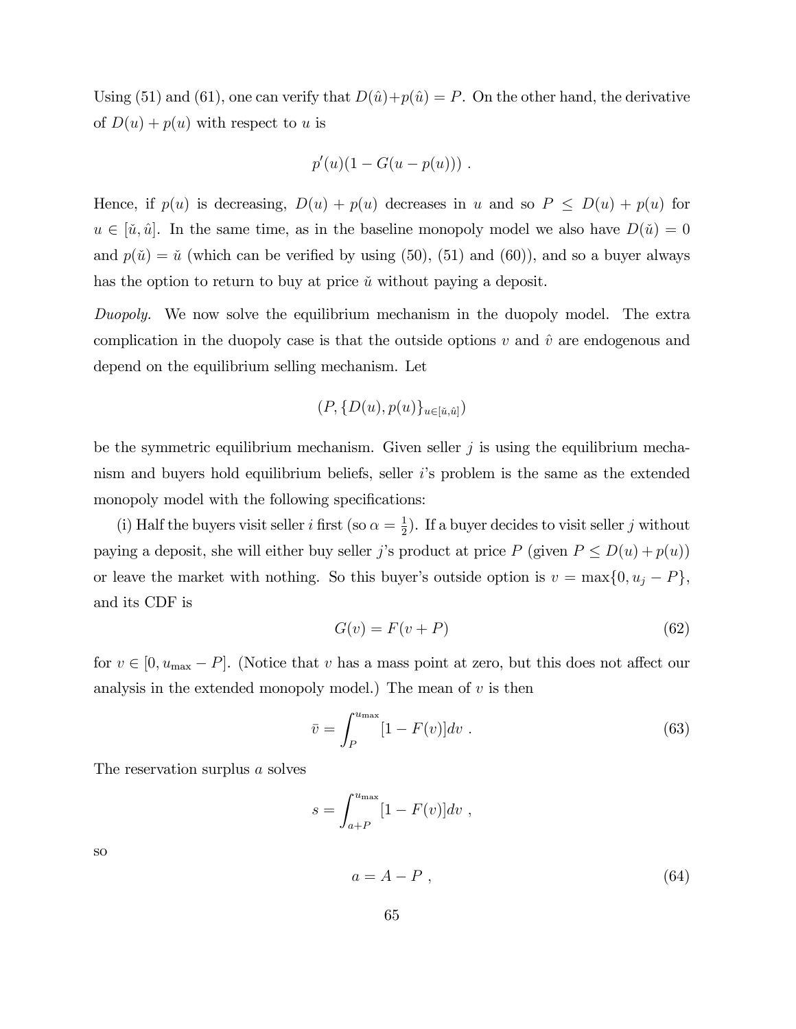Using (51) and (61), one can verify that $D(\hat{u})+p(\hat{u}) = P$. On the other hand, the derivative of $D(u) + p(u)$ with respect to $u$ is

$$p'(u)(1 - G(u - p(u))) \ .$$

Hence, if $p(u)$ is decreasing, $D(u) + p(u)$ decreases in $u$ and so $P \leq D(u) + p(u)$ for $u \in [\check{u}, \hat{u}]$. In the same time, as in the baseline monopoly model we also have $D(\check{u}) = 0$ and $p(\check{u}) = \check{u}$ (which can be verified by using (50), (51) and (60)), and so a buyer always has the option to return to buy at price $\check{u}$ without paying a deposit.

*Duopoly.* We now solve the equilibrium mechanism in the duopoly model. The extra complication in the duopoly case is that the outside options $v$ and $\hat{v}$ are endogenous and depend on the equilibrium selling mechanism. Let

$$(P, \{D(u), p(u)\}_{u \in [\check{u}, \hat{u}]})$$

be the symmetric equilibrium mechanism. Given seller $j$ is using the equilibrium mechanism and buyers hold equilibrium beliefs, seller $i$'s problem is the same as the extended monopoly model with the following specifications:

(i) Half the buyers visit seller $i$ first (so $\alpha = \frac{1}{2}$). If a buyer decides to visit seller $j$ without paying a deposit, she will either buy seller $j$'s product at price $P$ (given $P \leq D(u) + p(u)$) or leave the market with nothing. So this buyer's outside option is $v = \max\{0, u_j - P\}$, and its CDF is

$$G(v) = F(v + P) \tag{62}$$

for $v \in [0, u_{\max} - P]$. (Notice that $v$ has a mass point at zero, but this does not affect our analysis in the extended monopoly model.) The mean of $v$ is then

$$\bar{v} = \int_P^{u_{\max}} [1 - F(v)] dv \ . \tag{63}$$

The reservation surplus $a$ solves

$$s = \int_{a+P}^{u_{\max}} [1 - F(v)] dv \ ,$$

so

$$a = A - P \ , \tag{64}$$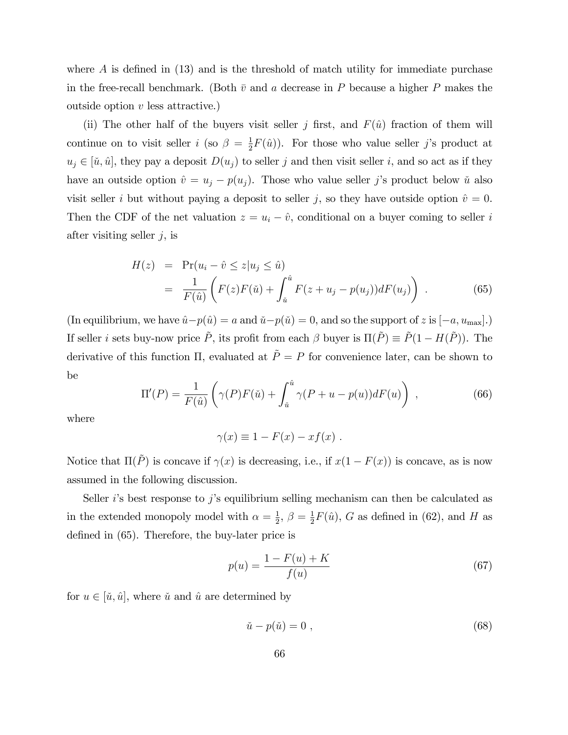where $A$ is defined in (13) and is the threshold of match utility for immediate purchase in the free-recall benchmark. (Both $\bar{v}$ and $a$ decrease in $P$ because a higher $P$ makes the outside option $v$ less attractive.)

(ii) The other half of the buyers visit seller $j$ first, and $F(\hat{u})$ fraction of them will continue on to visit seller $i$ (so $\beta = \frac{1}{2}F(\hat{u})$). For those who value seller $j$'s product at $u_j \in [\check{u}, \hat{u}]$, they pay a deposit $D(u_j)$ to seller $j$ and then visit seller $i$, and so act as if they have an outside option $\hat{v} = u_j - p(u_j)$. Those who value seller $j$'s product below $\check{u}$ also visit seller $i$ but without paying a deposit to seller $j$, so they have outside option $\hat{v} = 0$. Then the CDF of the net valuation $z = u_i - \hat{v}$, conditional on a buyer coming to seller $i$ after visiting seller $j$, is

$$
\begin{aligned}
H(z) &= \Pr(u_i - \hat{v} \leq z | u_j \leq \hat{u}) \\
&= \frac{1}{F(\hat{u})}\left(F(z)F(\check{u}) + \int_{\check{u}}^{\hat{u}} F(z + u_j - p(u_j))dF(u_j)\right) . \qquad (65)
\end{aligned}
$$

(In equilibrium, we have $\hat{u} - p(\hat{u}) = a$ and $\check{u} - p(\check{u}) = 0$, and so the support of $z$ is $[-a, u_{\max}]$.) If seller $i$ sets buy-now price $\tilde{P}$, its profit from each $\beta$ buyer is $\Pi(\tilde{P}) \equiv \tilde{P}(1 - H(\tilde{P}))$. The derivative of this function $\Pi$, evaluated at $\tilde{P} = P$ for convenience later, can be shown to be

$$
\Pi'(P) = \frac{1}{F(\hat{u})}\left(\gamma(P)F(\check{u}) + \int_{\check{u}}^{\hat{u}} \gamma(P + u - p(u))dF(u)\right) , \qquad (66)
$$

where

$$
\gamma(x) \equiv 1 - F(x) - xf(x) .
$$

Notice that $\Pi(\tilde{P})$ is concave if $\gamma(x)$ is decreasing, i.e., if $x(1 - F(x))$ is concave, as is now assumed in the following discussion.

Seller $i$'s best response to $j$'s equilibrium selling mechanism can then be calculated as in the extended monopoly model with $\alpha = \frac{1}{2}$, $\beta = \frac{1}{2}F(\hat{u})$, $G$ as defined in (62), and $H$ as defined in (65). Therefore, the buy-later price is

$$
p(u) = \frac{1 - F(u) + K}{f(u)} \qquad (67)
$$

for $u \in [\check{u}, \hat{u}]$, where $\check{u}$ and $\hat{u}$ are determined by

$$
\check{u} - p(\check{u}) = 0 , \qquad (68)
$$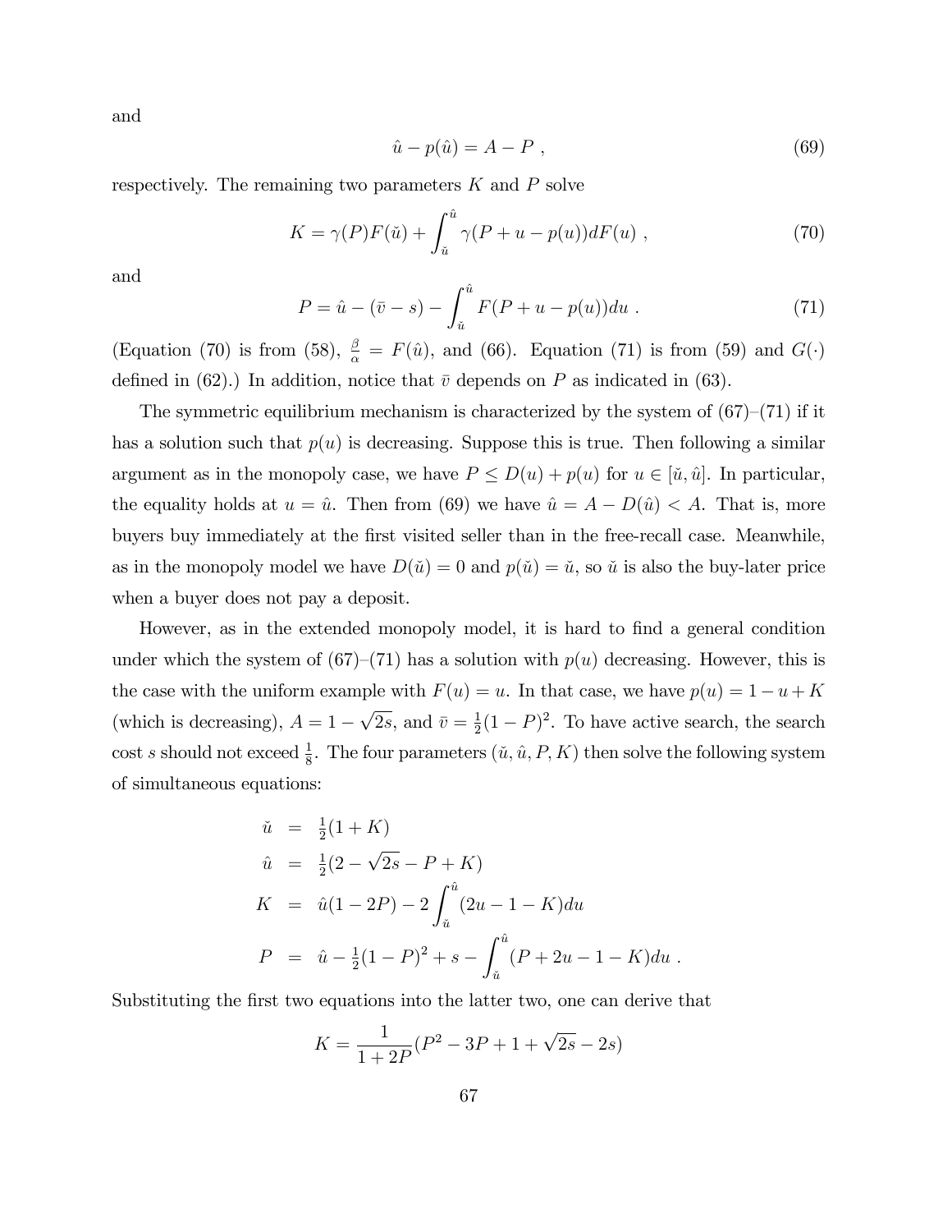and

$$\hat{u} - p(\hat{u}) = A - P \ , \tag{69}$$

respectively. The remaining two parameters $K$ and $P$ solve

$$K = \gamma(P)F(\check{u}) + \int_{\check{u}}^{\hat{u}} \gamma(P + u - p(u))dF(u) \ , \tag{70}$$

and

$$P = \hat{u} - (\bar{v} - s) - \int_{\check{u}}^{\hat{u}} F(P + u - p(u))du \ . \tag{71}$$

(Equation (70) is from (58), $\frac{\beta}{\alpha} = F(\hat{u})$, and (66). Equation (71) is from (59) and $G(\cdot)$ defined in (62).) In addition, notice that $\bar{v}$ depends on $P$ as indicated in (63).

The symmetric equilibrium mechanism is characterized by the system of (67)–(71) if it has a solution such that $p(u)$ is decreasing. Suppose this is true. Then following a similar argument as in the monopoly case, we have $P \leq D(u) + p(u)$ for $u \in [\check{u}, \hat{u}]$. In particular, the equality holds at $u = \hat{u}$. Then from (69) we have $\hat{u} = A - D(\hat{u}) < A$. That is, more buyers buy immediately at the first visited seller than in the free-recall case. Meanwhile, as in the monopoly model we have $D(\check{u}) = 0$ and $p(\check{u}) = \check{u}$, so $\check{u}$ is also the buy-later price when a buyer does not pay a deposit.

However, as in the extended monopoly model, it is hard to find a general condition under which the system of (67)–(71) has a solution with $p(u)$ decreasing. However, this is the case with the uniform example with $F(u) = u$. In that case, we have $p(u) = 1 - u + K$ (which is decreasing), $A = 1 - \sqrt{2s}$, and $\bar{v} = \frac{1}{2}(1 - P)^2$. To have active search, the search cost $s$ should not exceed $\frac{1}{8}$. The four parameters $(\check{u}, \hat{u}, P, K)$ then solve the following system of simultaneous equations:

$$\begin{aligned}
\check{u} &= \tfrac{1}{2}(1 + K) \\
\hat{u} &= \tfrac{1}{2}(2 - \sqrt{2s} - P + K) \\
K &= \hat{u}(1 - 2P) - 2\int_{\check{u}}^{\hat{u}} (2u - 1 - K)du \\
P &= \hat{u} - \tfrac{1}{2}(1 - P)^2 + s - \int_{\check{u}}^{\hat{u}} (P + 2u - 1 - K)du \ .
\end{aligned}$$

Substituting the first two equations into the latter two, one can derive that

$$K = \frac{1}{1 + 2P}(P^2 - 3P + 1 + \sqrt{2s} - 2s)$$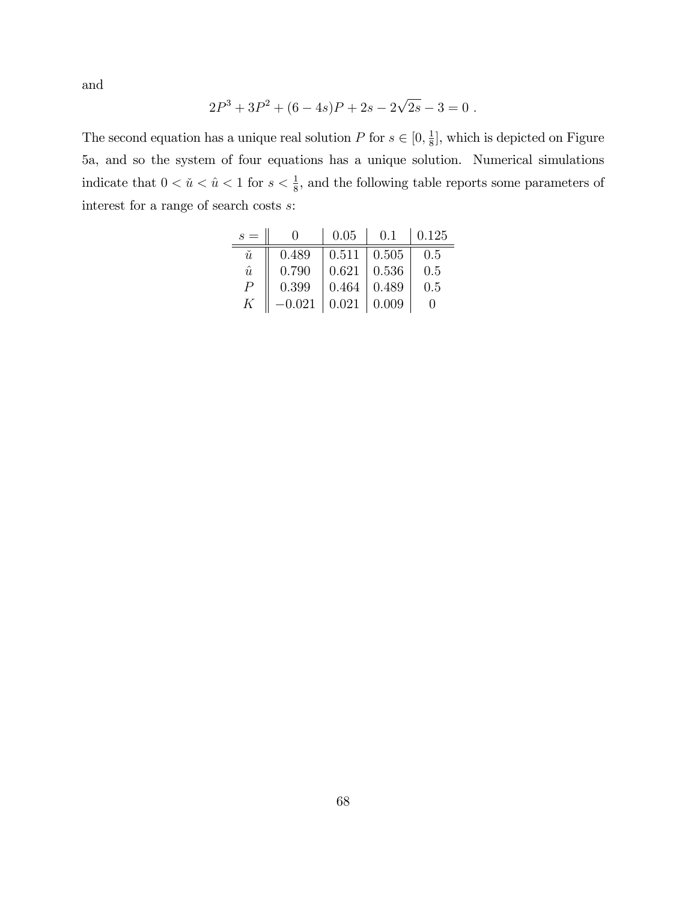and

$$2P^3 + 3P^2 + (6 - 4s)P + 2s - 2\sqrt{2s} - 3 = 0 \; .$$

The second equation has a unique real solution $P$ for $s \in [0, \frac{1}{8}]$, which is depicted on Figure 5a, and so the system of four equations has a unique solution. Numerical simulations indicate that $0 < \check{u} < \hat{u} < 1$ for $s < \frac{1}{8}$, and the following table reports some parameters of interest for a range of search costs $s$:

| $s =$ | 0 | 0.05 | 0.1 | 0.125 |
|---|---|---|---|---|
| $\check{u}$ | 0.489 | 0.511 | 0.505 | 0.5 |
| $\hat{u}$ | 0.790 | 0.621 | 0.536 | 0.5 |
| $P$ | 0.399 | 0.464 | 0.489 | 0.5 |
| $K$ | $-0.021$ | 0.021 | 0.009 | 0 |